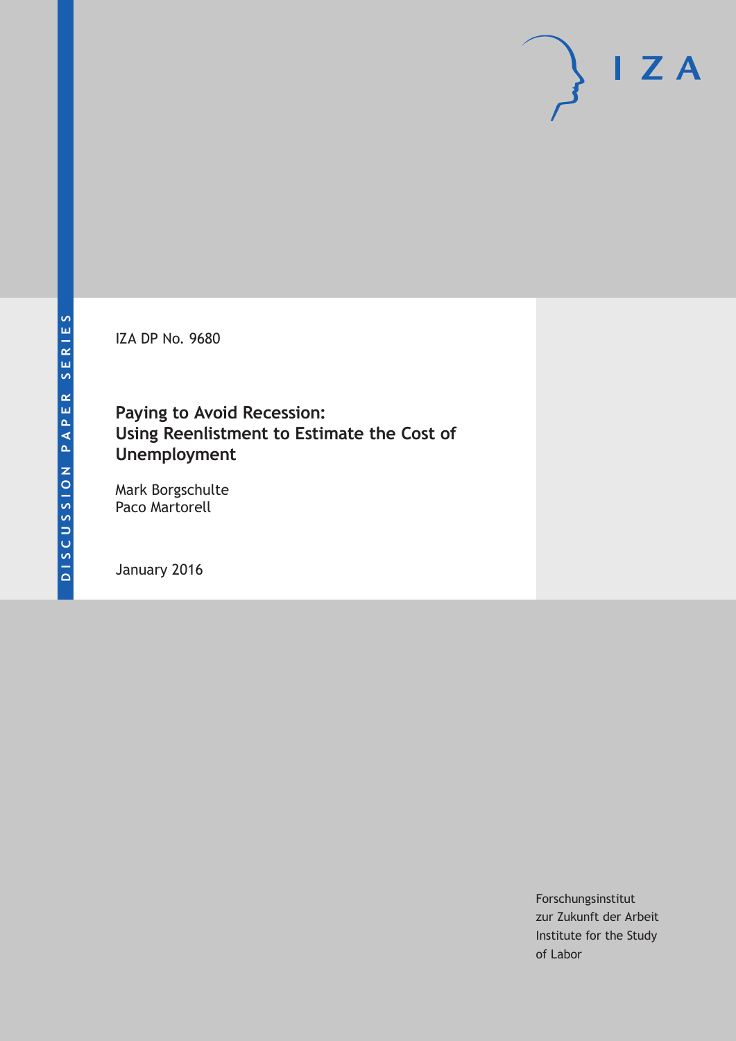DISCUSSION PAPER SERIES

IZA

IZA DP No. 9680

# Paying to Avoid Recession: Using Reenlistment to Estimate the Cost of Unemployment

Mark Borgschulte
Paco Martorell

January 2016

Forschungsinstitut
zur Zukunft der Arbeit
Institute for the Study
of Labor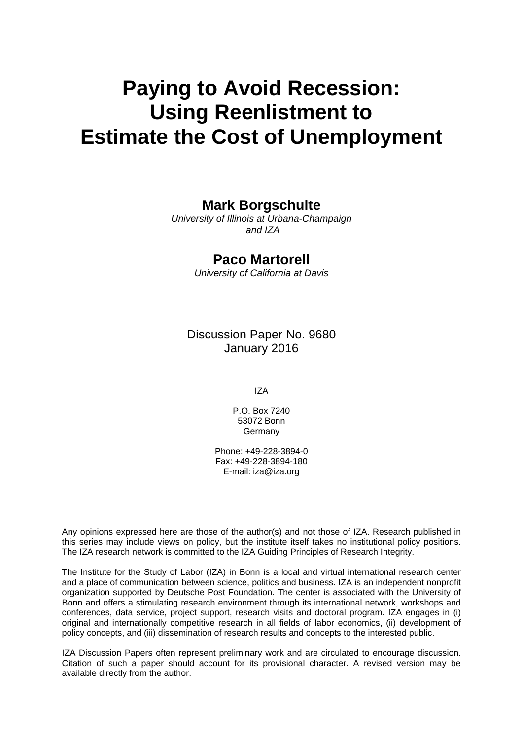# Paying to Avoid Recession: Using Reenlistment to Estimate the Cost of Unemployment

**Mark Borgschulte**
*University of Illinois at Urbana-Champaign and IZA*

**Paco Martorell**
*University of California at Davis*

Discussion Paper No. 9680
January 2016

IZA

P.O. Box 7240
53072 Bonn
Germany

Phone: +49-228-3894-0
Fax: +49-228-3894-180
E-mail: iza@iza.org

Any opinions expressed here are those of the author(s) and not those of IZA. Research published in this series may include views on policy, but the institute itself takes no institutional policy positions. The IZA research network is committed to the IZA Guiding Principles of Research Integrity.

The Institute for the Study of Labor (IZA) in Bonn is a local and virtual international research center and a place of communication between science, politics and business. IZA is an independent nonprofit organization supported by Deutsche Post Foundation. The center is associated with the University of Bonn and offers a stimulating research environment through its international network, workshops and conferences, data service, project support, research visits and doctoral program. IZA engages in (i) original and internationally competitive research in all fields of labor economics, (ii) development of policy concepts, and (iii) dissemination of research results and concepts to the interested public.

IZA Discussion Papers often represent preliminary work and are circulated to encourage discussion. Citation of such a paper should account for its provisional character. A revised version may be available directly from the author.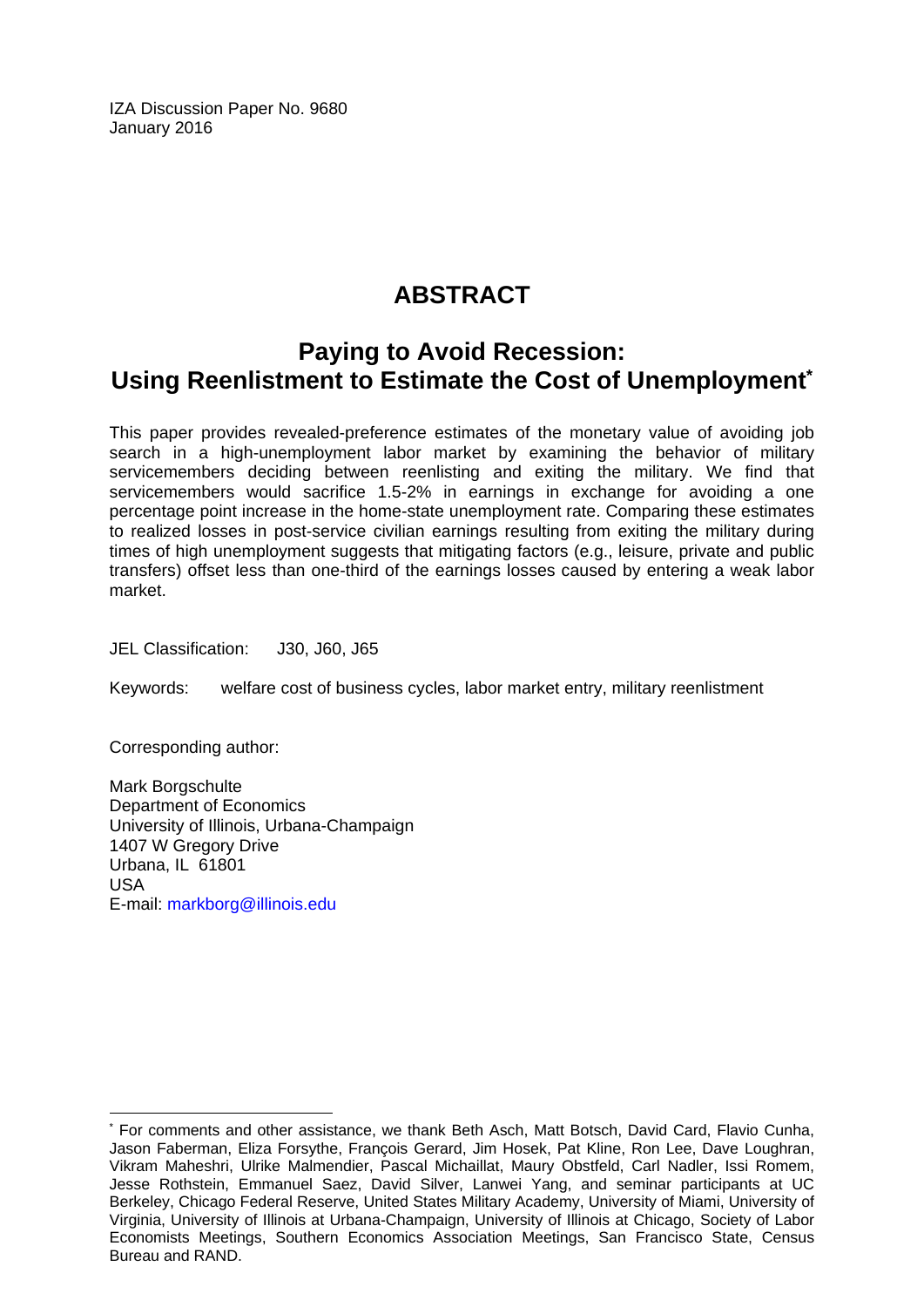IZA Discussion Paper No. 9680
January 2016

# ABSTRACT

## Paying to Avoid Recession: Using Reenlistment to Estimate the Cost of Unemployment*

This paper provides revealed-preference estimates of the monetary value of avoiding job search in a high-unemployment labor market by examining the behavior of military servicemembers deciding between reenlisting and exiting the military. We find that servicemembers would sacrifice 1.5-2% in earnings in exchange for avoiding a one percentage point increase in the home-state unemployment rate. Comparing these estimates to realized losses in post-service civilian earnings resulting from exiting the military during times of high unemployment suggests that mitigating factors (e.g., leisure, private and public transfers) offset less than one-third of the earnings losses caused by entering a weak labor market.

JEL Classification: J30, J60, J65

Keywords: welfare cost of business cycles, labor market entry, military reenlistment

Corresponding author:

Mark Borgschulte
Department of Economics
University of Illinois, Urbana-Champaign
1407 W Gregory Drive
Urbana, IL 61801
USA
E-mail: markborg@illinois.edu

* For comments and other assistance, we thank Beth Asch, Matt Botsch, David Card, Flavio Cunha, Jason Faberman, Eliza Forsythe, François Gerard, Jim Hosek, Pat Kline, Ron Lee, Dave Loughran, Vikram Maheshri, Ulrike Malmendier, Pascal Michaillat, Maury Obstfeld, Carl Nadler, Issi Romem, Jesse Rothstein, Emmanuel Saez, David Silver, Lanwei Yang, and seminar participants at UC Berkeley, Chicago Federal Reserve, United States Military Academy, University of Miami, University of Virginia, University of Illinois at Urbana-Champaign, University of Illinois at Chicago, Society of Labor Economists Meetings, Southern Economics Association Meetings, San Francisco State, Census Bureau and RAND.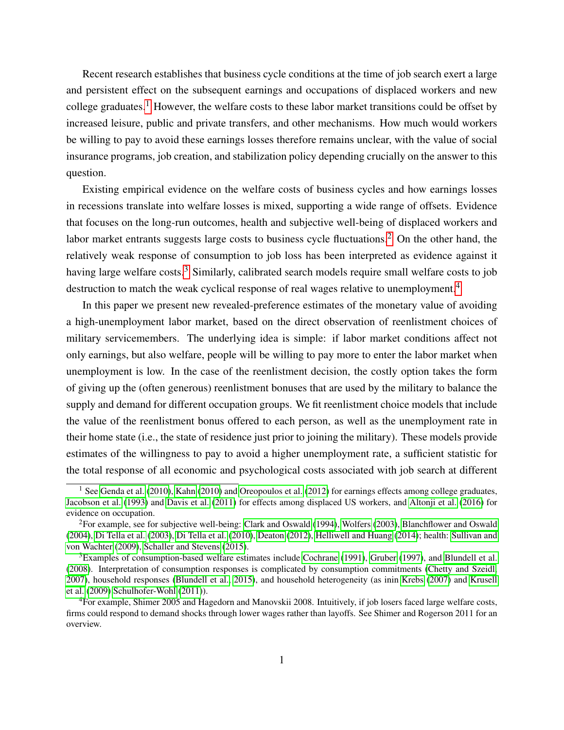Recent research establishes that business cycle conditions at the time of job search exert a large and persistent effect on the subsequent earnings and occupations of displaced workers and new college graduates.[1] However, the welfare costs to these labor market transitions could be offset by increased leisure, public and private transfers, and other mechanisms. How much would workers be willing to pay to avoid these earnings losses therefore remains unclear, with the value of social insurance programs, job creation, and stabilization policy depending crucially on the answer to this question.

Existing empirical evidence on the welfare costs of business cycles and how earnings losses in recessions translate into welfare losses is mixed, supporting a wide range of offsets. Evidence that focuses on the long-run outcomes, health and subjective well-being of displaced workers and labor market entrants suggests large costs to business cycle fluctuations.[2] On the other hand, the relatively weak response of consumption to job loss has been interpreted as evidence against it having large welfare costs.[3] Similarly, calibrated search models require small welfare costs to job destruction to match the weak cyclical response of real wages relative to unemployment.[4]

In this paper we present new revealed-preference estimates of the monetary value of avoiding a high-unemployment labor market, based on the direct observation of reenlistment choices of military servicemembers. The underlying idea is simple: if labor market conditions affect not only earnings, but also welfare, people will be willing to pay more to enter the labor market when unemployment is low. In the case of the reenlistment decision, the costly option takes the form of giving up the (often generous) reenlistment bonuses that are used by the military to balance the supply and demand for different occupation groups. We fit reenlistment choice models that include the value of the reenlistment bonus offered to each person, as well as the unemployment rate in their home state (i.e., the state of residence just prior to joining the military). These models provide estimates of the willingness to pay to avoid a higher unemployment rate, a sufficient statistic for the total response of all economic and psychological costs associated with job search at different

---

[1] See Genda et al. (2010), Kahn (2010) and Oreopoulos et al. (2012) for earnings effects among college graduates, Jacobson et al. (1993) and Davis et al. (2011) for effects among displaced US workers, and Altonji et al. (2016) for evidence on occupation.

[2] For example, see for subjective well-being: Clark and Oswald (1994), Wolfers (2003), Blanchflower and Oswald (2004), Di Tella et al. (2003), Di Tella et al. (2010), Deaton (2012), Helliwell and Huang (2014); health: Sullivan and von Wachter (2009), Schaller and Stevens (2015).

[3] Examples of consumption-based welfare estimates include Cochrane (1991), Gruber (1997), and Blundell et al. (2008). Interpretation of consumption responses is complicated by consumption commitments (Chetty and Szeidl, 2007), household responses (Blundell et al., 2015), and household heterogeneity (as inin Krebs (2007) and Krusell et al. (2009) Schulhofer-Wohl (2011)).

[4] For example, Shimer 2005 and Hagedorn and Manovskii 2008. Intuitively, if job losers faced large welfare costs, firms could respond to demand shocks through lower wages rather than layoffs. See Shimer and Rogerson 2011 for an overview.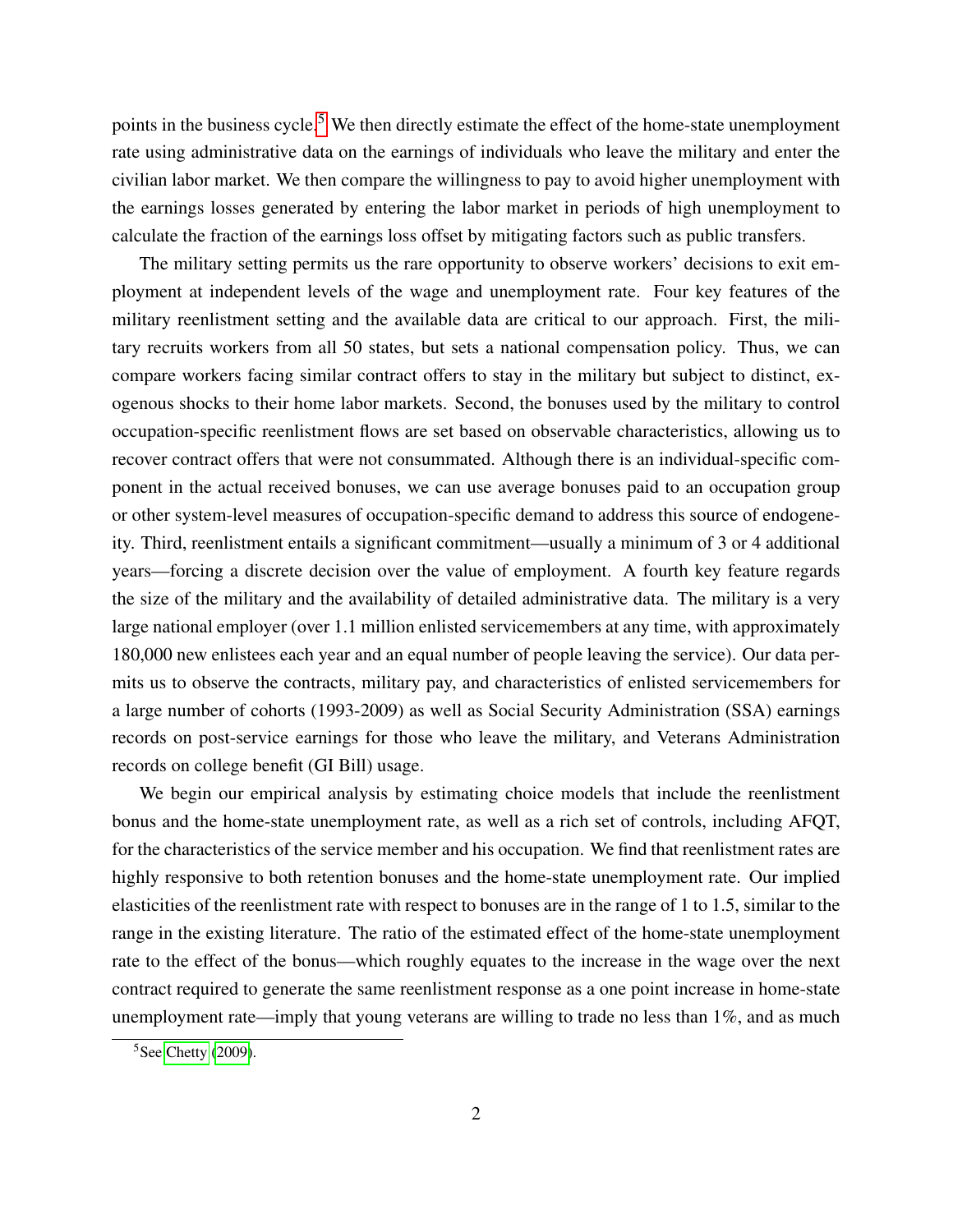points in the business cycle.[5] We then directly estimate the effect of the home-state unemployment rate using administrative data on the earnings of individuals who leave the military and enter the civilian labor market. We then compare the willingness to pay to avoid higher unemployment with the earnings losses generated by entering the labor market in periods of high unemployment to calculate the fraction of the earnings loss offset by mitigating factors such as public transfers.

The military setting permits us the rare opportunity to observe workers' decisions to exit employment at independent levels of the wage and unemployment rate. Four key features of the military reenlistment setting and the available data are critical to our approach. First, the military recruits workers from all 50 states, but sets a national compensation policy. Thus, we can compare workers facing similar contract offers to stay in the military but subject to distinct, exogenous shocks to their home labor markets. Second, the bonuses used by the military to control occupation-specific reenlistment flows are set based on observable characteristics, allowing us to recover contract offers that were not consummated. Although there is an individual-specific component in the actual received bonuses, we can use average bonuses paid to an occupation group or other system-level measures of occupation-specific demand to address this source of endogeneity. Third, reenlistment entails a significant commitment—usually a minimum of 3 or 4 additional years—forcing a discrete decision over the value of employment. A fourth key feature regards the size of the military and the availability of detailed administrative data. The military is a very large national employer (over 1.1 million enlisted servicemembers at any time, with approximately 180,000 new enlistees each year and an equal number of people leaving the service). Our data permits us to observe the contracts, military pay, and characteristics of enlisted servicemembers for a large number of cohorts (1993-2009) as well as Social Security Administration (SSA) earnings records on post-service earnings for those who leave the military, and Veterans Administration records on college benefit (GI Bill) usage.

We begin our empirical analysis by estimating choice models that include the reenlistment bonus and the home-state unemployment rate, as well as a rich set of controls, including AFQT, for the characteristics of the service member and his occupation. We find that reenlistment rates are highly responsive to both retention bonuses and the home-state unemployment rate. Our implied elasticities of the reenlistment rate with respect to bonuses are in the range of 1 to 1.5, similar to the range in the existing literature. The ratio of the estimated effect of the home-state unemployment rate to the effect of the bonus—which roughly equates to the increase in the wage over the next contract required to generate the same reenlistment response as a one point increase in home-state unemployment rate—imply that young veterans are willing to trade no less than 1%, and as much

[5] See Chetty (2009).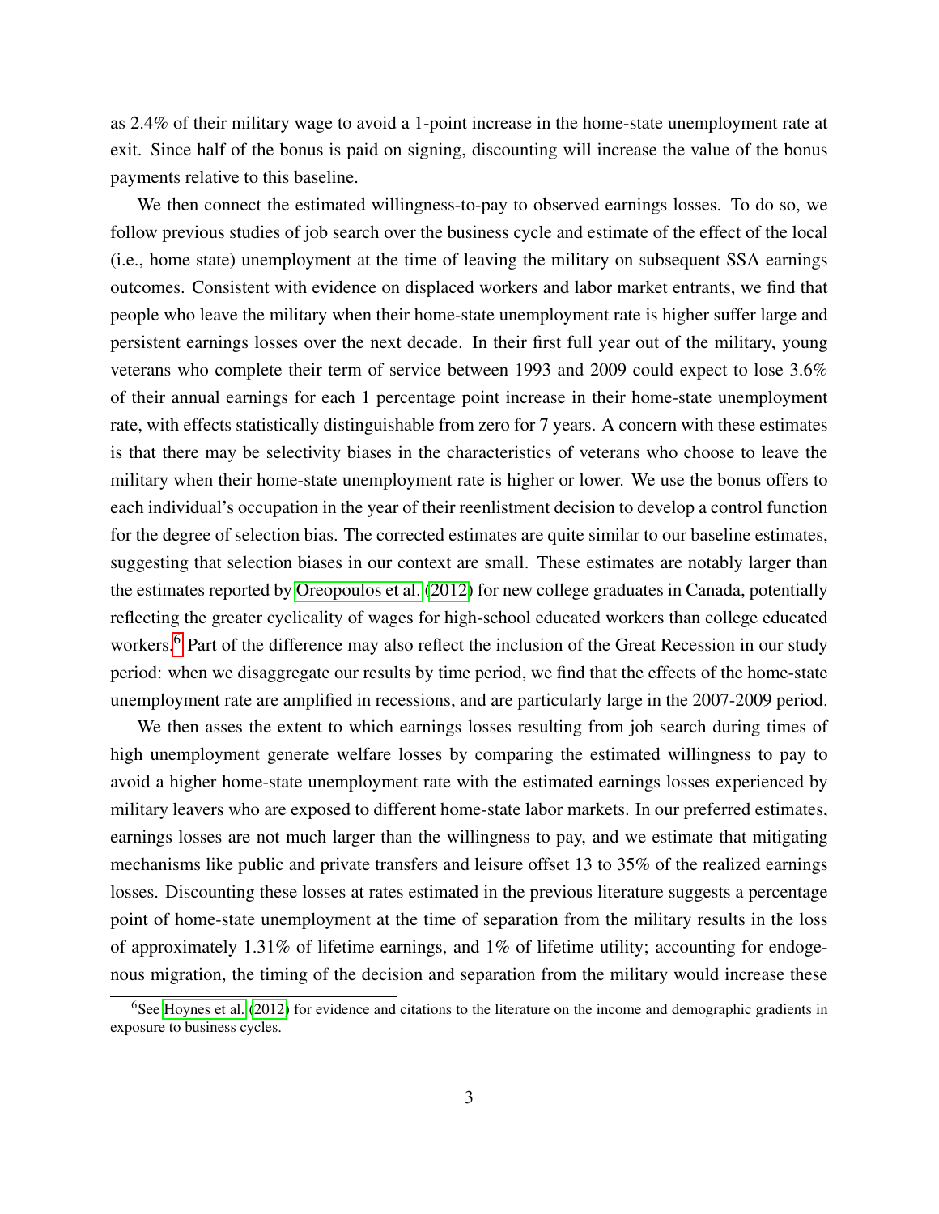as 2.4% of their military wage to avoid a 1-point increase in the home-state unemployment rate at exit. Since half of the bonus is paid on signing, discounting will increase the value of the bonus payments relative to this baseline.

We then connect the estimated willingness-to-pay to observed earnings losses. To do so, we follow previous studies of job search over the business cycle and estimate of the effect of the local (i.e., home state) unemployment at the time of leaving the military on subsequent SSA earnings outcomes. Consistent with evidence on displaced workers and labor market entrants, we find that people who leave the military when their home-state unemployment rate is higher suffer large and persistent earnings losses over the next decade. In their first full year out of the military, young veterans who complete their term of service between 1993 and 2009 could expect to lose 3.6% of their annual earnings for each 1 percentage point increase in their home-state unemployment rate, with effects statistically distinguishable from zero for 7 years. A concern with these estimates is that there may be selectivity biases in the characteristics of veterans who choose to leave the military when their home-state unemployment rate is higher or lower. We use the bonus offers to each individual's occupation in the year of their reenlistment decision to develop a control function for the degree of selection bias. The corrected estimates are quite similar to our baseline estimates, suggesting that selection biases in our context are small. These estimates are notably larger than the estimates reported by Oreopoulos et al. (2012) for new college graduates in Canada, potentially reflecting the greater cyclicality of wages for high-school educated workers than college educated workers.[6] Part of the difference may also reflect the inclusion of the Great Recession in our study period: when we disaggregate our results by time period, we find that the effects of the home-state unemployment rate are amplified in recessions, and are particularly large in the 2007-2009 period.

We then asses the extent to which earnings losses resulting from job search during times of high unemployment generate welfare losses by comparing the estimated willingness to pay to avoid a higher home-state unemployment rate with the estimated earnings losses experienced by military leavers who are exposed to different home-state labor markets. In our preferred estimates, earnings losses are not much larger than the willingness to pay, and we estimate that mitigating mechanisms like public and private transfers and leisure offset 13 to 35% of the realized earnings losses. Discounting these losses at rates estimated in the previous literature suggests a percentage point of home-state unemployment at the time of separation from the military results in the loss of approximately 1.31% of lifetime earnings, and 1% of lifetime utility; accounting for endogenous migration, the timing of the decision and separation from the military would increase these

[6] See Hoynes et al. (2012) for evidence and citations to the literature on the income and demographic gradients in exposure to business cycles.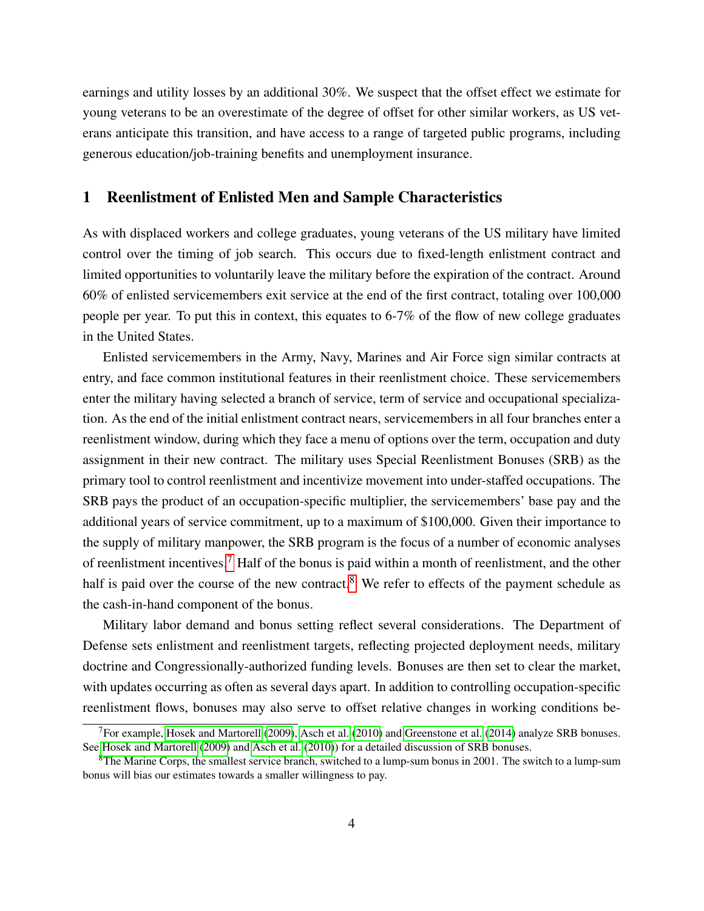earnings and utility losses by an additional 30%. We suspect that the offset effect we estimate for young veterans to be an overestimate of the degree of offset for other similar workers, as US veterans anticipate this transition, and have access to a range of targeted public programs, including generous education/job-training benefits and unemployment insurance.

# 1 Reenlistment of Enlisted Men and Sample Characteristics

As with displaced workers and college graduates, young veterans of the US military have limited control over the timing of job search. This occurs due to fixed-length enlistment contract and limited opportunities to voluntarily leave the military before the expiration of the contract. Around 60% of enlisted servicemembers exit service at the end of the first contract, totaling over 100,000 people per year. To put this in context, this equates to 6-7% of the flow of new college graduates in the United States.

Enlisted servicemembers in the Army, Navy, Marines and Air Force sign similar contracts at entry, and face common institutional features in their reenlistment choice. These servicemembers enter the military having selected a branch of service, term of service and occupational specialization. As the end of the initial enlistment contract nears, servicemembers in all four branches enter a reenlistment window, during which they face a menu of options over the term, occupation and duty assignment in their new contract. The military uses Special Reenlistment Bonuses (SRB) as the primary tool to control reenlistment and incentivize movement into under-staffed occupations. The SRB pays the product of an occupation-specific multiplier, the servicemembers' base pay and the additional years of service commitment, up to a maximum of $100,000. Given their importance to the supply of military manpower, the SRB program is the focus of a number of economic analyses of reenlistment incentives.[7] Half of the bonus is paid within a month of reenlistment, and the other half is paid over the course of the new contract.[8] We refer to effects of the payment schedule as the cash-in-hand component of the bonus.

Military labor demand and bonus setting reflect several considerations. The Department of Defense sets enlistment and reenlistment targets, reflecting projected deployment needs, military doctrine and Congressionally-authorized funding levels. Bonuses are then set to clear the market, with updates occurring as often as several days apart. In addition to controlling occupation-specific reenlistment flows, bonuses may also serve to offset relative changes in working conditions be-

[7] For example, Hosek and Martorell (2009), Asch et al. (2010) and Greenstone et al. (2014) analyze SRB bonuses. See Hosek and Martorell (2009) and Asch et al. (2010)) for a detailed discussion of SRB bonuses.

[8] The Marine Corps, the smallest service branch, switched to a lump-sum bonus in 2001. The switch to a lump-sum bonus will bias our estimates towards a smaller willingness to pay.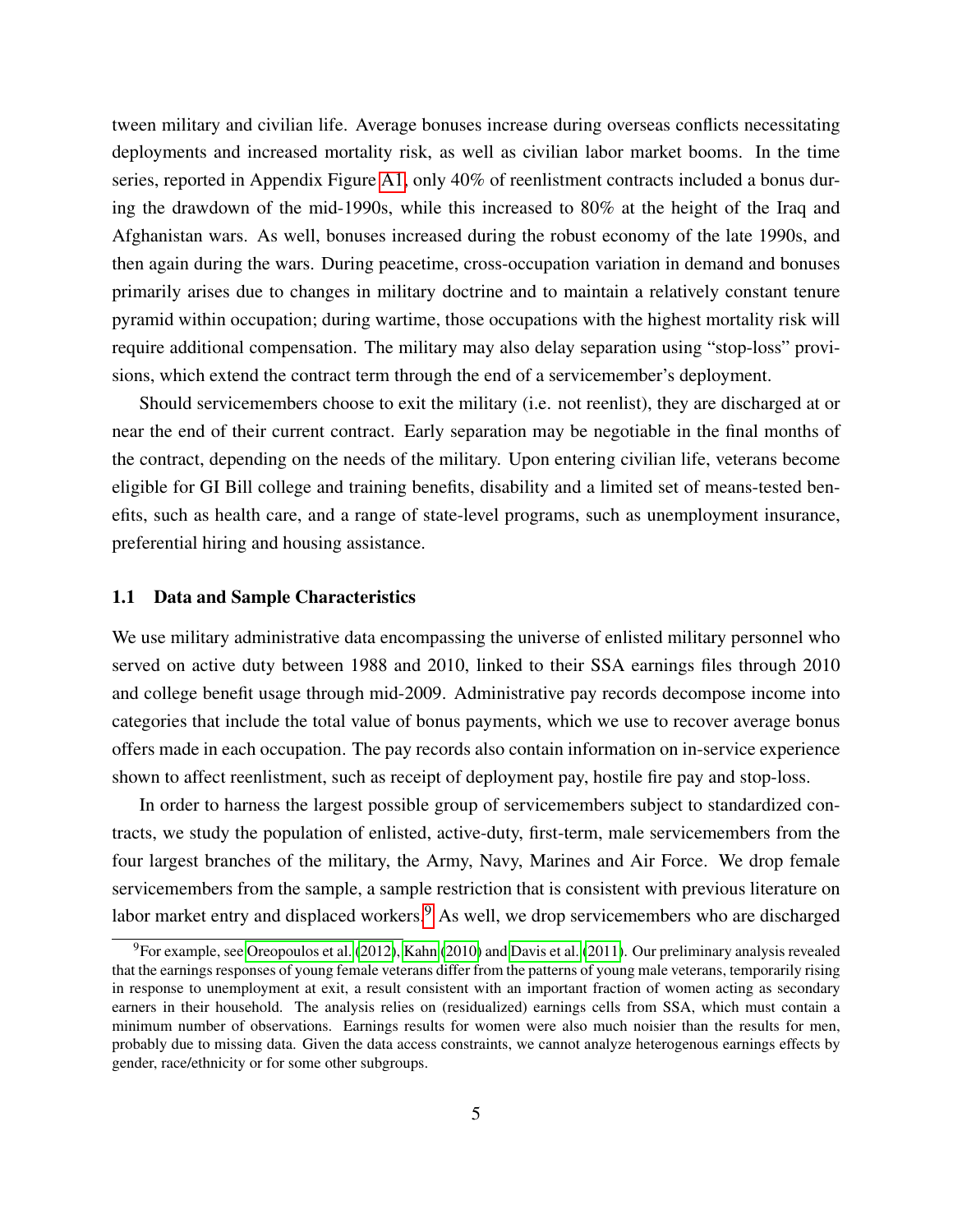tween military and civilian life. Average bonuses increase during overseas conflicts necessitating deployments and increased mortality risk, as well as civilian labor market booms. In the time series, reported in Appendix Figure A1, only 40% of reenlistment contracts included a bonus during the drawdown of the mid-1990s, while this increased to 80% at the height of the Iraq and Afghanistan wars. As well, bonuses increased during the robust economy of the late 1990s, and then again during the wars. During peacetime, cross-occupation variation in demand and bonuses primarily arises due to changes in military doctrine and to maintain a relatively constant tenure pyramid within occupation; during wartime, those occupations with the highest mortality risk will require additional compensation. The military may also delay separation using "stop-loss" provisions, which extend the contract term through the end of a servicemember's deployment.

Should servicemembers choose to exit the military (i.e. not reenlist), they are discharged at or near the end of their current contract. Early separation may be negotiable in the final months of the contract, depending on the needs of the military. Upon entering civilian life, veterans become eligible for GI Bill college and training benefits, disability and a limited set of means-tested benefits, such as health care, and a range of state-level programs, such as unemployment insurance, preferential hiring and housing assistance.

### 1.1 Data and Sample Characteristics

We use military administrative data encompassing the universe of enlisted military personnel who served on active duty between 1988 and 2010, linked to their SSA earnings files through 2010 and college benefit usage through mid-2009. Administrative pay records decompose income into categories that include the total value of bonus payments, which we use to recover average bonus offers made in each occupation. The pay records also contain information on in-service experience shown to affect reenlistment, such as receipt of deployment pay, hostile fire pay and stop-loss.

In order to harness the largest possible group of servicemembers subject to standardized contracts, we study the population of enlisted, active-duty, first-term, male servicemembers from the four largest branches of the military, the Army, Navy, Marines and Air Force. We drop female servicemembers from the sample, a sample restriction that is consistent with previous literature on labor market entry and displaced workers.[9] As well, we drop servicemembers who are discharged

[9] For example, see Oreopoulos et al. (2012), Kahn (2010) and Davis et al. (2011). Our preliminary analysis revealed that the earnings responses of young female veterans differ from the patterns of young male veterans, temporarily rising in response to unemployment at exit, a result consistent with an important fraction of women acting as secondary earners in their household. The analysis relies on (residualized) earnings cells from SSA, which must contain a minimum number of observations. Earnings results for women were also much noisier than the results for men, probably due to missing data. Given the data access constraints, we cannot analyze heterogenous earnings effects by gender, race/ethnicity or for some other subgroups.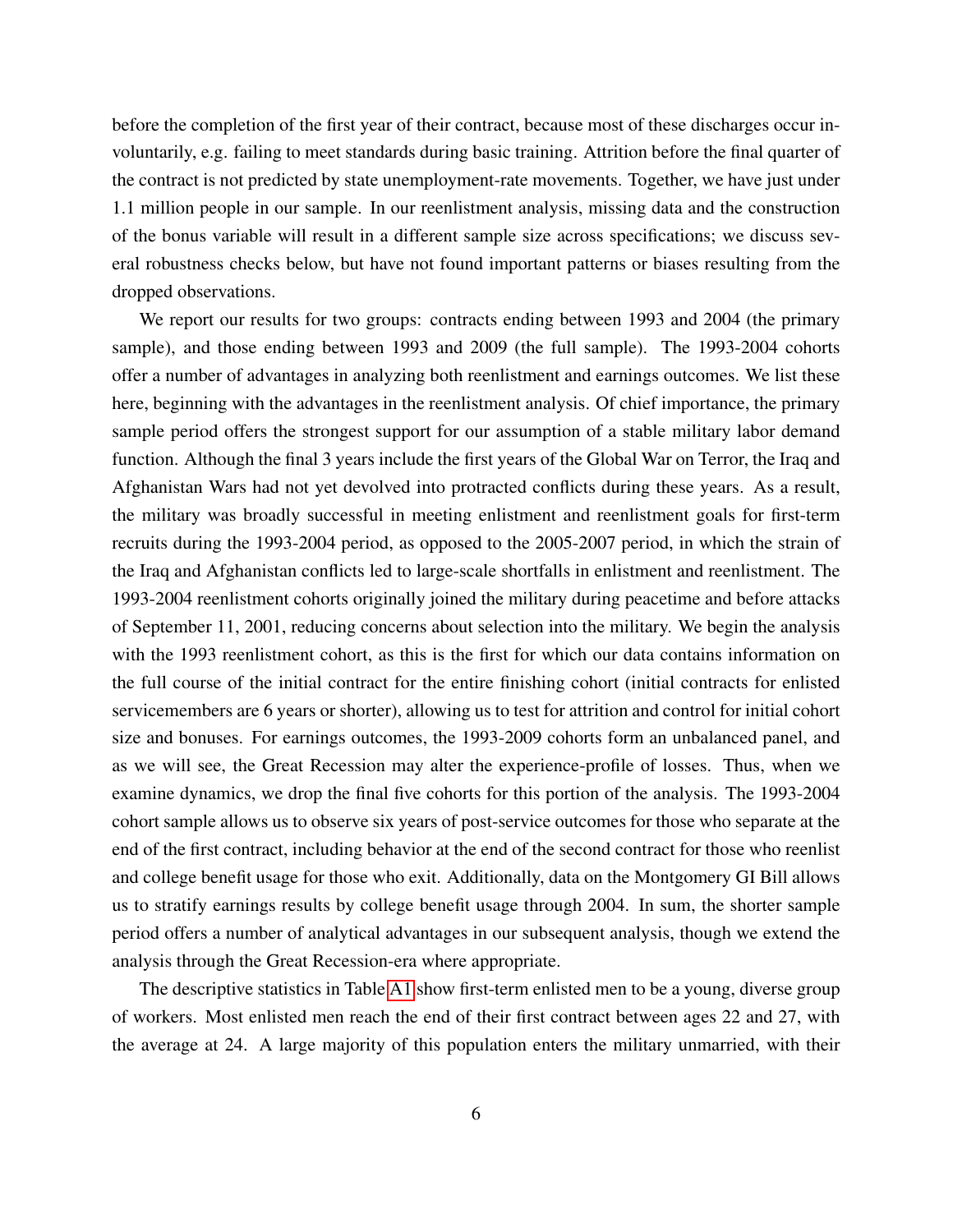before the completion of the first year of their contract, because most of these discharges occur involuntarily, e.g. failing to meet standards during basic training. Attrition before the final quarter of the contract is not predicted by state unemployment-rate movements. Together, we have just under 1.1 million people in our sample. In our reenlistment analysis, missing data and the construction of the bonus variable will result in a different sample size across specifications; we discuss several robustness checks below, but have not found important patterns or biases resulting from the dropped observations.

We report our results for two groups: contracts ending between 1993 and 2004 (the primary sample), and those ending between 1993 and 2009 (the full sample). The 1993-2004 cohorts offer a number of advantages in analyzing both reenlistment and earnings outcomes. We list these here, beginning with the advantages in the reenlistment analysis. Of chief importance, the primary sample period offers the strongest support for our assumption of a stable military labor demand function. Although the final 3 years include the first years of the Global War on Terror, the Iraq and Afghanistan Wars had not yet devolved into protracted conflicts during these years. As a result, the military was broadly successful in meeting enlistment and reenlistment goals for first-term recruits during the 1993-2004 period, as opposed to the 2005-2007 period, in which the strain of the Iraq and Afghanistan conflicts led to large-scale shortfalls in enlistment and reenlistment. The 1993-2004 reenlistment cohorts originally joined the military during peacetime and before attacks of September 11, 2001, reducing concerns about selection into the military. We begin the analysis with the 1993 reenlistment cohort, as this is the first for which our data contains information on the full course of the initial contract for the entire finishing cohort (initial contracts for enlisted servicemembers are 6 years or shorter), allowing us to test for attrition and control for initial cohort size and bonuses. For earnings outcomes, the 1993-2009 cohorts form an unbalanced panel, and as we will see, the Great Recession may alter the experience-profile of losses. Thus, when we examine dynamics, we drop the final five cohorts for this portion of the analysis. The 1993-2004 cohort sample allows us to observe six years of post-service outcomes for those who separate at the end of the first contract, including behavior at the end of the second contract for those who reenlist and college benefit usage for those who exit. Additionally, data on the Montgomery GI Bill allows us to stratify earnings results by college benefit usage through 2004. In sum, the shorter sample period offers a number of analytical advantages in our subsequent analysis, though we extend the analysis through the Great Recession-era where appropriate.

The descriptive statistics in Table A1 show first-term enlisted men to be a young, diverse group of workers. Most enlisted men reach the end of their first contract between ages 22 and 27, with the average at 24. A large majority of this population enters the military unmarried, with their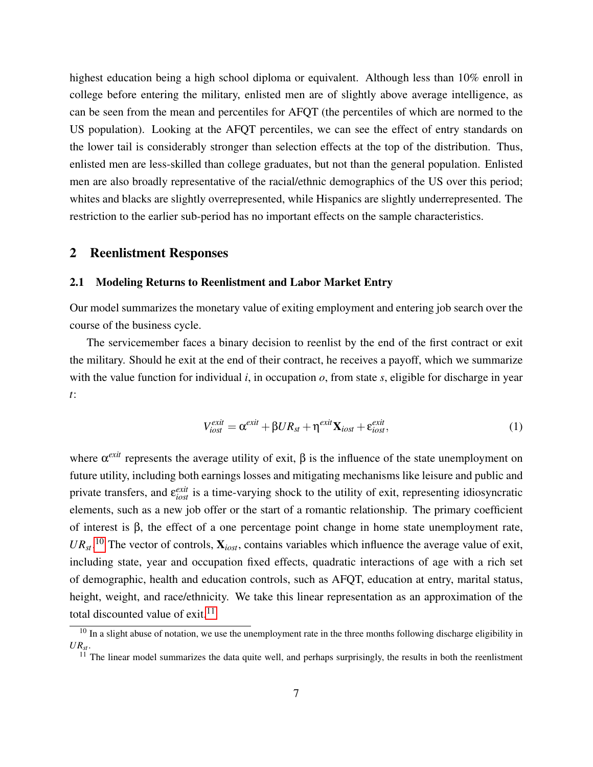highest education being a high school diploma or equivalent. Although less than 10% enroll in college before entering the military, enlisted men are of slightly above average intelligence, as can be seen from the mean and percentiles for AFQT (the percentiles of which are normed to the US population). Looking at the AFQT percentiles, we can see the effect of entry standards on the lower tail is considerably stronger than selection effects at the top of the distribution. Thus, enlisted men are less-skilled than college graduates, but not than the general population. Enlisted men are also broadly representative of the racial/ethnic demographics of the US over this period; whites and blacks are slightly overrepresented, while Hispanics are slightly underrepresented. The restriction to the earlier sub-period has no important effects on the sample characteristics.

## 2 Reenlistment Responses

### 2.1 Modeling Returns to Reenlistment and Labor Market Entry

Our model summarizes the monetary value of exiting employment and entering job search over the course of the business cycle.

The servicemember faces a binary decision to reenlist by the end of the first contract or exit the military. Should he exit at the end of their contract, he receives a payoff, which we summarize with the value function for individual $i$, in occupation $o$, from state $s$, eligible for discharge in year $t$:

$$V_{iost}^{exit} = \alpha^{exit} + \beta UR_{st} + \eta^{exit}\mathbf{X}_{iost} + \varepsilon_{iost}^{exit}, \tag{1}$$

where $\alpha^{exit}$ represents the average utility of exit, $\beta$ is the influence of the state unemployment on future utility, including both earnings losses and mitigating mechanisms like leisure and public and private transfers, and $\varepsilon_{iost}^{exit}$ is a time-varying shock to the utility of exit, representing idiosyncratic elements, such as a new job offer or the start of a romantic relationship. The primary coefficient of interest is $\beta$, the effect of a one percentage point change in home state unemployment rate, $UR_{st}$.[10] The vector of controls, $\mathbf{X}_{iost}$, contains variables which influence the average value of exit, including state, year and occupation fixed effects, quadratic interactions of age with a rich set of demographic, health and education controls, such as AFQT, education at entry, marital status, height, weight, and race/ethnicity. We take this linear representation as an approximation of the total discounted value of exit.[11]

[10] In a slight abuse of notation, we use the unemployment rate in the three months following discharge eligibility in $UR_{st}$.

[11] The linear model summarizes the data quite well, and perhaps surprisingly, the results in both the reenlistment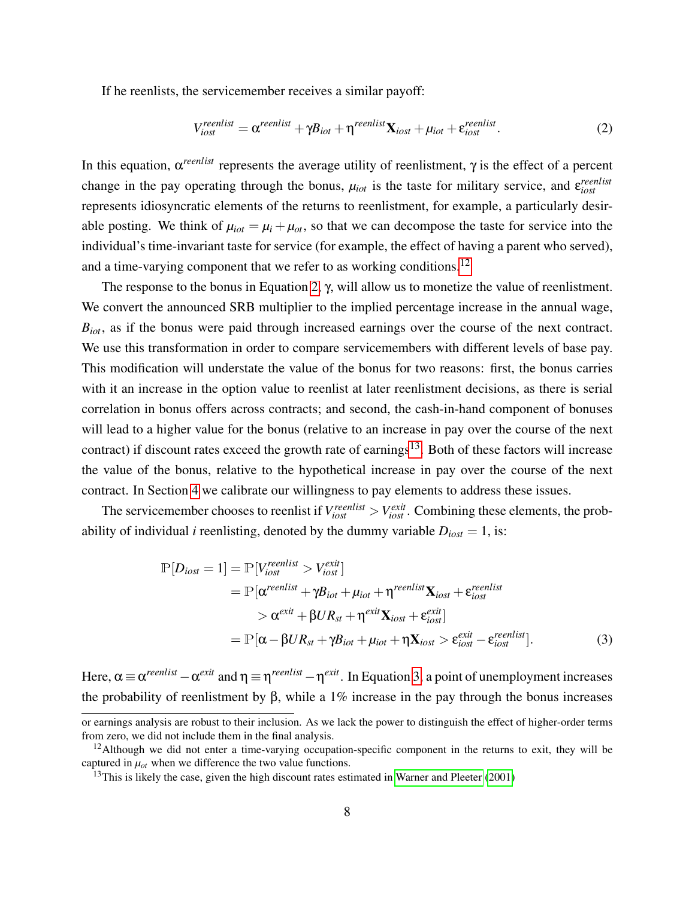If he reenlists, the servicemember receives a similar payoff:

$$V_{iost}^{reenlist} = \alpha^{reenlist} + \gamma B_{iot} + \eta^{reenlist}\mathbf{X}_{iost} + \mu_{iot} + \varepsilon_{iost}^{reenlist}. \tag{2}$$

In this equation, $\alpha^{reenlist}$ represents the average utility of reenlistment, $\gamma$ is the effect of a percent change in the pay operating through the bonus, $\mu_{iot}$ is the taste for military service, and $\varepsilon_{iost}^{reenlist}$ represents idiosyncratic elements of the returns to reenlistment, for example, a particularly desirable posting. We think of $\mu_{iot} = \mu_i + \mu_{ot}$, so that we can decompose the taste for service into the individual's time-invariant taste for service (for example, the effect of having a parent who served), and a time-varying component that we refer to as working conditions.[12]

The response to the bonus in Equation 2, $\gamma$, will allow us to monetize the value of reenlistment. We convert the announced SRB multiplier to the implied percentage increase in the annual wage, $B_{iot}$, as if the bonus were paid through increased earnings over the course of the next contract. We use this transformation in order to compare servicemembers with different levels of base pay. This modification will understate the value of the bonus for two reasons: first, the bonus carries with it an increase in the option value to reenlist at later reenlistment decisions, as there is serial correlation in bonus offers across contracts; and second, the cash-in-hand component of bonuses will lead to a higher value for the bonus (relative to an increase in pay over the course of the next contract) if discount rates exceed the growth rate of earnings[13]. Both of these factors will increase the value of the bonus, relative to the hypothetical increase in pay over the course of the next contract. In Section 4 we calibrate our willingness to pay elements to address these issues.

The servicemember chooses to reenlist if $V_{iost}^{reenlist} > V_{iost}^{exit}$. Combining these elements, the probability of individual $i$ reenlisting, denoted by the dummy variable $D_{iost} = 1$, is:

$$\begin{aligned}
\mathbb{P}[D_{iost} = 1] &= \mathbb{P}[V_{iost}^{reenlist} > V_{iost}^{exit}] \\
&= \mathbb{P}[\alpha^{reenlist} + \gamma B_{iot} + \mu_{iot} + \eta^{reenlist}\mathbf{X}_{iost} + \varepsilon_{iost}^{reenlist} \\
&\qquad > \alpha^{exit} + \beta UR_{st} + \eta^{exit}\mathbf{X}_{iost} + \varepsilon_{iost}^{exit}] \\
&= \mathbb{P}[\alpha - \beta UR_{st} + \gamma B_{iot} + \mu_{iot} + \eta \mathbf{X}_{iost} > \varepsilon_{iost}^{exit} - \varepsilon_{iost}^{reenlist}].
\end{aligned} \tag{3}$$

Here, $\alpha \equiv \alpha^{reenlist} - \alpha^{exit}$ and $\eta \equiv \eta^{reenlist} - \eta^{exit}$. In Equation 3, a point of unemployment increases the probability of reenlistment by $\beta$, while a 1% increase in the pay through the bonus increases

---

or earnings analysis are robust to their inclusion. As we lack the power to distinguish the effect of higher-order terms from zero, we did not include them in the final analysis.

[12] Although we did not enter a time-varying occupation-specific component in the returns to exit, they will be captured in $\mu_{ot}$ when we difference the two value functions.

[13] This is likely the case, given the high discount rates estimated in Warner and Pleeter (2001)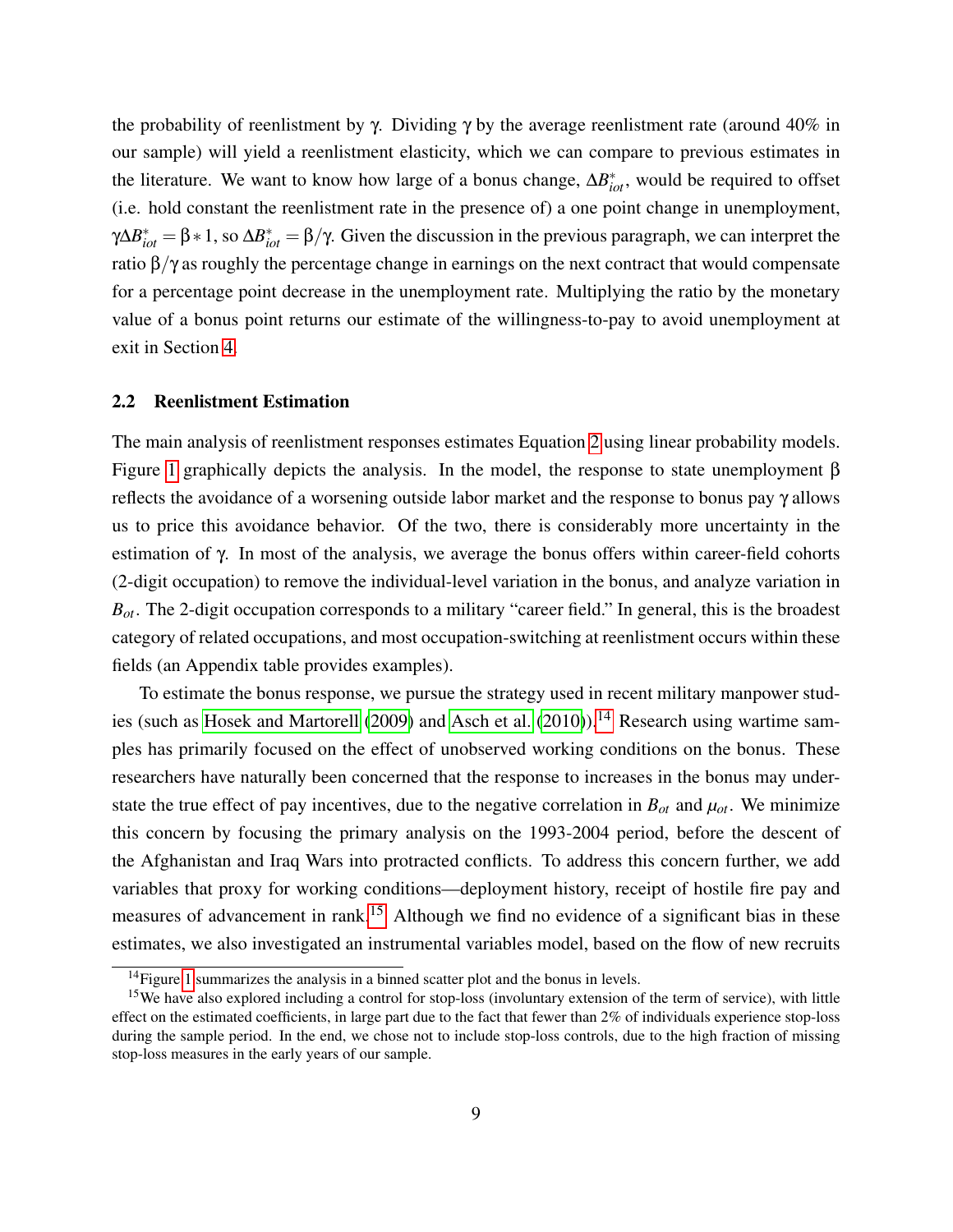the probability of reenlistment by $\gamma$. Dividing $\gamma$ by the average reenlistment rate (around 40% in our sample) will yield a reenlistment elasticity, which we can compare to previous estimates in the literature. We want to know how large of a bonus change, $\Delta B^*_{iot}$, would be required to offset (i.e. hold constant the reenlistment rate in the presence of) a one point change in unemployment, $\gamma \Delta B^*_{iot} = \beta * 1$, so $\Delta B^*_{iot} = \beta/\gamma$. Given the discussion in the previous paragraph, we can interpret the ratio $\beta/\gamma$ as roughly the percentage change in earnings on the next contract that would compensate for a percentage point decrease in the unemployment rate. Multiplying the ratio by the monetary value of a bonus point returns our estimate of the willingness-to-pay to avoid unemployment at exit in Section 4.

## 2.2 Reenlistment Estimation

The main analysis of reenlistment responses estimates Equation 2 using linear probability models. Figure 1 graphically depicts the analysis. In the model, the response to state unemployment $\beta$ reflects the avoidance of a worsening outside labor market and the response to bonus pay $\gamma$ allows us to price this avoidance behavior. Of the two, there is considerably more uncertainty in the estimation of $\gamma$. In most of the analysis, we average the bonus offers within career-field cohorts (2-digit occupation) to remove the individual-level variation in the bonus, and analyze variation in $B_{ot}$. The 2-digit occupation corresponds to a military "career field." In general, this is the broadest category of related occupations, and most occupation-switching at reenlistment occurs within these fields (an Appendix table provides examples).

To estimate the bonus response, we pursue the strategy used in recent military manpower studies (such as Hosek and Martorell (2009) and Asch et al. (2010)).[14] Research using wartime samples has primarily focused on the effect of unobserved working conditions on the bonus. These researchers have naturally been concerned that the response to increases in the bonus may understate the true effect of pay incentives, due to the negative correlation in $B_{ot}$ and $\mu_{ot}$. We minimize this concern by focusing the primary analysis on the 1993-2004 period, before the descent of the Afghanistan and Iraq Wars into protracted conflicts. To address this concern further, we add variables that proxy for working conditions—deployment history, receipt of hostile fire pay and measures of advancement in rank.[15] Although we find no evidence of a significant bias in these estimates, we also investigated an instrumental variables model, based on the flow of new recruits

[14] Figure 1 summarizes the analysis in a binned scatter plot and the bonus in levels.

[15] We have also explored including a control for stop-loss (involuntary extension of the term of service), with little effect on the estimated coefficients, in large part due to the fact that fewer than 2% of individuals experience stop-loss during the sample period. In the end, we chose not to include stop-loss controls, due to the high fraction of missing stop-loss measures in the early years of our sample.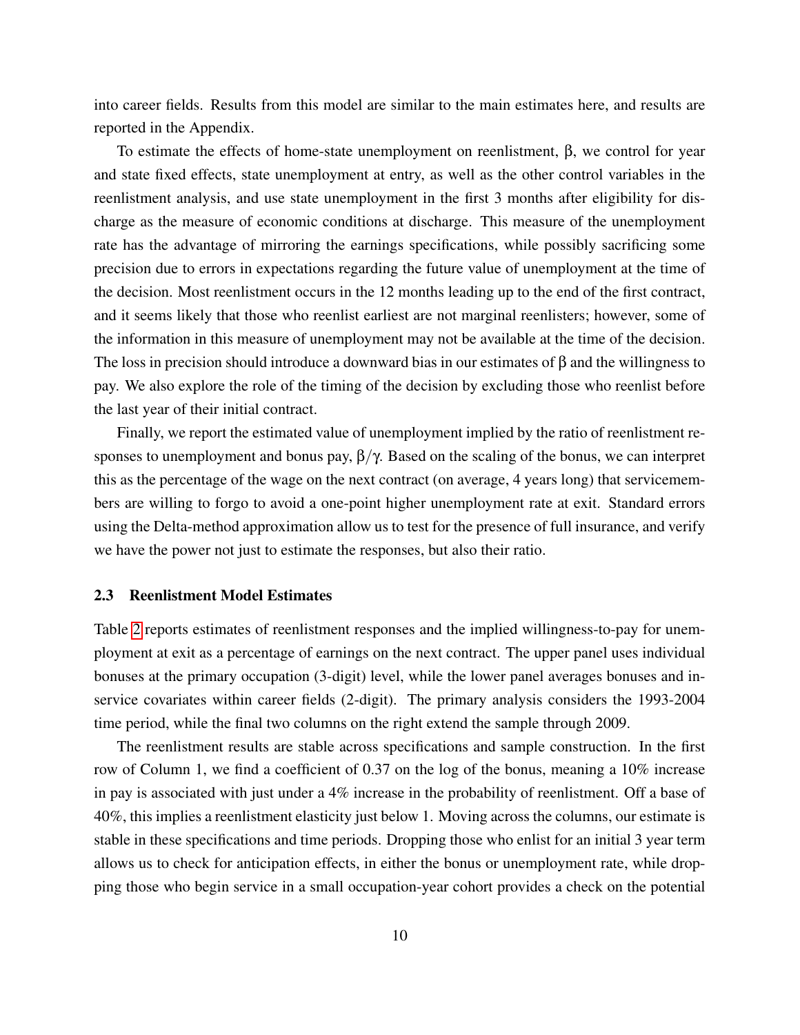into career fields. Results from this model are similar to the main estimates here, and results are reported in the Appendix.

To estimate the effects of home-state unemployment on reenlistment, $\beta$, we control for year and state fixed effects, state unemployment at entry, as well as the other control variables in the reenlistment analysis, and use state unemployment in the first 3 months after eligibility for discharge as the measure of economic conditions at discharge. This measure of the unemployment rate has the advantage of mirroring the earnings specifications, while possibly sacrificing some precision due to errors in expectations regarding the future value of unemployment at the time of the decision. Most reenlistment occurs in the 12 months leading up to the end of the first contract, and it seems likely that those who reenlist earliest are not marginal reenlisters; however, some of the information in this measure of unemployment may not be available at the time of the decision. The loss in precision should introduce a downward bias in our estimates of $\beta$ and the willingness to pay. We also explore the role of the timing of the decision by excluding those who reenlist before the last year of their initial contract.

Finally, we report the estimated value of unemployment implied by the ratio of reenlistment responses to unemployment and bonus pay, $\beta/\gamma$. Based on the scaling of the bonus, we can interpret this as the percentage of the wage on the next contract (on average, 4 years long) that servicemembers are willing to forgo to avoid a one-point higher unemployment rate at exit. Standard errors using the Delta-method approximation allow us to test for the presence of full insurance, and verify we have the power not just to estimate the responses, but also their ratio.

### 2.3 Reenlistment Model Estimates

Table 2 reports estimates of reenlistment responses and the implied willingness-to-pay for unemployment at exit as a percentage of earnings on the next contract. The upper panel uses individual bonuses at the primary occupation (3-digit) level, while the lower panel averages bonuses and in-service covariates within career fields (2-digit). The primary analysis considers the 1993-2004 time period, while the final two columns on the right extend the sample through 2009.

The reenlistment results are stable across specifications and sample construction. In the first row of Column 1, we find a coefficient of 0.37 on the log of the bonus, meaning a 10% increase in pay is associated with just under a 4% increase in the probability of reenlistment. Off a base of 40%, this implies a reenlistment elasticity just below 1. Moving across the columns, our estimate is stable in these specifications and time periods. Dropping those who enlist for an initial 3 year term allows us to check for anticipation effects, in either the bonus or unemployment rate, while dropping those who begin service in a small occupation-year cohort provides a check on the potential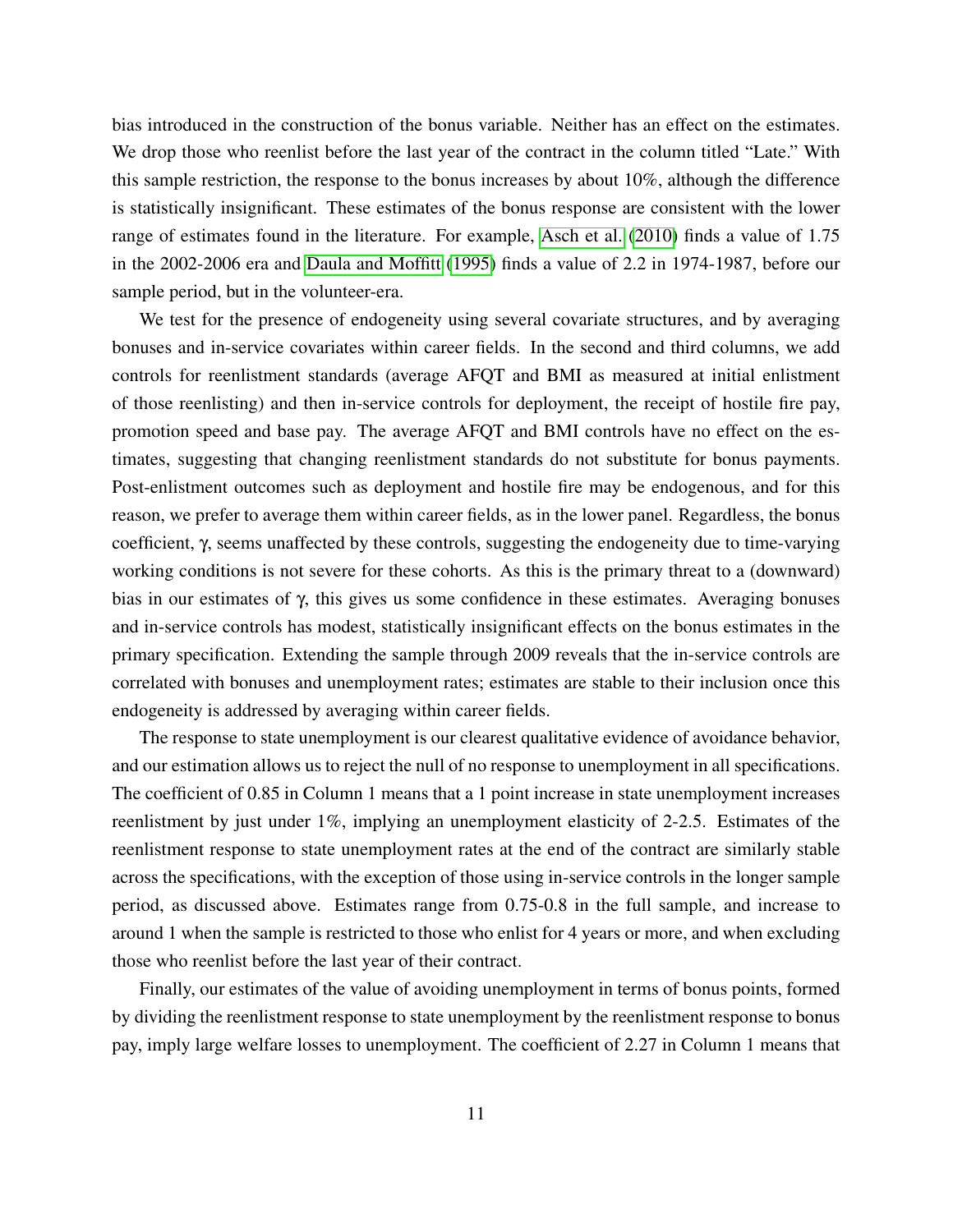bias introduced in the construction of the bonus variable. Neither has an effect on the estimates. We drop those who reenlist before the last year of the contract in the column titled "Late." With this sample restriction, the response to the bonus increases by about 10%, although the difference is statistically insignificant. These estimates of the bonus response are consistent with the lower range of estimates found in the literature. For example, Asch et al. (2010) finds a value of 1.75 in the 2002-2006 era and Daula and Moffitt (1995) finds a value of 2.2 in 1974-1987, before our sample period, but in the volunteer-era.

We test for the presence of endogeneity using several covariate structures, and by averaging bonuses and in-service covariates within career fields. In the second and third columns, we add controls for reenlistment standards (average AFQT and BMI as measured at initial enlistment of those reenlisting) and then in-service controls for deployment, the receipt of hostile fire pay, promotion speed and base pay. The average AFQT and BMI controls have no effect on the estimates, suggesting that changing reenlistment standards do not substitute for bonus payments. Post-enlistment outcomes such as deployment and hostile fire may be endogenous, and for this reason, we prefer to average them within career fields, as in the lower panel. Regardless, the bonus coefficient, $\gamma$, seems unaffected by these controls, suggesting the endogeneity due to time-varying working conditions is not severe for these cohorts. As this is the primary threat to a (downward) bias in our estimates of $\gamma$, this gives us some confidence in these estimates. Averaging bonuses and in-service controls has modest, statistically insignificant effects on the bonus estimates in the primary specification. Extending the sample through 2009 reveals that the in-service controls are correlated with bonuses and unemployment rates; estimates are stable to their inclusion once this endogeneity is addressed by averaging within career fields.

The response to state unemployment is our clearest qualitative evidence of avoidance behavior, and our estimation allows us to reject the null of no response to unemployment in all specifications. The coefficient of 0.85 in Column 1 means that a 1 point increase in state unemployment increases reenlistment by just under 1%, implying an unemployment elasticity of 2-2.5. Estimates of the reenlistment response to state unemployment rates at the end of the contract are similarly stable across the specifications, with the exception of those using in-service controls in the longer sample period, as discussed above. Estimates range from 0.75-0.8 in the full sample, and increase to around 1 when the sample is restricted to those who enlist for 4 years or more, and when excluding those who reenlist before the last year of their contract.

Finally, our estimates of the value of avoiding unemployment in terms of bonus points, formed by dividing the reenlistment response to state unemployment by the reenlistment response to bonus pay, imply large welfare losses to unemployment. The coefficient of 2.27 in Column 1 means that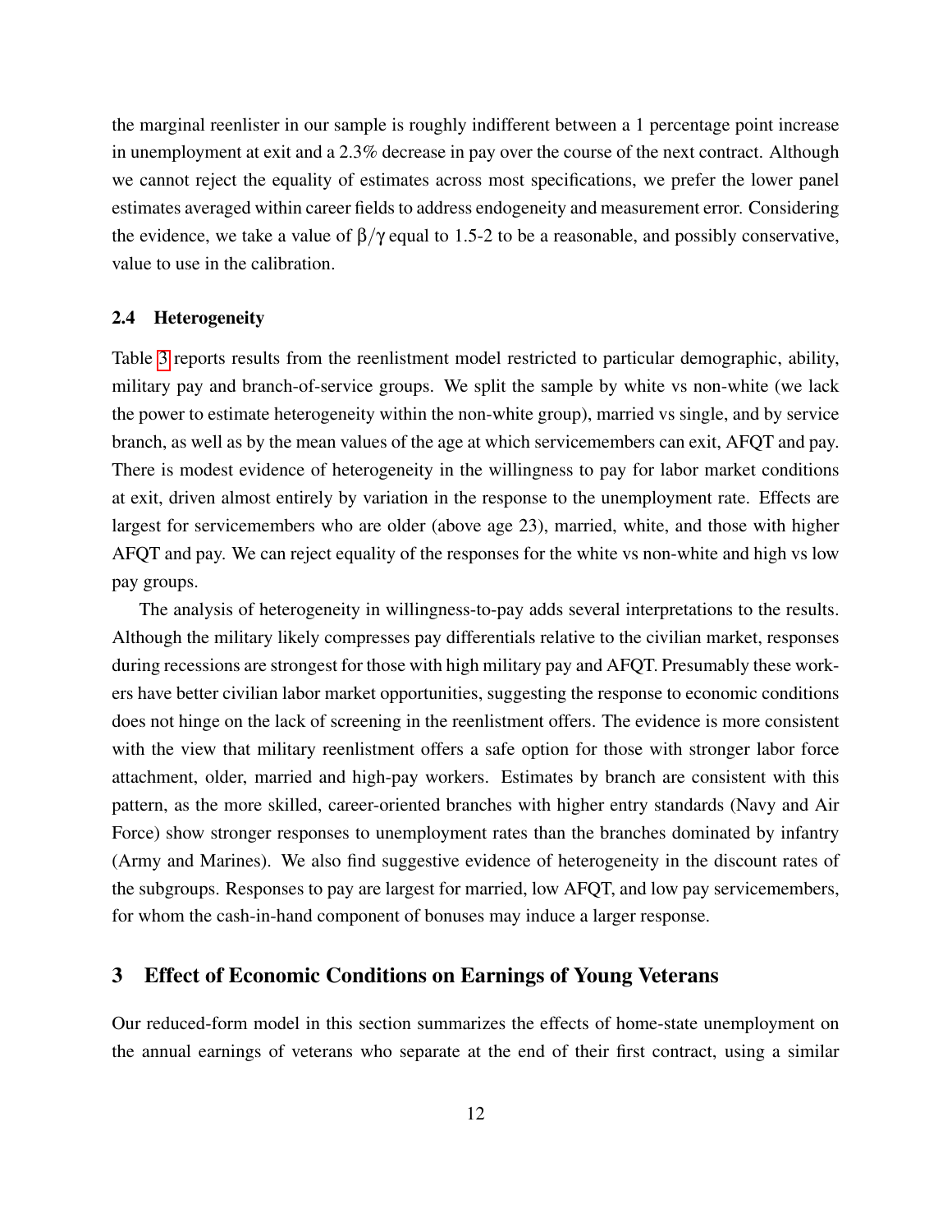the marginal reenlister in our sample is roughly indifferent between a 1 percentage point increase in unemployment at exit and a 2.3% decrease in pay over the course of the next contract. Although we cannot reject the equality of estimates across most specifications, we prefer the lower panel estimates averaged within career fields to address endogeneity and measurement error. Considering the evidence, we take a value of $\beta/\gamma$ equal to 1.5-2 to be a reasonable, and possibly conservative, value to use in the calibration.

### 2.4 Heterogeneity

Table 3 reports results from the reenlistment model restricted to particular demographic, ability, military pay and branch-of-service groups. We split the sample by white vs non-white (we lack the power to estimate heterogeneity within the non-white group), married vs single, and by service branch, as well as by the mean values of the age at which servicemembers can exit, AFQT and pay. There is modest evidence of heterogeneity in the willingness to pay for labor market conditions at exit, driven almost entirely by variation in the response to the unemployment rate. Effects are largest for servicemembers who are older (above age 23), married, white, and those with higher AFQT and pay. We can reject equality of the responses for the white vs non-white and high vs low pay groups.

The analysis of heterogeneity in willingness-to-pay adds several interpretations to the results. Although the military likely compresses pay differentials relative to the civilian market, responses during recessions are strongest for those with high military pay and AFQT. Presumably these workers have better civilian labor market opportunities, suggesting the response to economic conditions does not hinge on the lack of screening in the reenlistment offers. The evidence is more consistent with the view that military reenlistment offers a safe option for those with stronger labor force attachment, older, married and high-pay workers. Estimates by branch are consistent with this pattern, as the more skilled, career-oriented branches with higher entry standards (Navy and Air Force) show stronger responses to unemployment rates than the branches dominated by infantry (Army and Marines). We also find suggestive evidence of heterogeneity in the discount rates of the subgroups. Responses to pay are largest for married, low AFQT, and low pay servicemembers, for whom the cash-in-hand component of bonuses may induce a larger response.

## 3 Effect of Economic Conditions on Earnings of Young Veterans

Our reduced-form model in this section summarizes the effects of home-state unemployment on the annual earnings of veterans who separate at the end of their first contract, using a similar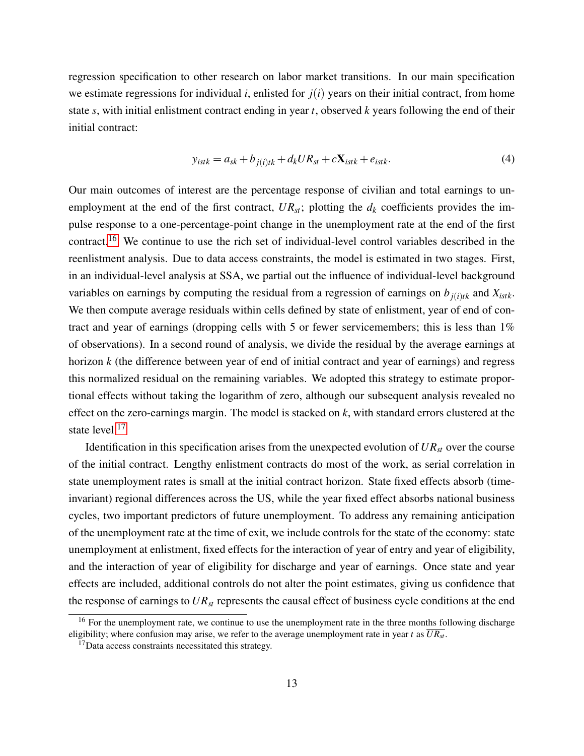regression specification to other research on labor market transitions. In our main specification we estimate regressions for individual $i$, enlisted for $j(i)$ years on their initial contract, from home state $s$, with initial enlistment contract ending in year $t$, observed $k$ years following the end of their initial contract:

$$y_{istk} = a_{sk} + b_{j(i)tk} + d_k UR_{st} + c\mathbf{X}_{istk} + e_{istk}. \tag{4}$$

Our main outcomes of interest are the percentage response of civilian and total earnings to unemployment at the end of the first contract, $UR_{st}$; plotting the $d_k$ coefficients provides the impulse response to a one-percentage-point change in the unemployment rate at the end of the first contract.[16] We continue to use the rich set of individual-level control variables described in the reenlistment analysis. Due to data access constraints, the model is estimated in two stages. First, in an individual-level analysis at SSA, we partial out the influence of individual-level background variables on earnings by computing the residual from a regression of earnings on $b_{j(i)tk}$ and $X_{istk}$. We then compute average residuals within cells defined by state of enlistment, year of end of contract and year of earnings (dropping cells with 5 or fewer servicemembers; this is less than 1% of observations). In a second round of analysis, we divide the residual by the average earnings at horizon $k$ (the difference between year of end of initial contract and year of earnings) and regress this normalized residual on the remaining variables. We adopted this strategy to estimate proportional effects without taking the logarithm of zero, although our subsequent analysis revealed no effect on the zero-earnings margin. The model is stacked on $k$, with standard errors clustered at the state level.[17]

Identification in this specification arises from the unexpected evolution of $UR_{st}$ over the course of the initial contract. Lengthy enlistment contracts do most of the work, as serial correlation in state unemployment rates is small at the initial contract horizon. State fixed effects absorb (time-invariant) regional differences across the US, while the year fixed effect absorbs national business cycles, two important predictors of future unemployment. To address any remaining anticipation of the unemployment rate at the time of exit, we include controls for the state of the economy: state unemployment at enlistment, fixed effects for the interaction of year of entry and year of eligibility, and the interaction of year of eligibility for discharge and year of earnings. Once state and year effects are included, additional controls do not alter the point estimates, giving us confidence that the response of earnings to $UR_{st}$ represents the causal effect of business cycle conditions at the end

[16] For the unemployment rate, we continue to use the unemployment rate in the three months following discharge eligibility; where confusion may arise, we refer to the average unemployment rate in year $t$ as $\overline{UR_{st}}$.

[17] Data access constraints necessitated this strategy.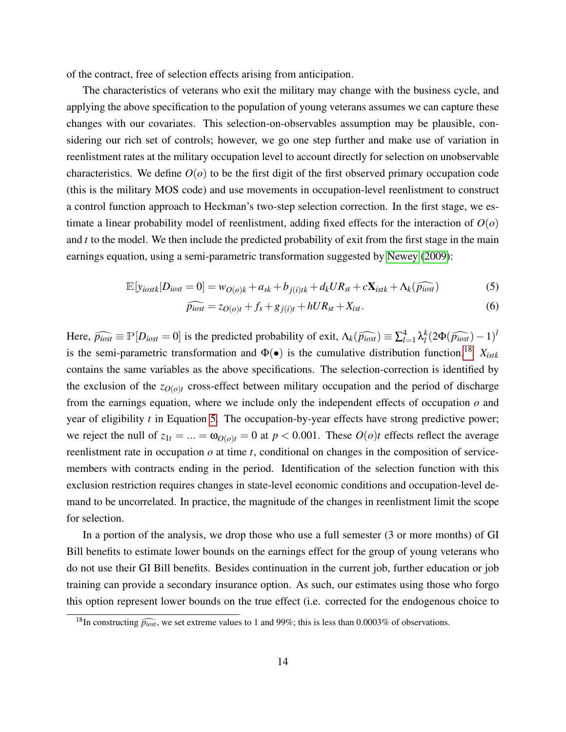of the contract, free of selection effects arising from anticipation.

The characteristics of veterans who exit the military may change with the business cycle, and applying the above specification to the population of young veterans assumes we can capture these changes with our covariates. This selection-on-observables assumption may be plausible, considering our rich set of controls; however, we go one step further and make use of variation in reenlistment rates at the military occupation level to account directly for selection on unobservable characteristics. We define $O(o)$ to be the first digit of the first observed primary occupation code (this is the military MOS code) and use movements in occupation-level reenlistment to construct a control function approach to Heckman's two-step selection correction. In the first stage, we estimate a linear probability model of reenlistment, adding fixed effects for the interaction of $O(o)$ and $t$ to the model. We then include the predicted probability of exit from the first stage in the main earnings equation, using a semi-parametric transformation suggested by Newey (2009):

$$\mathbb{E}[y_{iostk}|D_{iost}=0] = w_{O(o)k} + a_{sk} + b_{j(i)tk} + d_k UR_{st} + c\mathbf{X}_{istk} + \Lambda_k(\widehat{p_{iost}}) \tag{5}$$

$$\widehat{p_{iost}} = z_{O(o)t} + f_s + g_{j(i)t} + hUR_{st} + X_{ist}. \tag{6}$$

Here, $\widehat{p_{iost}} \equiv \mathbb{P}[D_{iost}=0]$ is the predicted probability of exit, $\Lambda_k(\widehat{p_{iost}}) \equiv \sum_{l=1}^{4} \lambda_l^k (2\Phi(\widehat{p_{iost}})-1)^l$ is the semi-parametric transformation and $\Phi(\bullet)$ is the cumulative distribution function.[18] $X_{istk}$ contains the same variables as the above specifications. The selection-correction is identified by the exclusion of the $z_{O(o)t}$ cross-effect between military occupation and the period of discharge from the earnings equation, where we include only the independent effects of occupation $o$ and year of eligibility $t$ in Equation 5. The occupation-by-year effects have strong predictive power; we reject the null of $z_{1t} = ... = \omega_{O(o)t} = 0$ at $p < 0.001$. These $O(o)t$ effects reflect the average reenlistment rate in occupation $o$ at time $t$, conditional on changes in the composition of service-members with contracts ending in the period. Identification of the selection function with this exclusion restriction requires changes in state-level economic conditions and occupation-level demand to be uncorrelated. In practice, the magnitude of the changes in reenlistment limit the scope for selection.

In a portion of the analysis, we drop those who use a full semester (3 or more months) of GI Bill benefits to estimate lower bounds on the earnings effect for the group of young veterans who do not use their GI Bill benefits. Besides continuation in the current job, further education or job training can provide a secondary insurance option. As such, our estimates using those who forgo this option represent lower bounds on the true effect (i.e. corrected for the endogenous choice to

[18] In constructing $\widehat{p_{iost}}$, we set extreme values to 1 and 99%; this is less than 0.0003% of observations.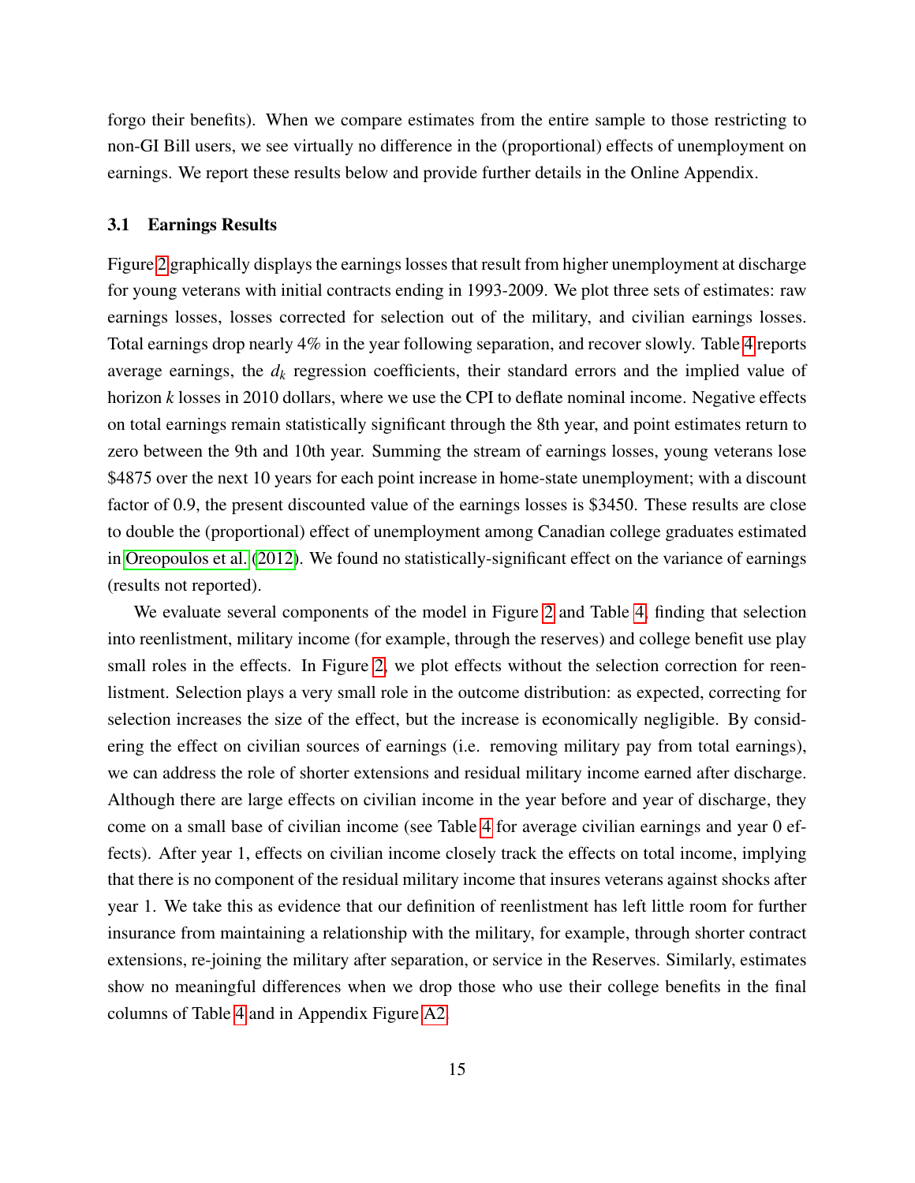forgo their benefits). When we compare estimates from the entire sample to those restricting to non-GI Bill users, we see virtually no difference in the (proportional) effects of unemployment on earnings. We report these results below and provide further details in the Online Appendix.

### 3.1 Earnings Results

Figure 2 graphically displays the earnings losses that result from higher unemployment at discharge for young veterans with initial contracts ending in 1993-2009. We plot three sets of estimates: raw earnings losses, losses corrected for selection out of the military, and civilian earnings losses. Total earnings drop nearly 4% in the year following separation, and recover slowly. Table 4 reports average earnings, the $d_k$ regression coefficients, their standard errors and the implied value of horizon $k$ losses in 2010 dollars, where we use the CPI to deflate nominal income. Negative effects on total earnings remain statistically significant through the 8th year, and point estimates return to zero between the 9th and 10th year. Summing the stream of earnings losses, young veterans lose \$4875 over the next 10 years for each point increase in home-state unemployment; with a discount factor of 0.9, the present discounted value of the earnings losses is \$3450. These results are close to double the (proportional) effect of unemployment among Canadian college graduates estimated in Oreopoulos et al. (2012). We found no statistically-significant effect on the variance of earnings (results not reported).

We evaluate several components of the model in Figure 2 and Table 4, finding that selection into reenlistment, military income (for example, through the reserves) and college benefit use play small roles in the effects. In Figure 2, we plot effects without the selection correction for reenlistment. Selection plays a very small role in the outcome distribution: as expected, correcting for selection increases the size of the effect, but the increase is economically negligible. By considering the effect on civilian sources of earnings (i.e. removing military pay from total earnings), we can address the role of shorter extensions and residual military income earned after discharge. Although there are large effects on civilian income in the year before and year of discharge, they come on a small base of civilian income (see Table 4 for average civilian earnings and year 0 effects). After year 1, effects on civilian income closely track the effects on total income, implying that there is no component of the residual military income that insures veterans against shocks after year 1. We take this as evidence that our definition of reenlistment has left little room for further insurance from maintaining a relationship with the military, for example, through shorter contract extensions, re-joining the military after separation, or service in the Reserves. Similarly, estimates show no meaningful differences when we drop those who use their college benefits in the final columns of Table 4 and in Appendix Figure A2.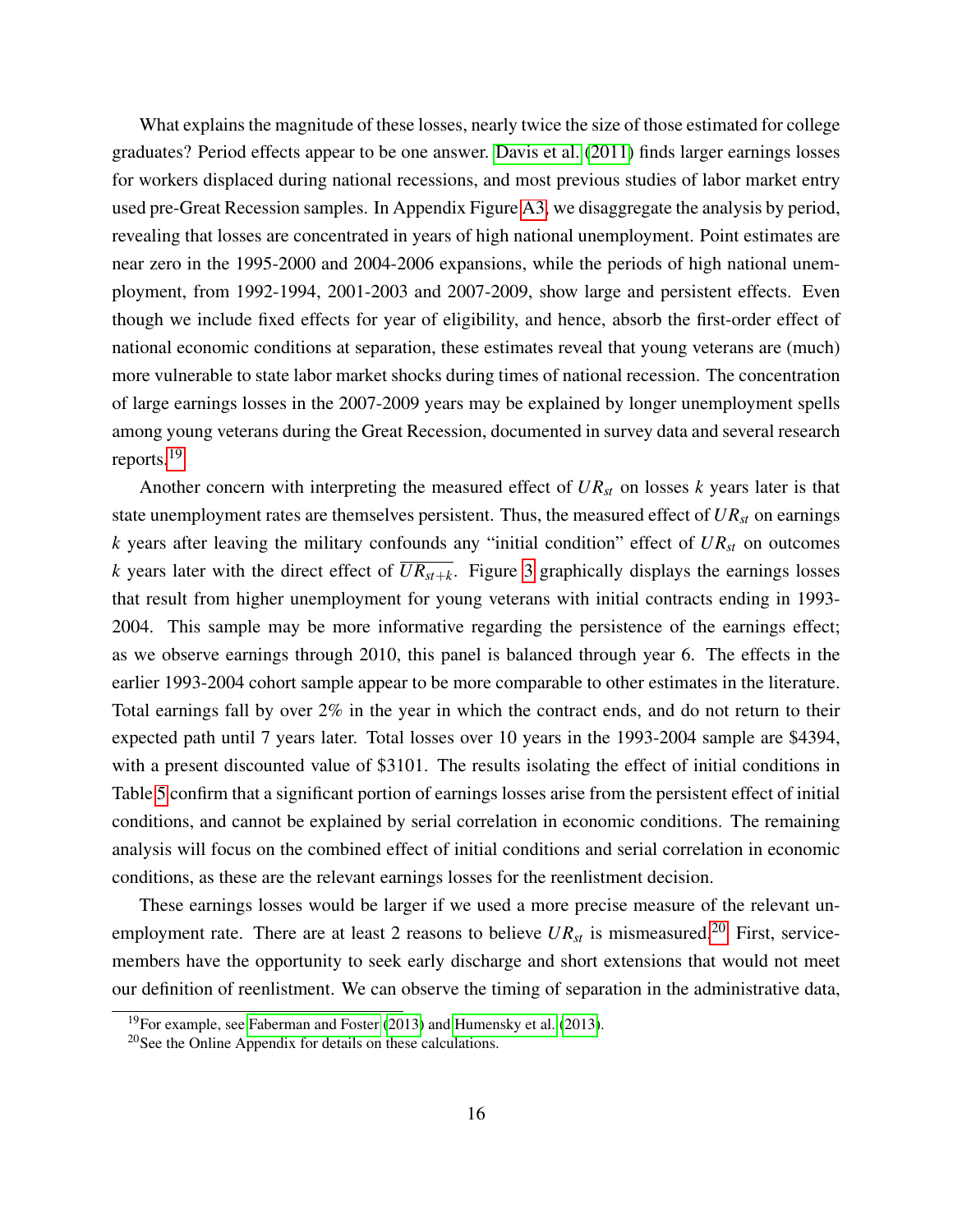What explains the magnitude of these losses, nearly twice the size of those estimated for college graduates? Period effects appear to be one answer. Davis et al. (2011) finds larger earnings losses for workers displaced during national recessions, and most previous studies of labor market entry used pre-Great Recession samples. In Appendix Figure A3, we disaggregate the analysis by period, revealing that losses are concentrated in years of high national unemployment. Point estimates are near zero in the 1995-2000 and 2004-2006 expansions, while the periods of high national unemployment, from 1992-1994, 2001-2003 and 2007-2009, show large and persistent effects. Even though we include fixed effects for year of eligibility, and hence, absorb the first-order effect of national economic conditions at separation, these estimates reveal that young veterans are (much) more vulnerable to state labor market shocks during times of national recession. The concentration of large earnings losses in the 2007-2009 years may be explained by longer unemployment spells among young veterans during the Great Recession, documented in survey data and several research reports.[19]

Another concern with interpreting the measured effect of $UR_{st}$ on losses $k$ years later is that state unemployment rates are themselves persistent. Thus, the measured effect of $UR_{st}$ on earnings $k$ years after leaving the military confounds any "initial condition" effect of $UR_{st}$ on outcomes $k$ years later with the direct effect of $\overline{UR_{st+k}}$. Figure 3 graphically displays the earnings losses that result from higher unemployment for young veterans with initial contracts ending in 1993-2004. This sample may be more informative regarding the persistence of the earnings effect; as we observe earnings through 2010, this panel is balanced through year 6. The effects in the earlier 1993-2004 cohort sample appear to be more comparable to other estimates in the literature. Total earnings fall by over 2% in the year in which the contract ends, and do not return to their expected path until 7 years later. Total losses over 10 years in the 1993-2004 sample are \$4394, with a present discounted value of \$3101. The results isolating the effect of initial conditions in Table 5 confirm that a significant portion of earnings losses arise from the persistent effect of initial conditions, and cannot be explained by serial correlation in economic conditions. The remaining analysis will focus on the combined effect of initial conditions and serial correlation in economic conditions, as these are the relevant earnings losses for the reenlistment decision.

These earnings losses would be larger if we used a more precise measure of the relevant unemployment rate. There are at least 2 reasons to believe $UR_{st}$ is mismeasured.[20] First, servicemembers have the opportunity to seek early discharge and short extensions that would not meet our definition of reenlistment. We can observe the timing of separation in the administrative data,

[19] For example, see Faberman and Foster (2013) and Humensky et al. (2013).

[20] See the Online Appendix for details on these calculations.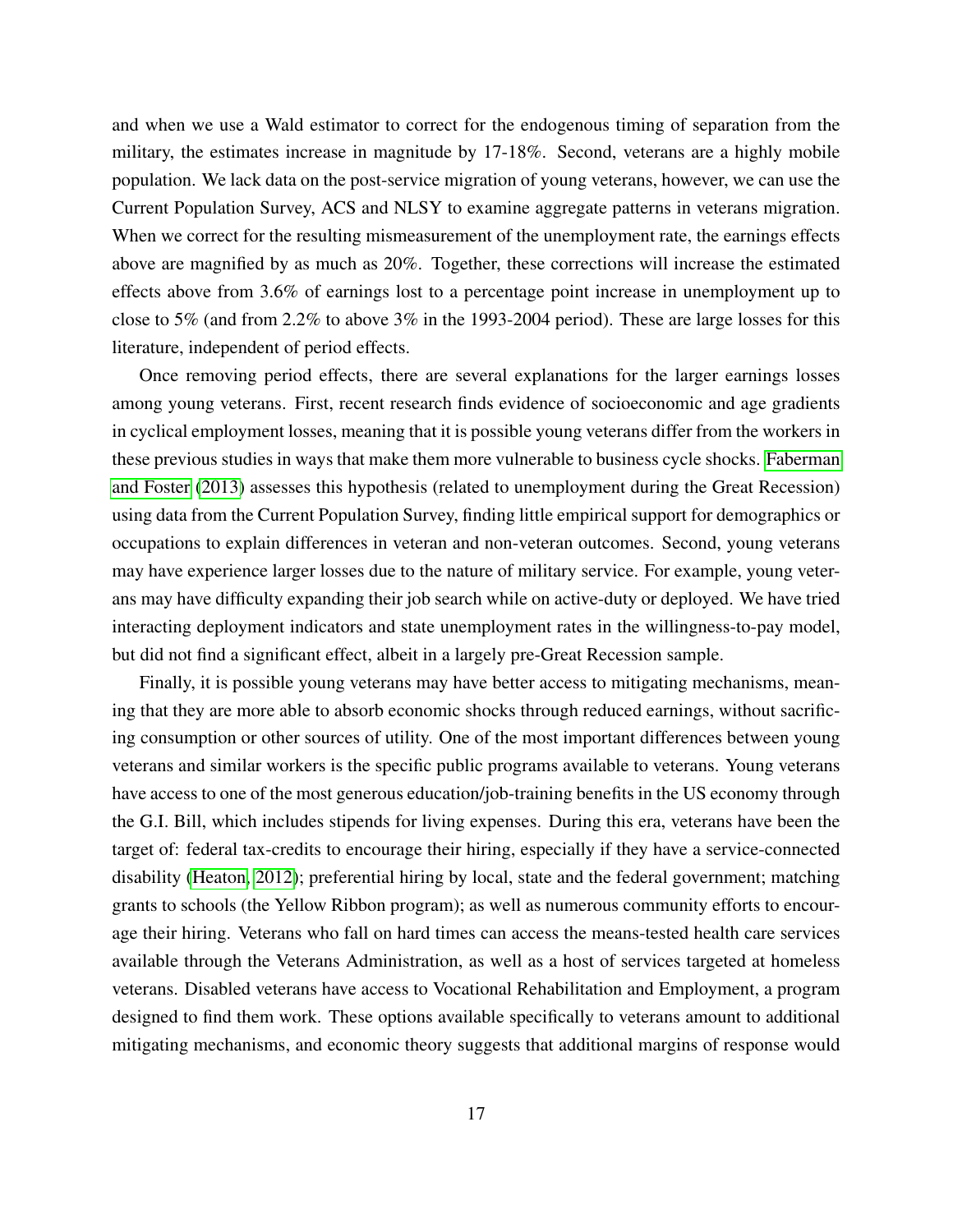and when we use a Wald estimator to correct for the endogenous timing of separation from the military, the estimates increase in magnitude by 17-18%. Second, veterans are a highly mobile population. We lack data on the post-service migration of young veterans, however, we can use the Current Population Survey, ACS and NLSY to examine aggregate patterns in veterans migration. When we correct for the resulting mismeasurement of the unemployment rate, the earnings effects above are magnified by as much as 20%. Together, these corrections will increase the estimated effects above from 3.6% of earnings lost to a percentage point increase in unemployment up to close to 5% (and from 2.2% to above 3% in the 1993-2004 period). These are large losses for this literature, independent of period effects.

Once removing period effects, there are several explanations for the larger earnings losses among young veterans. First, recent research finds evidence of socioeconomic and age gradients in cyclical employment losses, meaning that it is possible young veterans differ from the workers in these previous studies in ways that make them more vulnerable to business cycle shocks. Faberman and Foster (2013) assesses this hypothesis (related to unemployment during the Great Recession) using data from the Current Population Survey, finding little empirical support for demographics or occupations to explain differences in veteran and non-veteran outcomes. Second, young veterans may have experience larger losses due to the nature of military service. For example, young veterans may have difficulty expanding their job search while on active-duty or deployed. We have tried interacting deployment indicators and state unemployment rates in the willingness-to-pay model, but did not find a significant effect, albeit in a largely pre-Great Recession sample.

Finally, it is possible young veterans may have better access to mitigating mechanisms, meaning that they are more able to absorb economic shocks through reduced earnings, without sacrificing consumption or other sources of utility. One of the most important differences between young veterans and similar workers is the specific public programs available to veterans. Young veterans have access to one of the most generous education/job-training benefits in the US economy through the G.I. Bill, which includes stipends for living expenses. During this era, veterans have been the target of: federal tax-credits to encourage their hiring, especially if they have a service-connected disability (Heaton, 2012); preferential hiring by local, state and the federal government; matching grants to schools (the Yellow Ribbon program); as well as numerous community efforts to encourage their hiring. Veterans who fall on hard times can access the means-tested health care services available through the Veterans Administration, as well as a host of services targeted at homeless veterans. Disabled veterans have access to Vocational Rehabilitation and Employment, a program designed to find them work. These options available specifically to veterans amount to additional mitigating mechanisms, and economic theory suggests that additional margins of response would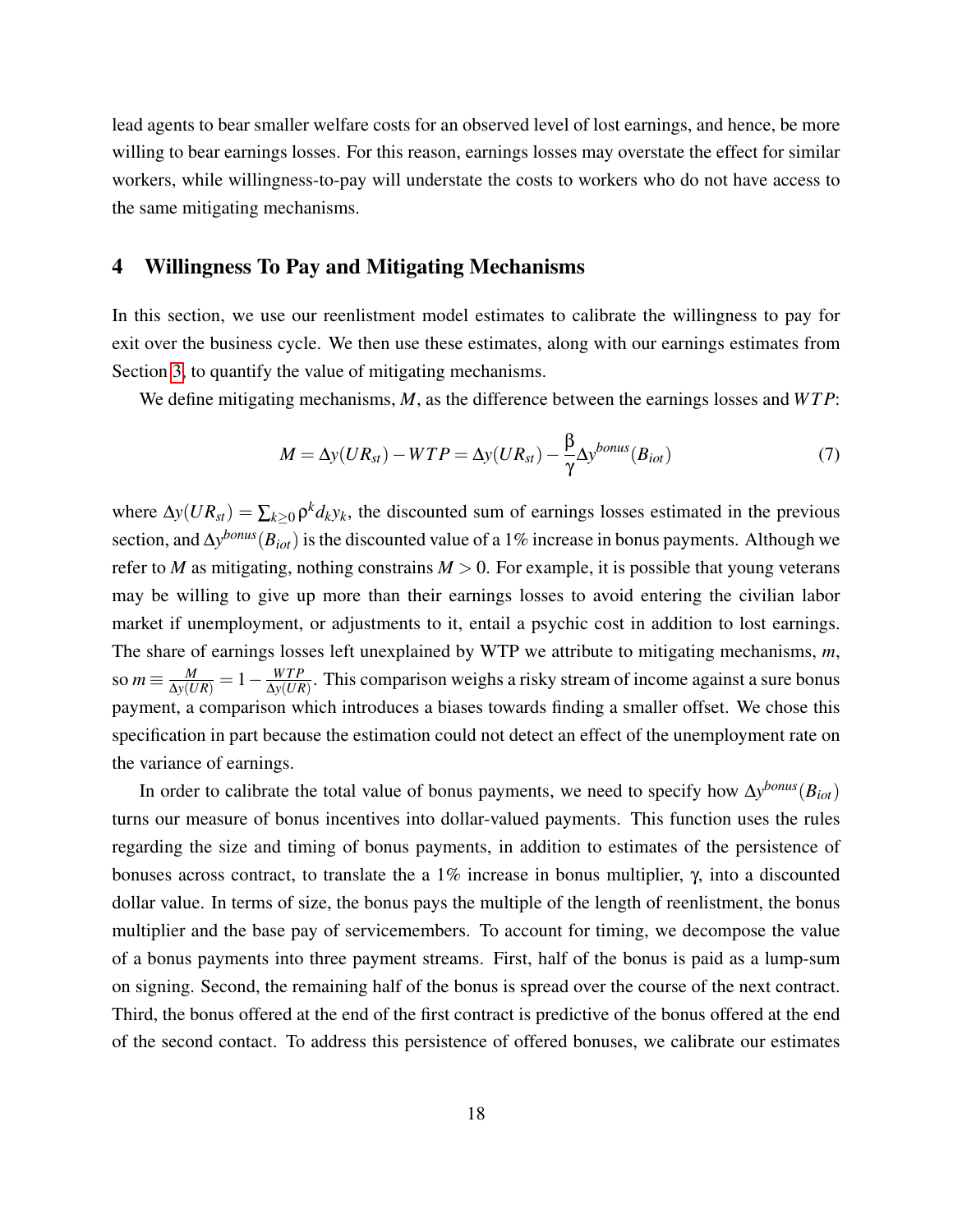lead agents to bear smaller welfare costs for an observed level of lost earnings, and hence, be more willing to bear earnings losses. For this reason, earnings losses may overstate the effect for similar workers, while willingness-to-pay will understate the costs to workers who do not have access to the same mitigating mechanisms.

## 4 Willingness To Pay and Mitigating Mechanisms

In this section, we use our reenlistment model estimates to calibrate the willingness to pay for exit over the business cycle. We then use these estimates, along with our earnings estimates from Section 3, to quantify the value of mitigating mechanisms.

We define mitigating mechanisms, $M$, as the difference between the earnings losses and $WTP$:

$$M = \Delta y(UR_{st}) - WTP = \Delta y(UR_{st}) - \frac{\beta}{\gamma}\Delta y^{bonus}(B_{iot}) \tag{7}$$

where $\Delta y(UR_{st}) = \sum_{k\geq 0} \rho^k d_k y_k$, the discounted sum of earnings losses estimated in the previous section, and $\Delta y^{bonus}(B_{iot})$ is the discounted value of a 1% increase in bonus payments. Although we refer to $M$ as mitigating, nothing constrains $M > 0$. For example, it is possible that young veterans may be willing to give up more than their earnings losses to avoid entering the civilian labor market if unemployment, or adjustments to it, entail a psychic cost in addition to lost earnings. The share of earnings losses left unexplained by WTP we attribute to mitigating mechanisms, $m$, so $m \equiv \frac{M}{\Delta y(UR)} = 1 - \frac{WTP}{\Delta y(UR)}$. This comparison weighs a risky stream of income against a sure bonus payment, a comparison which introduces a biases towards finding a smaller offset. We chose this specification in part because the estimation could not detect an effect of the unemployment rate on the variance of earnings.

In order to calibrate the total value of bonus payments, we need to specify how $\Delta y^{bonus}(B_{iot})$ turns our measure of bonus incentives into dollar-valued payments. This function uses the rules regarding the size and timing of bonus payments, in addition to estimates of the persistence of bonuses across contract, to translate the a 1% increase in bonus multiplier, $\gamma$, into a discounted dollar value. In terms of size, the bonus pays the multiple of the length of reenlistment, the bonus multiplier and the base pay of servicemembers. To account for timing, we decompose the value of a bonus payments into three payment streams. First, half of the bonus is paid as a lump-sum on signing. Second, the remaining half of the bonus is spread over the course of the next contract. Third, the bonus offered at the end of the first contract is predictive of the bonus offered at the end of the second contact. To address this persistence of offered bonuses, we calibrate our estimates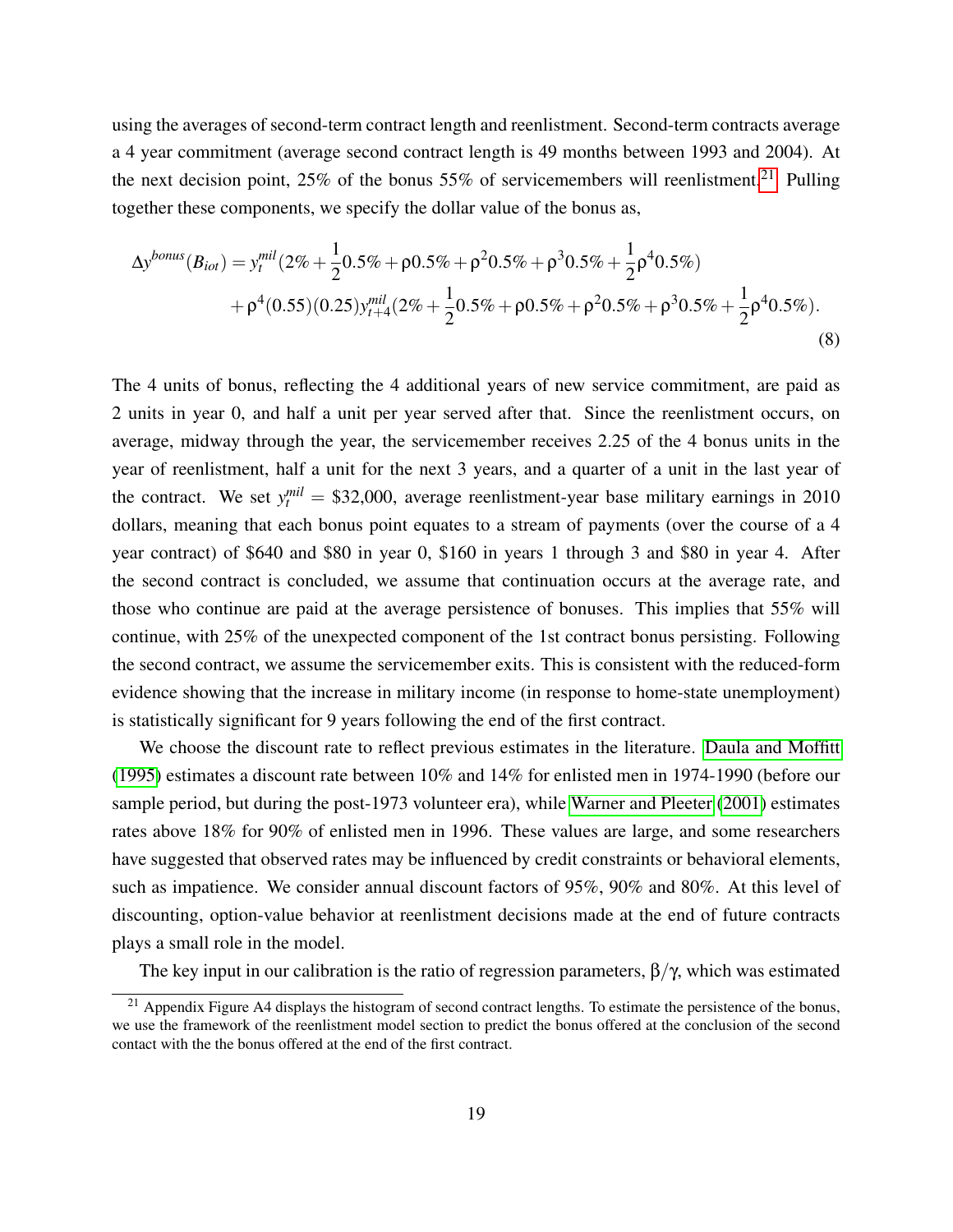using the averages of second-term contract length and reenlistment. Second-term contracts average a 4 year commitment (average second contract length is 49 months between 1993 and 2004). At the next decision point, 25% of the bonus 55% of servicemembers will reenlistment.[21] Pulling together these components, we specify the dollar value of the bonus as,

$$
\begin{aligned}
\Delta y^{bonus}(B_{iot}) = & \, y_t^{mil}(2\% + \frac{1}{2}0.5\% + \rho 0.5\% + \rho^2 0.5\% + \rho^3 0.5\% + \frac{1}{2}\rho^4 0.5\%) \\
& + \rho^4(0.55)(0.25)y_{t+4}^{mil}(2\% + \frac{1}{2}0.5\% + \rho 0.5\% + \rho^2 0.5\% + \rho^3 0.5\% + \frac{1}{2}\rho^4 0.5\%).
\end{aligned} \tag{8}
$$

The 4 units of bonus, reflecting the 4 additional years of new service commitment, are paid as 2 units in year 0, and half a unit per year served after that. Since the reenlistment occurs, on average, midway through the year, the servicemember receives 2.25 of the 4 bonus units in the year of reenlistment, half a unit for the next 3 years, and a quarter of a unit in the last year of the contract. We set $y_t^{mil}$ = \$32,000, average reenlistment-year base military earnings in 2010 dollars, meaning that each bonus point equates to a stream of payments (over the course of a 4 year contract) of \$640 and \$80 in year 0, \$160 in years 1 through 3 and \$80 in year 4. After the second contract is concluded, we assume that continuation occurs at the average rate, and those who continue are paid at the average persistence of bonuses. This implies that 55% will continue, with 25% of the unexpected component of the 1st contract bonus persisting. Following the second contract, we assume the servicemember exits. This is consistent with the reduced-form evidence showing that the increase in military income (in response to home-state unemployment) is statistically significant for 9 years following the end of the first contract.

We choose the discount rate to reflect previous estimates in the literature. Daula and Moffitt (1995) estimates a discount rate between 10% and 14% for enlisted men in 1974-1990 (before our sample period, but during the post-1973 volunteer era), while Warner and Pleeter (2001) estimates rates above 18% for 90% of enlisted men in 1996. These values are large, and some researchers have suggested that observed rates may be influenced by credit constraints or behavioral elements, such as impatience. We consider annual discount factors of 95%, 90% and 80%. At this level of discounting, option-value behavior at reenlistment decisions made at the end of future contracts plays a small role in the model.

The key input in our calibration is the ratio of regression parameters, $\beta/\gamma$, which was estimated

[21] Appendix Figure A4 displays the histogram of second contract lengths. To estimate the persistence of the bonus, we use the framework of the reenlistment model section to predict the bonus offered at the conclusion of the second contact with the the bonus offered at the end of the first contract.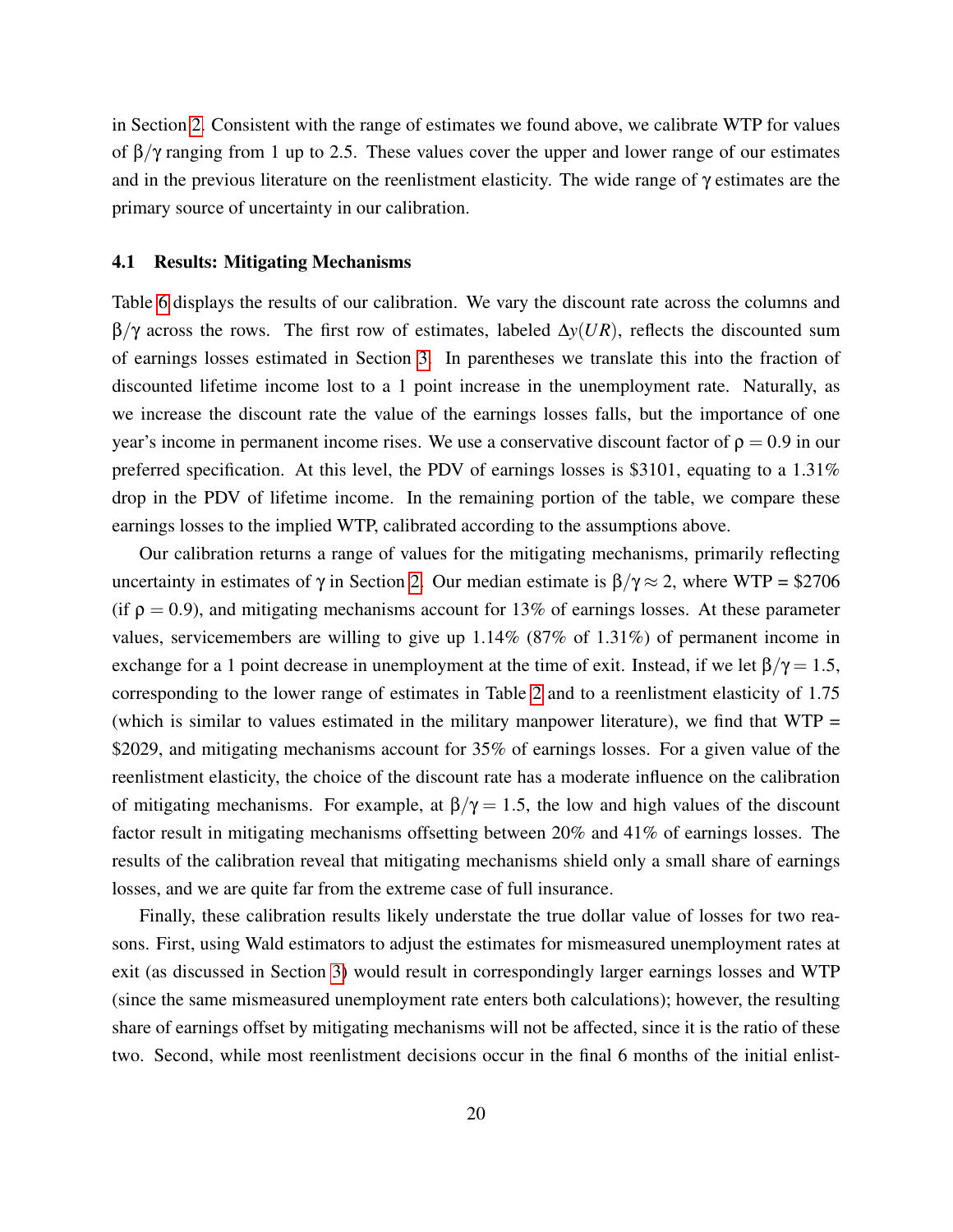in Section 2. Consistent with the range of estimates we found above, we calibrate WTP for values of $\beta/\gamma$ ranging from 1 up to 2.5. These values cover the upper and lower range of our estimates and in the previous literature on the reenlistment elasticity. The wide range of $\gamma$ estimates are the primary source of uncertainty in our calibration.

### 4.1 Results: Mitigating Mechanisms

Table 6 displays the results of our calibration. We vary the discount rate across the columns and $\beta/\gamma$ across the rows. The first row of estimates, labeled $\Delta y(UR)$, reflects the discounted sum of earnings losses estimated in Section 3. In parentheses we translate this into the fraction of discounted lifetime income lost to a 1 point increase in the unemployment rate. Naturally, as we increase the discount rate the value of the earnings losses falls, but the importance of one year's income in permanent income rises. We use a conservative discount factor of $\rho = 0.9$ in our preferred specification. At this level, the PDV of earnings losses is \$3101, equating to a 1.31% drop in the PDV of lifetime income. In the remaining portion of the table, we compare these earnings losses to the implied WTP, calibrated according to the assumptions above.

Our calibration returns a range of values for the mitigating mechanisms, primarily reflecting uncertainty in estimates of $\gamma$ in Section 2. Our median estimate is $\beta/\gamma \approx 2$, where WTP = \$2706 (if $\rho = 0.9$), and mitigating mechanisms account for 13% of earnings losses. At these parameter values, servicemembers are willing to give up 1.14% (87% of 1.31%) of permanent income in exchange for a 1 point decrease in unemployment at the time of exit. Instead, if we let $\beta/\gamma = 1.5$, corresponding to the lower range of estimates in Table 2 and to a reenlistment elasticity of 1.75 (which is similar to values estimated in the military manpower literature), we find that WTP = \$2029, and mitigating mechanisms account for 35% of earnings losses. For a given value of the reenlistment elasticity, the choice of the discount rate has a moderate influence on the calibration of mitigating mechanisms. For example, at $\beta/\gamma = 1.5$, the low and high values of the discount factor result in mitigating mechanisms offsetting between 20% and 41% of earnings losses. The results of the calibration reveal that mitigating mechanisms shield only a small share of earnings losses, and we are quite far from the extreme case of full insurance.

Finally, these calibration results likely understate the true dollar value of losses for two reasons. First, using Wald estimators to adjust the estimates for mismeasured unemployment rates at exit (as discussed in Section 3) would result in correspondingly larger earnings losses and WTP (since the same mismeasured unemployment rate enters both calculations); however, the resulting share of earnings offset by mitigating mechanisms will not be affected, since it is the ratio of these two. Second, while most reenlistment decisions occur in the final 6 months of the initial enlist-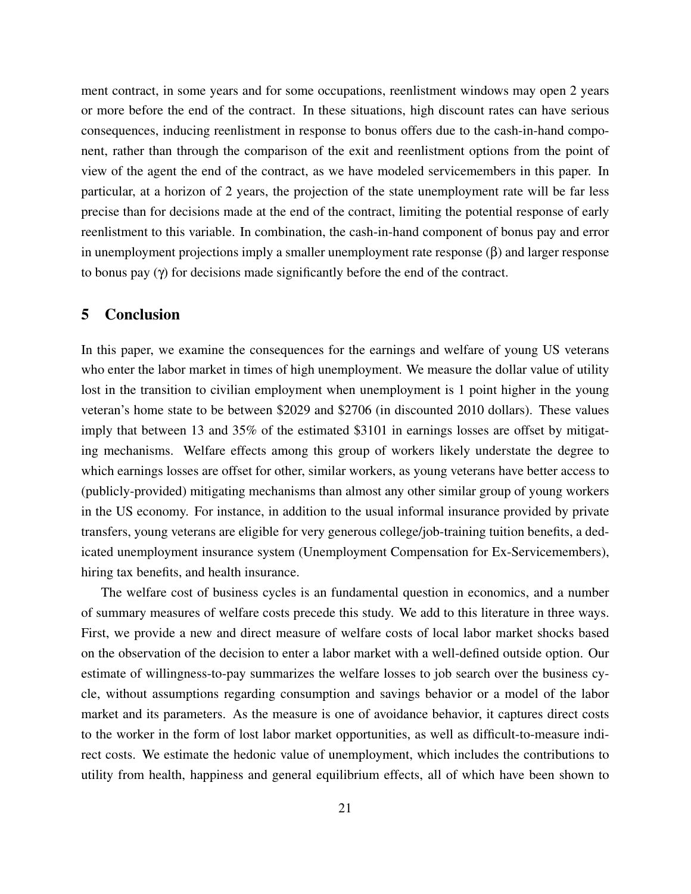ment contract, in some years and for some occupations, reenlistment windows may open 2 years or more before the end of the contract. In these situations, high discount rates can have serious consequences, inducing reenlistment in response to bonus offers due to the cash-in-hand component, rather than through the comparison of the exit and reenlistment options from the point of view of the agent the end of the contract, as we have modeled servicemembers in this paper. In particular, at a horizon of 2 years, the projection of the state unemployment rate will be far less precise than for decisions made at the end of the contract, limiting the potential response of early reenlistment to this variable. In combination, the cash-in-hand component of bonus pay and error in unemployment projections imply a smaller unemployment rate response ($\beta$) and larger response to bonus pay ($\gamma$) for decisions made significantly before the end of the contract.

## 5 Conclusion

In this paper, we examine the consequences for the earnings and welfare of young US veterans who enter the labor market in times of high unemployment. We measure the dollar value of utility lost in the transition to civilian employment when unemployment is 1 point higher in the young veteran's home state to be between $2029 and $2706 (in discounted 2010 dollars). These values imply that between 13 and 35% of the estimated $3101 in earnings losses are offset by mitigating mechanisms. Welfare effects among this group of workers likely understate the degree to which earnings losses are offset for other, similar workers, as young veterans have better access to (publicly-provided) mitigating mechanisms than almost any other similar group of young workers in the US economy. For instance, in addition to the usual informal insurance provided by private transfers, young veterans are eligible for very generous college/job-training tuition benefits, a dedicated unemployment insurance system (Unemployment Compensation for Ex-Servicemembers), hiring tax benefits, and health insurance.

The welfare cost of business cycles is an fundamental question in economics, and a number of summary measures of welfare costs precede this study. We add to this literature in three ways. First, we provide a new and direct measure of welfare costs of local labor market shocks based on the observation of the decision to enter a labor market with a well-defined outside option. Our estimate of willingness-to-pay summarizes the welfare losses to job search over the business cycle, without assumptions regarding consumption and savings behavior or a model of the labor market and its parameters. As the measure is one of avoidance behavior, it captures direct costs to the worker in the form of lost labor market opportunities, as well as difficult-to-measure indirect costs. We estimate the hedonic value of unemployment, which includes the contributions to utility from health, happiness and general equilibrium effects, all of which have been shown to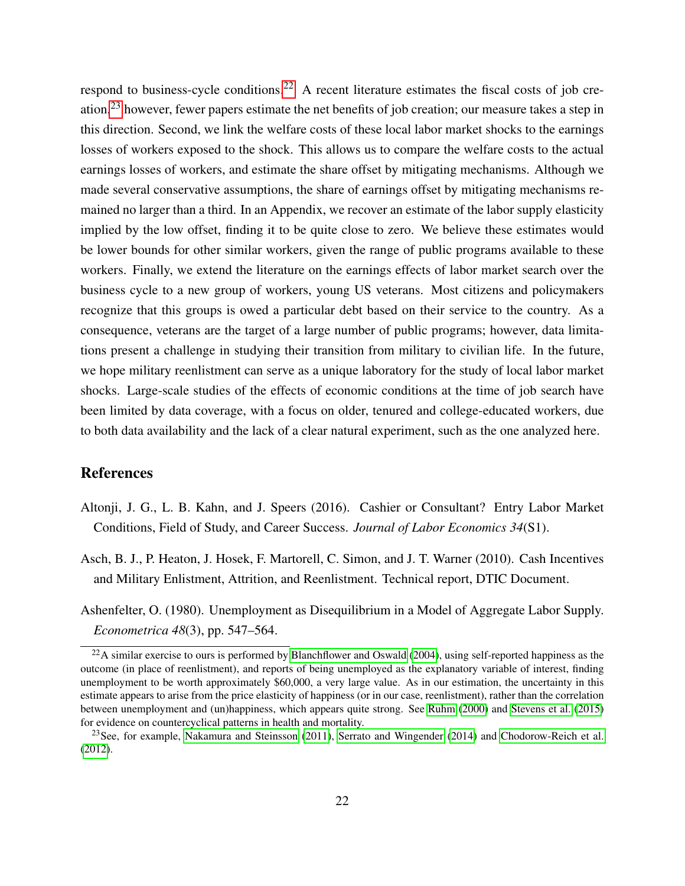respond to business-cycle conditions.[22] A recent literature estimates the fiscal costs of job creation;[23] however, fewer papers estimate the net benefits of job creation; our measure takes a step in this direction. Second, we link the welfare costs of these local labor market shocks to the earnings losses of workers exposed to the shock. This allows us to compare the welfare costs to the actual earnings losses of workers, and estimate the share offset by mitigating mechanisms. Although we made several conservative assumptions, the share of earnings offset by mitigating mechanisms remained no larger than a third. In an Appendix, we recover an estimate of the labor supply elasticity implied by the low offset, finding it to be quite close to zero. We believe these estimates would be lower bounds for other similar workers, given the range of public programs available to these workers. Finally, we extend the literature on the earnings effects of labor market search over the business cycle to a new group of workers, young US veterans. Most citizens and policymakers recognize that this groups is owed a particular debt based on their service to the country. As a consequence, veterans are the target of a large number of public programs; however, data limitations present a challenge in studying their transition from military to civilian life. In the future, we hope military reenlistment can serve as a unique laboratory for the study of local labor market shocks. Large-scale studies of the effects of economic conditions at the time of job search have been limited by data coverage, with a focus on older, tenured and college-educated workers, due to both data availability and the lack of a clear natural experiment, such as the one analyzed here.

## References

Altonji, J. G., L. B. Kahn, and J. Speers (2016). Cashier or Consultant? Entry Labor Market Conditions, Field of Study, and Career Success. *Journal of Labor Economics 34*(S1).

Asch, B. J., P. Heaton, J. Hosek, F. Martorell, C. Simon, and J. T. Warner (2010). Cash Incentives and Military Enlistment, Attrition, and Reenlistment. Technical report, DTIC Document.

Ashenfelter, O. (1980). Unemployment as Disequilibrium in a Model of Aggregate Labor Supply. *Econometrica 48*(3), pp. 547–564.

[22] A similar exercise to ours is performed by Blanchflower and Oswald (2004), using self-reported happiness as the outcome (in place of reenlistment), and reports of being unemployed as the explanatory variable of interest, finding unemployment to be worth approximately $60,000, a very large value. As in our estimation, the uncertainty in this estimate appears to arise from the price elasticity of happiness (or in our case, reenlistment), rather than the correlation between unemployment and (un)happiness, which appears quite strong. See Ruhm (2000) and Stevens et al. (2015) for evidence on countercyclical patterns in health and mortality.

[23] See, for example, Nakamura and Steinsson (2011), Serrato and Wingender (2014) and Chodorow-Reich et al. (2012).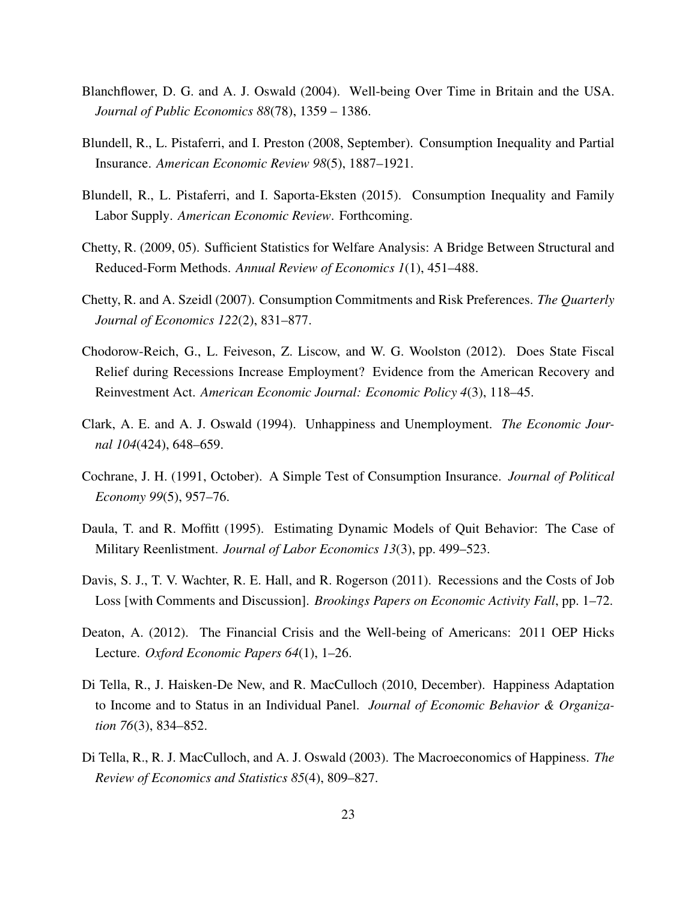Blanchflower, D. G. and A. J. Oswald (2004). Well-being Over Time in Britain and the USA. *Journal of Public Economics 88*(78), 1359 – 1386.

Blundell, R., L. Pistaferri, and I. Preston (2008, September). Consumption Inequality and Partial Insurance. *American Economic Review 98*(5), 1887–1921.

Blundell, R., L. Pistaferri, and I. Saporta-Eksten (2015). Consumption Inequality and Family Labor Supply. *American Economic Review*. Forthcoming.

Chetty, R. (2009, 05). Sufficient Statistics for Welfare Analysis: A Bridge Between Structural and Reduced-Form Methods. *Annual Review of Economics 1*(1), 451–488.

Chetty, R. and A. Szeidl (2007). Consumption Commitments and Risk Preferences. *The Quarterly Journal of Economics 122*(2), 831–877.

Chodorow-Reich, G., L. Feiveson, Z. Liscow, and W. G. Woolston (2012). Does State Fiscal Relief during Recessions Increase Employment? Evidence from the American Recovery and Reinvestment Act. *American Economic Journal: Economic Policy 4*(3), 118–45.

Clark, A. E. and A. J. Oswald (1994). Unhappiness and Unemployment. *The Economic Journal 104*(424), 648–659.

Cochrane, J. H. (1991, October). A Simple Test of Consumption Insurance. *Journal of Political Economy 99*(5), 957–76.

Daula, T. and R. Moffitt (1995). Estimating Dynamic Models of Quit Behavior: The Case of Military Reenlistment. *Journal of Labor Economics 13*(3), pp. 499–523.

Davis, S. J., T. V. Wachter, R. E. Hall, and R. Rogerson (2011). Recessions and the Costs of Job Loss [with Comments and Discussion]. *Brookings Papers on Economic Activity Fall*, pp. 1–72.

Deaton, A. (2012). The Financial Crisis and the Well-being of Americans: 2011 OEP Hicks Lecture. *Oxford Economic Papers 64*(1), 1–26.

Di Tella, R., J. Haisken-De New, and R. MacCulloch (2010, December). Happiness Adaptation to Income and to Status in an Individual Panel. *Journal of Economic Behavior & Organization 76*(3), 834–852.

Di Tella, R., R. J. MacCulloch, and A. J. Oswald (2003). The Macroeconomics of Happiness. *The Review of Economics and Statistics 85*(4), 809–827.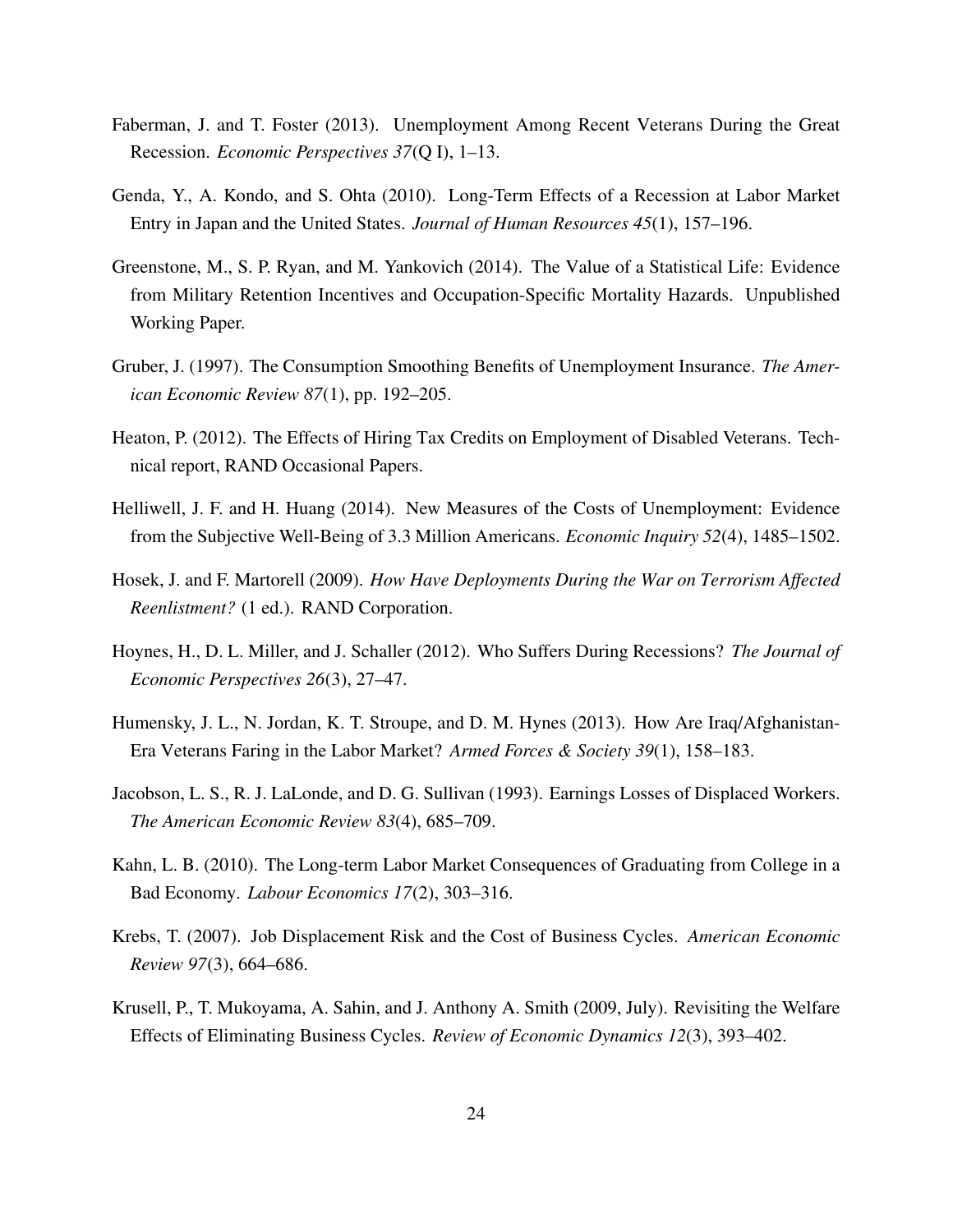Faberman, J. and T. Foster (2013). Unemployment Among Recent Veterans During the Great Recession. *Economic Perspectives 37*(Q I), 1–13.

Genda, Y., A. Kondo, and S. Ohta (2010). Long-Term Effects of a Recession at Labor Market Entry in Japan and the United States. *Journal of Human Resources 45*(1), 157–196.

Greenstone, M., S. P. Ryan, and M. Yankovich (2014). The Value of a Statistical Life: Evidence from Military Retention Incentives and Occupation-Specific Mortality Hazards. Unpublished Working Paper.

Gruber, J. (1997). The Consumption Smoothing Benefits of Unemployment Insurance. *The American Economic Review 87*(1), pp. 192–205.

Heaton, P. (2012). The Effects of Hiring Tax Credits on Employment of Disabled Veterans. Technical report, RAND Occasional Papers.

Helliwell, J. F. and H. Huang (2014). New Measures of the Costs of Unemployment: Evidence from the Subjective Well-Being of 3.3 Million Americans. *Economic Inquiry 52*(4), 1485–1502.

Hosek, J. and F. Martorell (2009). *How Have Deployments During the War on Terrorism Affected Reenlistment?* (1 ed.). RAND Corporation.

Hoynes, H., D. L. Miller, and J. Schaller (2012). Who Suffers During Recessions? *The Journal of Economic Perspectives 26*(3), 27–47.

Humensky, J. L., N. Jordan, K. T. Stroupe, and D. M. Hynes (2013). How Are Iraq/Afghanistan-Era Veterans Faring in the Labor Market? *Armed Forces & Society 39*(1), 158–183.

Jacobson, L. S., R. J. LaLonde, and D. G. Sullivan (1993). Earnings Losses of Displaced Workers. *The American Economic Review 83*(4), 685–709.

Kahn, L. B. (2010). The Long-term Labor Market Consequences of Graduating from College in a Bad Economy. *Labour Economics 17*(2), 303–316.

Krebs, T. (2007). Job Displacement Risk and the Cost of Business Cycles. *American Economic Review 97*(3), 664–686.

Krusell, P., T. Mukoyama, A. Sahin, and J. Anthony A. Smith (2009, July). Revisiting the Welfare Effects of Eliminating Business Cycles. *Review of Economic Dynamics 12*(3), 393–402.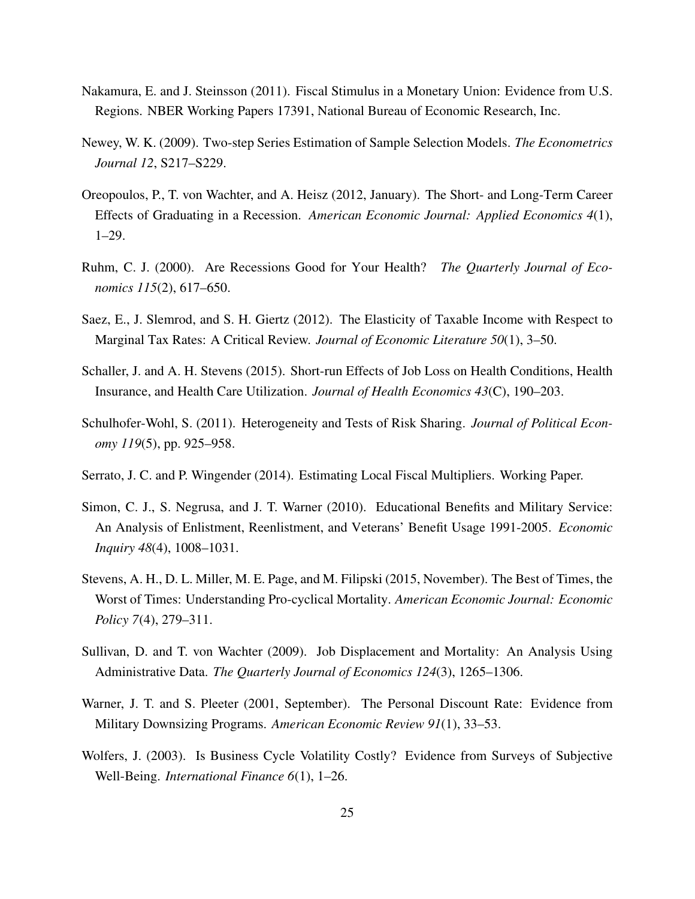Nakamura, E. and J. Steinsson (2011). Fiscal Stimulus in a Monetary Union: Evidence from U.S. Regions. NBER Working Papers 17391, National Bureau of Economic Research, Inc.

Newey, W. K. (2009). Two-step Series Estimation of Sample Selection Models. *The Econometrics Journal 12*, S217–S229.

Oreopoulos, P., T. von Wachter, and A. Heisz (2012, January). The Short- and Long-Term Career Effects of Graduating in a Recession. *American Economic Journal: Applied Economics 4*(1), 1–29.

Ruhm, C. J. (2000). Are Recessions Good for Your Health? *The Quarterly Journal of Economics 115*(2), 617–650.

Saez, E., J. Slemrod, and S. H. Giertz (2012). The Elasticity of Taxable Income with Respect to Marginal Tax Rates: A Critical Review. *Journal of Economic Literature 50*(1), 3–50.

Schaller, J. and A. H. Stevens (2015). Short-run Effects of Job Loss on Health Conditions, Health Insurance, and Health Care Utilization. *Journal of Health Economics 43*(C), 190–203.

Schulhofer-Wohl, S. (2011). Heterogeneity and Tests of Risk Sharing. *Journal of Political Economy 119*(5), pp. 925–958.

Serrato, J. C. and P. Wingender (2014). Estimating Local Fiscal Multipliers. Working Paper.

Simon, C. J., S. Negrusa, and J. T. Warner (2010). Educational Benefits and Military Service: An Analysis of Enlistment, Reenlistment, and Veterans' Benefit Usage 1991-2005. *Economic Inquiry 48*(4), 1008–1031.

Stevens, A. H., D. L. Miller, M. E. Page, and M. Filipski (2015, November). The Best of Times, the Worst of Times: Understanding Pro-cyclical Mortality. *American Economic Journal: Economic Policy 7*(4), 279–311.

Sullivan, D. and T. von Wachter (2009). Job Displacement and Mortality: An Analysis Using Administrative Data. *The Quarterly Journal of Economics 124*(3), 1265–1306.

Warner, J. T. and S. Pleeter (2001, September). The Personal Discount Rate: Evidence from Military Downsizing Programs. *American Economic Review 91*(1), 33–53.

Wolfers, J. (2003). Is Business Cycle Volatility Costly? Evidence from Surveys of Subjective Well-Being. *International Finance 6*(1), 1–26.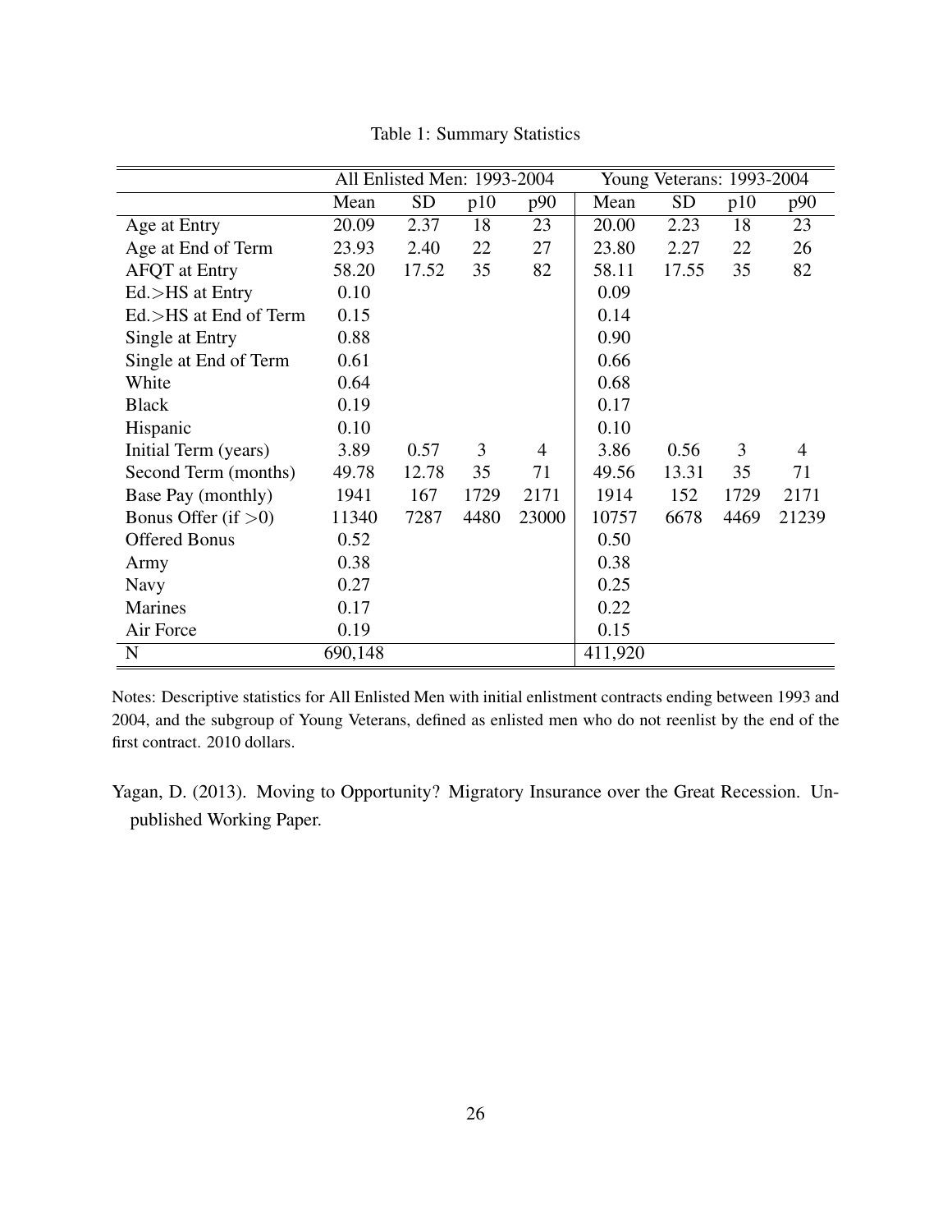Table 1: Summary Statistics

| | All Enlisted Men: 1993-2004 | | | | Young Veterans: 1993-2004 | | | |
|---|---|---|---|---|---|---|---|---|
| | Mean | SD | p10 | p90 | Mean | SD | p10 | p90 |
| Age at Entry | 20.09 | 2.37 | 18 | 23 | 20.00 | 2.23 | 18 | 23 |
| Age at End of Term | 23.93 | 2.40 | 22 | 27 | 23.80 | 2.27 | 22 | 26 |
| AFQT at Entry | 58.20 | 17.52 | 35 | 82 | 58.11 | 17.55 | 35 | 82 |
| Ed.>HS at Entry | 0.10 | | | | 0.09 | | | |
| Ed.>HS at End of Term | 0.15 | | | | 0.14 | | | |
| Single at Entry | 0.88 | | | | 0.90 | | | |
| Single at End of Term | 0.61 | | | | 0.66 | | | |
| White | 0.64 | | | | 0.68 | | | |
| Black | 0.19 | | | | 0.17 | | | |
| Hispanic | 0.10 | | | | 0.10 | | | |
| Initial Term (years) | 3.89 | 0.57 | 3 | 4 | 3.86 | 0.56 | 3 | 4 |
| Second Term (months) | 49.78 | 12.78 | 35 | 71 | 49.56 | 13.31 | 35 | 71 |
| Base Pay (monthly) | 1941 | 167 | 1729 | 2171 | 1914 | 152 | 1729 | 2171 |
| Bonus Offer (if >0) | 11340 | 7287 | 4480 | 23000 | 10757 | 6678 | 4469 | 21239 |
| Offered Bonus | 0.52 | | | | 0.50 | | | |
| Army | 0.38 | | | | 0.38 | | | |
| Navy | 0.27 | | | | 0.25 | | | |
| Marines | 0.17 | | | | 0.22 | | | |
| Air Force | 0.19 | | | | 0.15 | | | |
| N | 690,148 | | | | 411,920 | | | |

Notes: Descriptive statistics for All Enlisted Men with initial enlistment contracts ending between 1993 and 2004, and the subgroup of Young Veterans, defined as enlisted men who do not reenlist by the end of the first contract. 2010 dollars.

Yagan, D. (2013). Moving to Opportunity? Migratory Insurance over the Great Recession. Unpublished Working Paper.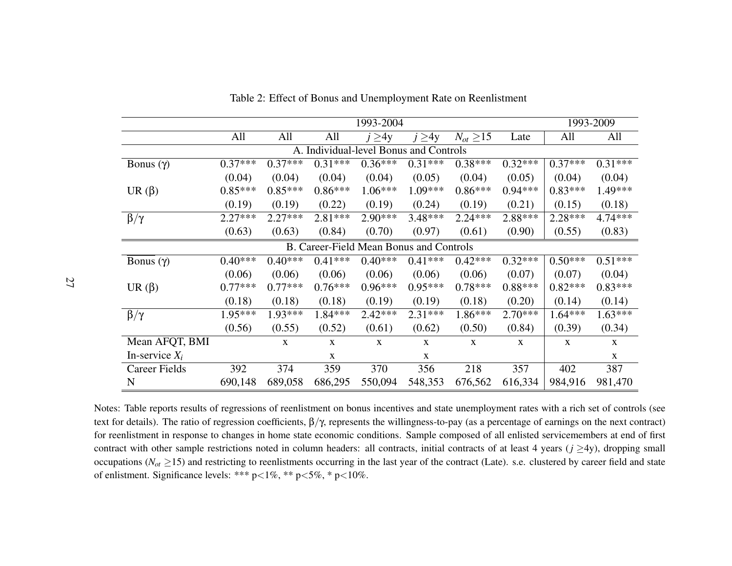Table 2: Effect of Bonus and Unemployment Rate on Reenlistment

| | 1993-2004 | | | | | | | 1993-2009 | |
|---|---|---|---|---|---|---|---|---|---|
| | All | All | All | $j \geq$4y | $j \geq$4y | $N_{ot} \geq 15$ | Late | All | All |
| **A. Individual-level Bonus and Controls** | | | | | | | | | |
| Bonus ($\gamma$) | 0.37*** | 0.37*** | 0.31*** | 0.36*** | 0.31*** | 0.38*** | 0.32*** | 0.37*** | 0.31*** |
| | (0.04) | (0.04) | (0.04) | (0.04) | (0.05) | (0.04) | (0.05) | (0.04) | (0.04) |
| UR ($\beta$) | 0.85*** | 0.85*** | 0.86*** | 1.06*** | 1.09*** | 0.86*** | 0.94*** | 0.83*** | 1.49*** |
| | (0.19) | (0.19) | (0.22) | (0.19) | (0.24) | (0.19) | (0.21) | (0.15) | (0.18) |
| $\beta/\gamma$ | 2.27*** | 2.27*** | 2.81*** | 2.90*** | 3.48*** | 2.24*** | 2.88*** | 2.28*** | 4.74*** |
| | (0.63) | (0.63) | (0.84) | (0.70) | (0.97) | (0.61) | (0.90) | (0.55) | (0.83) |
| **B. Career-Field Mean Bonus and Controls** | | | | | | | | | |
| Bonus ($\gamma$) | 0.40*** | 0.40*** | 0.41*** | 0.40*** | 0.41*** | 0.42*** | 0.32*** | 0.50*** | 0.51*** |
| | (0.06) | (0.06) | (0.06) | (0.06) | (0.06) | (0.06) | (0.07) | (0.07) | (0.04) |
| UR ($\beta$) | 0.77*** | 0.77*** | 0.76*** | 0.96*** | 0.95*** | 0.78*** | 0.88*** | 0.82*** | 0.83*** |
| | (0.18) | (0.18) | (0.18) | (0.19) | (0.19) | (0.18) | (0.20) | (0.14) | (0.14) |
| $\beta/\gamma$ | 1.95*** | 1.93*** | 1.84*** | 2.42*** | 2.31*** | 1.86*** | 2.70*** | 1.64*** | 1.63*** |
| | (0.56) | (0.55) | (0.52) | (0.61) | (0.62) | (0.50) | (0.84) | (0.39) | (0.34) |
| Mean AFQT, BMI | | x | x | x | x | x | x | x | x |
| In-service $X_i$ | | | x | | x | | | | x |
| Career Fields | 392 | 374 | 359 | 370 | 356 | 218 | 357 | 402 | 387 |
| N | 690,148 | 689,058 | 686,295 | 550,094 | 548,353 | 676,562 | 616,334 | 984,916 | 981,470 |

Notes: Table reports results of regressions of reenlistment on bonus incentives and state unemployment rates with a rich set of controls (see text for details). The ratio of regression coefficients, $\beta/\gamma$, represents the willingness-to-pay (as a percentage of earnings on the next contract) for reenlistment in response to changes in home state economic conditions. Sample composed of all enlisted servicemembers at end of first contract with other sample restrictions noted in column headers: all contracts, initial contracts of at least 4 years ($j \geq$4y), dropping small occupations ($N_{ot} \geq 15$) and restricting to reenlistments occurring in the last year of the contract (Late). s.e. clustered by career field and state of enlistment. Significance levels: *** p<1%, ** p<5%, * p<10%.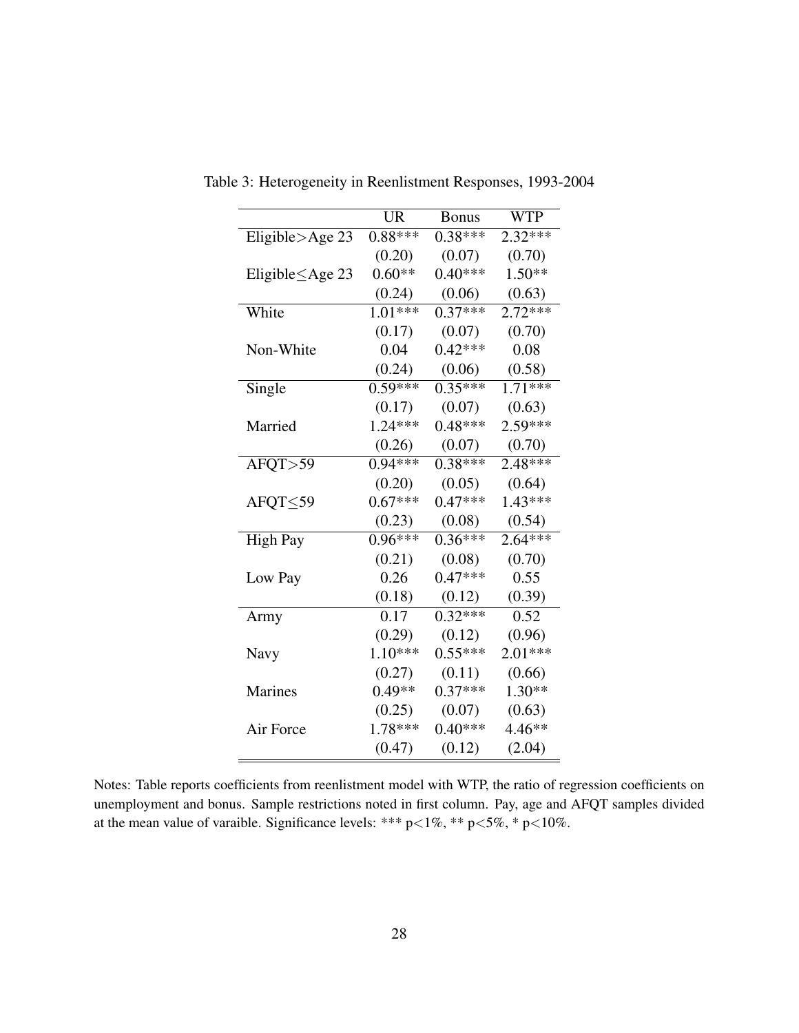Table 3: Heterogeneity in Reenlistment Responses, 1993-2004

| | UR | Bonus | WTP |
|---|---|---|---|
| Eligible>Age 23 | 0.88*** | 0.38*** | 2.32*** |
| | (0.20) | (0.07) | (0.70) |
| Eligible≤Age 23 | 0.60** | 0.40*** | 1.50** |
| | (0.24) | (0.06) | (0.63) |
| White | 1.01*** | 0.37*** | 2.72*** |
| | (0.17) | (0.07) | (0.70) |
| Non-White | 0.04 | 0.42*** | 0.08 |
| | (0.24) | (0.06) | (0.58) |
| Single | 0.59*** | 0.35*** | 1.71*** |
| | (0.17) | (0.07) | (0.63) |
| Married | 1.24*** | 0.48*** | 2.59*** |
| | (0.26) | (0.07) | (0.70) |
| AFQT>59 | 0.94*** | 0.38*** | 2.48*** |
| | (0.20) | (0.05) | (0.64) |
| AFQT≤59 | 0.67*** | 0.47*** | 1.43*** |
| | (0.23) | (0.08) | (0.54) |
| High Pay | 0.96*** | 0.36*** | 2.64*** |
| | (0.21) | (0.08) | (0.70) |
| Low Pay | 0.26 | 0.47*** | 0.55 |
| | (0.18) | (0.12) | (0.39) |
| Army | 0.17 | 0.32*** | 0.52 |
| | (0.29) | (0.12) | (0.96) |
| Navy | 1.10*** | 0.55*** | 2.01*** |
| | (0.27) | (0.11) | (0.66) |
| Marines | 0.49** | 0.37*** | 1.30** |
| | (0.25) | (0.07) | (0.63) |
| Air Force | 1.78*** | 0.40*** | 4.46** |
| | (0.47) | (0.12) | (2.04) |

Notes: Table reports coefficients from reenlistment model with WTP, the ratio of regression coefficients on unemployment and bonus. Sample restrictions noted in first column. Pay, age and AFQT samples divided at the mean value of varaible. Significance levels: *** $p<1\%$, ** $p<5\%$, * $p<10\%$.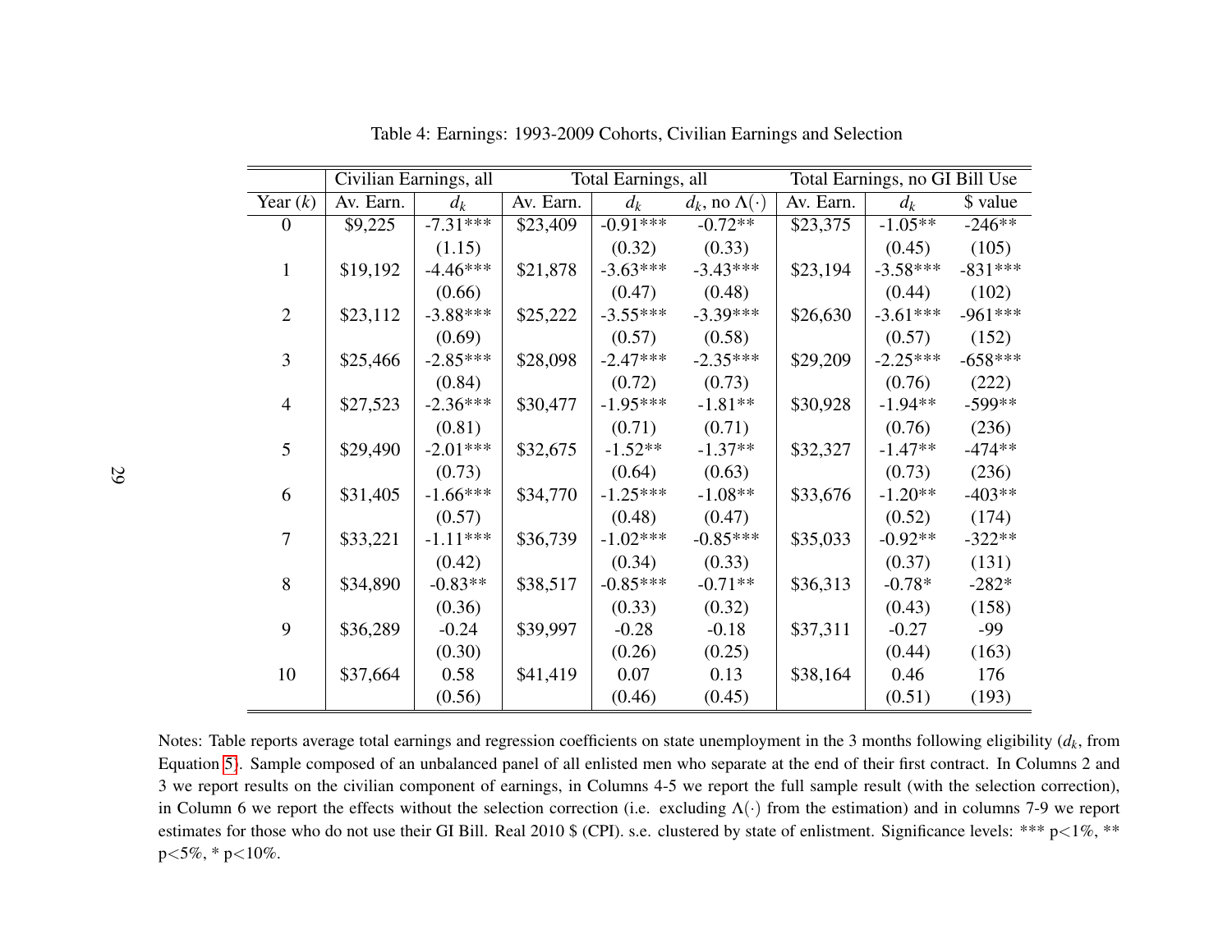Table 4: Earnings: 1993-2009 Cohorts, Civilian Earnings and Selection

| | Civilian Earnings, all | | Total Earnings, all | | | Total Earnings, no GI Bill Use | | |
|---|---|---|---|---|---|---|---|---|
| Year ($k$) | Av. Earn. | $d_k$ | Av. Earn. | $d_k$ | $d_k$, no $\Lambda(\cdot)$ | Av. Earn. | $d_k$ | $ value |
| 0 | $9,225 | -7.31*** | $23,409 | -0.91*** | -0.72** | $23,375 | -1.05** | -246** |
| | | (1.15) | | (0.32) | (0.33) | | (0.45) | (105) |
| 1 | $19,192 | -4.46*** | $21,878 | -3.63*** | -3.43*** | $23,194 | -3.58*** | -831*** |
| | | (0.66) | | (0.47) | (0.48) | | (0.44) | (102) |
| 2 | $23,112 | -3.88*** | $25,222 | -3.55*** | -3.39*** | $26,630 | -3.61*** | -961*** |
| | | (0.69) | | (0.57) | (0.58) | | (0.57) | (152) |
| 3 | $25,466 | -2.85*** | $28,098 | -2.47*** | -2.35*** | $29,209 | -2.25*** | -658*** |
| | | (0.84) | | (0.72) | (0.73) | | (0.76) | (222) |
| 4 | $27,523 | -2.36*** | $30,477 | -1.95*** | -1.81** | $30,928 | -1.94** | -599** |
| | | (0.81) | | (0.71) | (0.71) | | (0.76) | (236) |
| 5 | $29,490 | -2.01*** | $32,675 | -1.52** | -1.37** | $32,327 | -1.47** | -474** |
| | | (0.73) | | (0.64) | (0.63) | | (0.73) | (236) |
| 6 | $31,405 | -1.66*** | $34,770 | -1.25*** | -1.08** | $33,676 | -1.20** | -403** |
| | | (0.57) | | (0.48) | (0.47) | | (0.52) | (174) |
| 7 | $33,221 | -1.11*** | $36,739 | -1.02*** | -0.85*** | $35,033 | -0.92** | -322** |
| | | (0.42) | | (0.34) | (0.33) | | (0.37) | (131) |
| 8 | $34,890 | -0.83** | $38,517 | -0.85*** | -0.71** | $36,313 | -0.78* | -282* |
| | | (0.36) | | (0.33) | (0.32) | | (0.43) | (158) |
| 9 | $36,289 | -0.24 | $39,997 | -0.28 | -0.18 | $37,311 | -0.27 | -99 |
| | | (0.30) | | (0.26) | (0.25) | | (0.44) | (163) |
| 10 | $37,664 | 0.58 | $41,419 | 0.07 | 0.13 | $38,164 | 0.46 | 176 |
| | | (0.56) | | (0.46) | (0.45) | | (0.51) | (193) |

Notes: Table reports average total earnings and regression coefficients on state unemployment in the 3 months following eligibility ($d_k$, from Equation 5). Sample composed of an unbalanced panel of all enlisted men who separate at the end of their first contract. In Columns 2 and 3 we report results on the civilian component of earnings, in Columns 4-5 we report the full sample result (with the selection correction), in Column 6 we report the effects without the selection correction (i.e. excluding $\Lambda(\cdot)$ from the estimation) and in columns 7-9 we report estimates for those who do not use their GI Bill. Real 2010 $ (CPI). s.e. clustered by state of enlistment. Significance levels: *** p<1%, ** p<5%, * p<10%.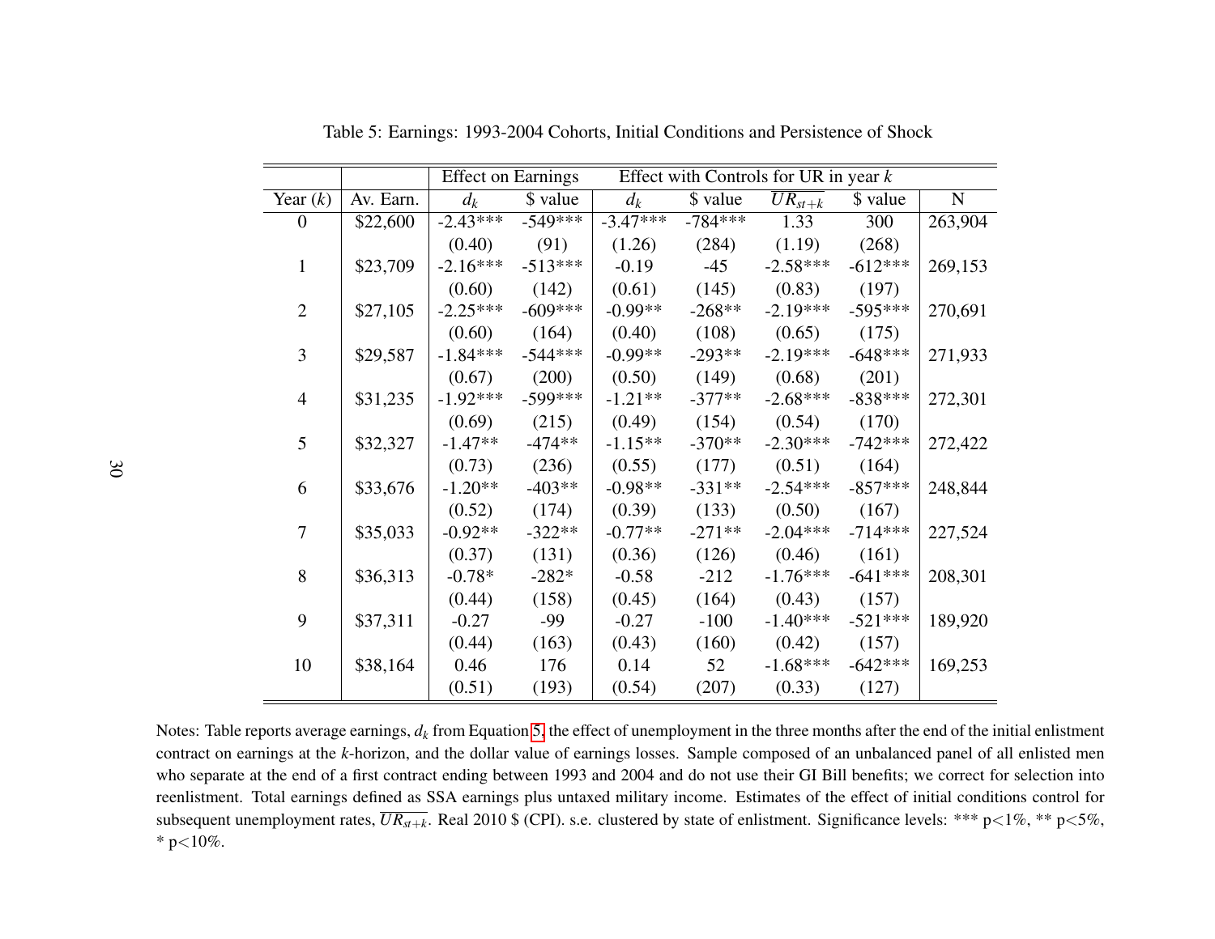Table 5: Earnings: 1993-2004 Cohorts, Initial Conditions and Persistence of Shock

| | | Effect on Earnings | | Effect with Controls for UR in year $k$ | | | | |
|---|---|---|---|---|---|---|---|---|
| Year ($k$) | Av. Earn. | $d_k$ | $ value | $d_k$ | $ value | $\overline{UR_{st+k}}$ | $ value | N |
| 0 | $22,600 | -2.43*** | -549*** | -3.47*** | -784*** | 1.33 | 300 | 263,904 |
| | | (0.40) | (91) | (1.26) | (284) | (1.19) | (268) | |
| 1 | $23,709 | -2.16*** | -513*** | -0.19 | -45 | -2.58*** | -612*** | 269,153 |
| | | (0.60) | (142) | (0.61) | (145) | (0.83) | (197) | |
| 2 | $27,105 | -2.25*** | -609*** | -0.99** | -268** | -2.19*** | -595*** | 270,691 |
| | | (0.60) | (164) | (0.40) | (108) | (0.65) | (175) | |
| 3 | $29,587 | -1.84*** | -544*** | -0.99** | -293** | -2.19*** | -648*** | 271,933 |
| | | (0.67) | (200) | (0.50) | (149) | (0.68) | (201) | |
| 4 | $31,235 | -1.92*** | -599*** | -1.21** | -377** | -2.68*** | -838*** | 272,301 |
| | | (0.69) | (215) | (0.49) | (154) | (0.54) | (170) | |
| 5 | $32,327 | -1.47** | -474** | -1.15** | -370** | -2.30*** | -742*** | 272,422 |
| | | (0.73) | (236) | (0.55) | (177) | (0.51) | (164) | |
| 6 | $33,676 | -1.20** | -403** | -0.98** | -331** | -2.54*** | -857*** | 248,844 |
| | | (0.52) | (174) | (0.39) | (133) | (0.50) | (167) | |
| 7 | $35,033 | -0.92** | -322** | -0.77** | -271** | -2.04*** | -714*** | 227,524 |
| | | (0.37) | (131) | (0.36) | (126) | (0.46) | (161) | |
| 8 | $36,313 | -0.78* | -282* | -0.58 | -212 | -1.76*** | -641*** | 208,301 |
| | | (0.44) | (158) | (0.45) | (164) | (0.43) | (157) | |
| 9 | $37,311 | -0.27 | -99 | -0.27 | -100 | -1.40*** | -521*** | 189,920 |
| | | (0.44) | (163) | (0.43) | (160) | (0.42) | (157) | |
| 10 | $38,164 | 0.46 | 176 | 0.14 | 52 | -1.68*** | -642*** | 169,253 |
| | | (0.51) | (193) | (0.54) | (207) | (0.33) | (127) | |

Notes: Table reports average earnings, $d_k$ from Equation 5, the effect of unemployment in the three months after the end of the initial enlistment contract on earnings at the $k$-horizon, and the dollar value of earnings losses. Sample composed of an unbalanced panel of all enlisted men who separate at the end of a first contract ending between 1993 and 2004 and do not use their GI Bill benefits; we correct for selection into reenlistment. Total earnings defined as SSA earnings plus untaxed military income. Estimates of the effect of initial conditions control for subsequent unemployment rates, $\overline{UR_{st+k}}$. Real 2010 $ (CPI). s.e. clustered by state of enlistment. Significance levels: *** p<1%, ** p<5%, * p<10%.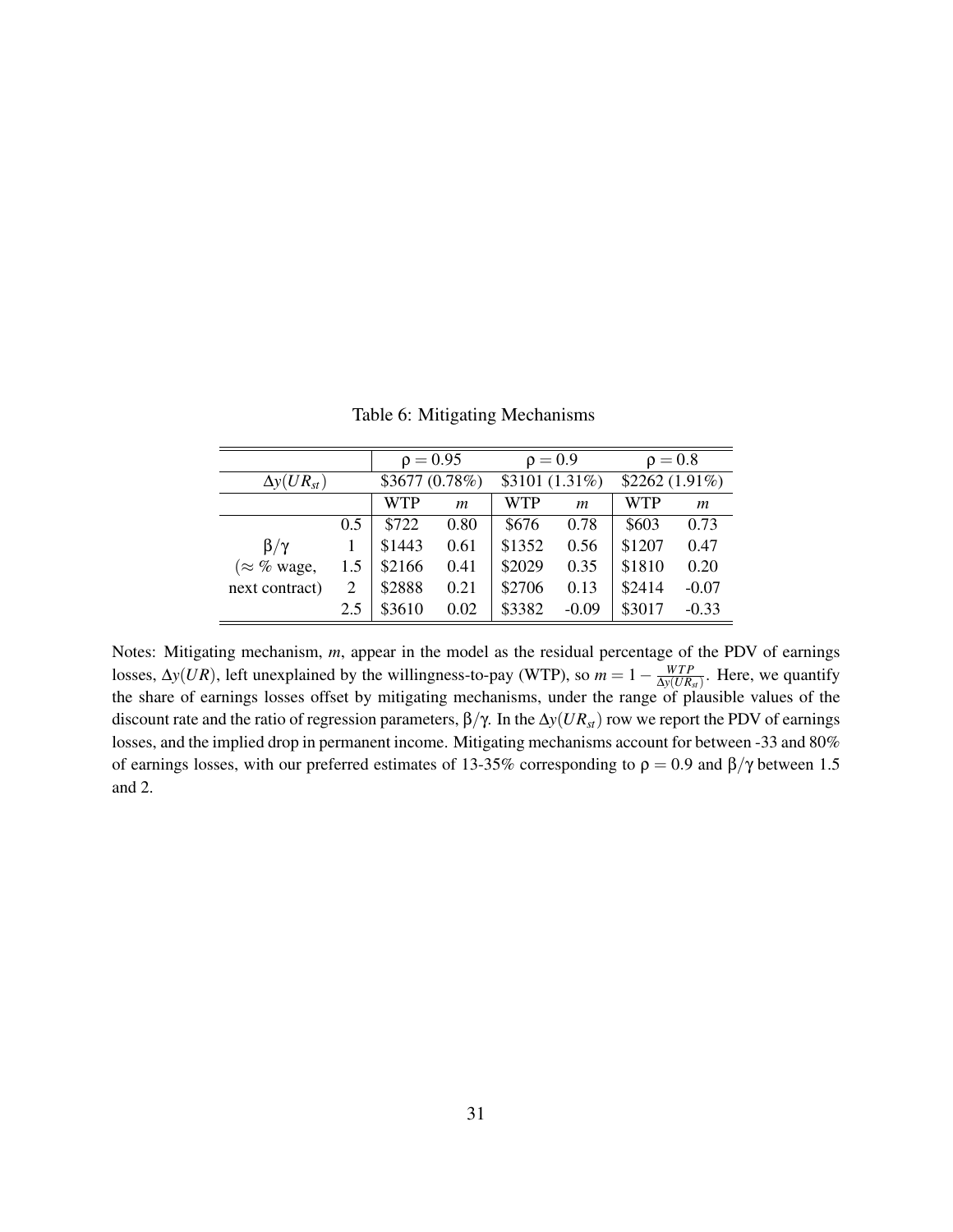Table 6: Mitigating Mechanisms

| | | $\rho = 0.95$ | | $\rho = 0.9$ | | $\rho = 0.8$ | |
|---|---|---|---|---|---|---|---|
| $\Delta y(UR_{st})$ | | \$3677 (0.78%) | | \$3101 (1.31%) | | \$2262 (1.91%) | |
| | | WTP | $m$ | WTP | $m$ | WTP | $m$ |
| | 0.5 | \$722 | 0.80 | \$676 | 0.78 | \$603 | 0.73 |
| $\beta/\gamma$ | 1 | \$1443 | 0.61 | \$1352 | 0.56 | \$1207 | 0.47 |
| ($\approx$ % wage, | 1.5 | \$2166 | 0.41 | \$2029 | 0.35 | \$1810 | 0.20 |
| next contract) | 2 | \$2888 | 0.21 | \$2706 | 0.13 | \$2414 | -0.07 |
| | 2.5 | \$3610 | 0.02 | \$3382 | -0.09 | \$3017 | -0.33 |

Notes: Mitigating mechanism, $m$, appear in the model as the residual percentage of the PDV of earnings losses, $\Delta y(UR)$, left unexplained by the willingness-to-pay (WTP), so $m = 1 - \frac{WTP}{\Delta y(UR_{st})}$. Here, we quantify the share of earnings losses offset by mitigating mechanisms, under the range of plausible values of the discount rate and the ratio of regression parameters, $\beta/\gamma$. In the $\Delta y(UR_{st})$ row we report the PDV of earnings losses, and the implied drop in permanent income. Mitigating mechanisms account for between -33 and 80% of earnings losses, with our preferred estimates of 13-35% corresponding to $\rho = 0.9$ and $\beta/\gamma$ between 1.5 and 2.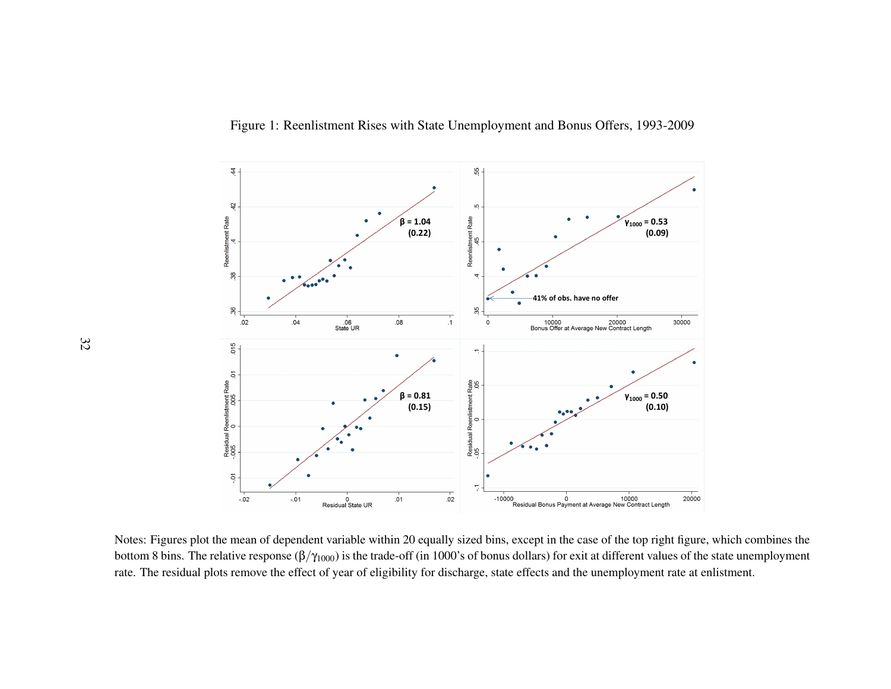Figure 1: Reenlistment Rises with State Unemployment and Bonus Offers, 1993-2009

Notes: Figures plot the mean of dependent variable within 20 equally sized bins, except in the case of the top right figure, which combines the bottom 8 bins. The relative response ($\beta/\gamma_{1000}$) is the trade-off (in 1000's of bonus dollars) for exit at different values of the state unemployment rate. The residual plots remove the effect of year of eligibility for discharge, state effects and the unemployment rate at enlistment.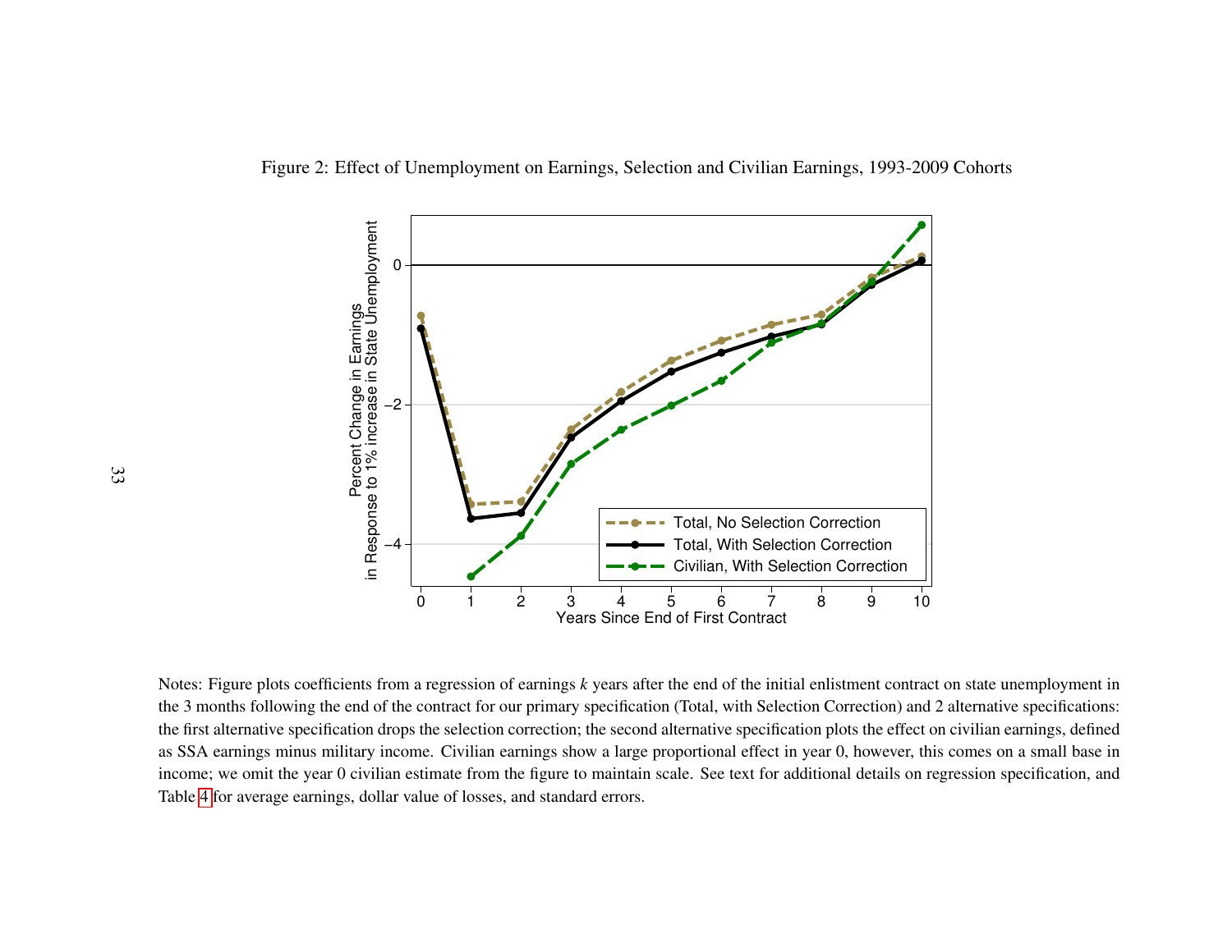Figure 2: Effect of Unemployment on Earnings, Selection and Civilian Earnings, 1993-2009 Cohorts

Notes: Figure plots coefficients from a regression of earnings *k* years after the end of the initial enlistment contract on state unemployment in the 3 months following the end of the contract for our primary specification (Total, with Selection Correction) and 2 alternative specifications: the first alternative specification drops the selection correction; the second alternative specification plots the effect on civilian earnings, defined as SSA earnings minus military income. Civilian earnings show a large proportional effect in year 0, however, this comes on a small base in income; we omit the year 0 civilian estimate from the figure to maintain scale. See text for additional details on regression specification, and Table 4 for average earnings, dollar value of losses, and standard errors.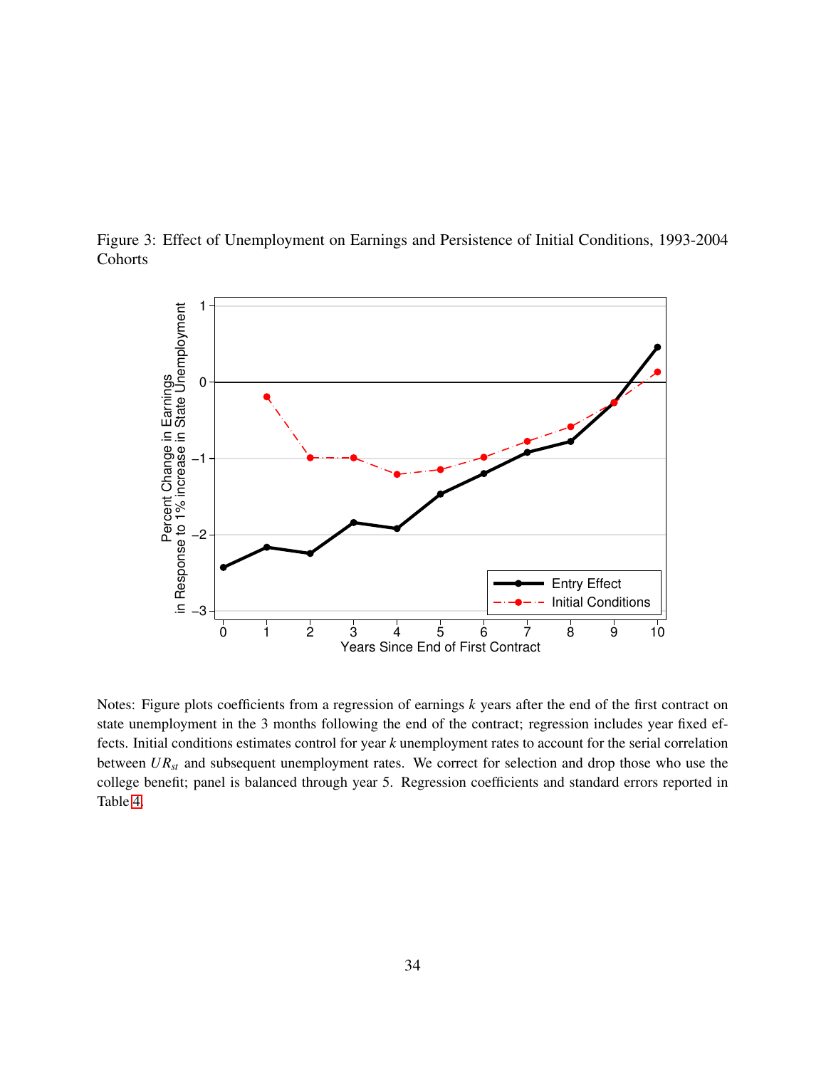Figure 3: Effect of Unemployment on Earnings and Persistence of Initial Conditions, 1993-2004 Cohorts

Notes: Figure plots coefficients from a regression of earnings $k$ years after the end of the first contract on state unemployment in the 3 months following the end of the contract; regression includes year fixed effects. Initial conditions estimates control for year $k$ unemployment rates to account for the serial correlation between $UR_{st}$ and subsequent unemployment rates. We correct for selection and drop those who use the college benefit; panel is balanced through year 5. Regression coefficients and standard errors reported in Table 4.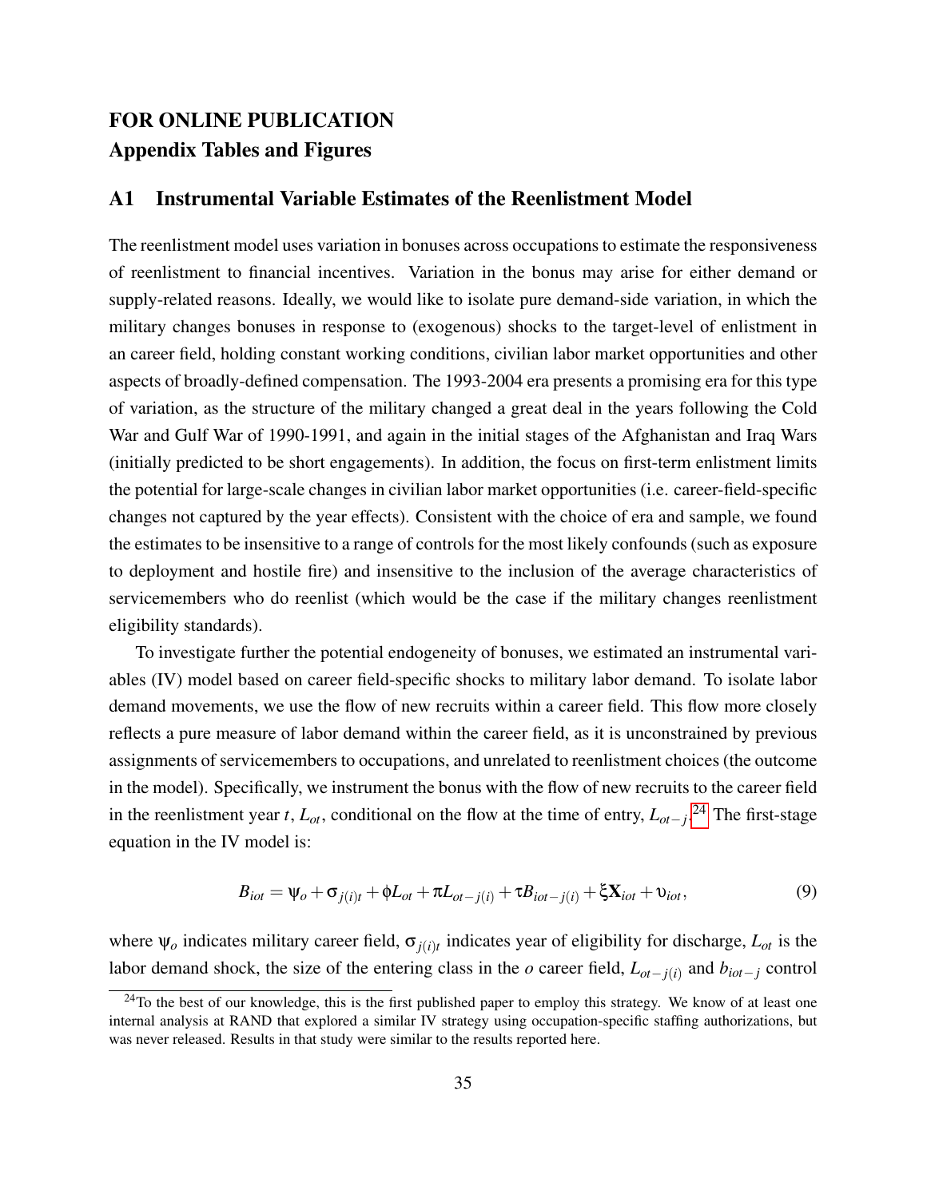## FOR ONLINE PUBLICATION
## Appendix Tables and Figures

## A1 Instrumental Variable Estimates of the Reenlistment Model

The reenlistment model uses variation in bonuses across occupations to estimate the responsiveness of reenlistment to financial incentives. Variation in the bonus may arise for either demand or supply-related reasons. Ideally, we would like to isolate pure demand-side variation, in which the military changes bonuses in response to (exogenous) shocks to the target-level of enlistment in an career field, holding constant working conditions, civilian labor market opportunities and other aspects of broadly-defined compensation. The 1993-2004 era presents a promising era for this type of variation, as the structure of the military changed a great deal in the years following the Cold War and Gulf War of 1990-1991, and again in the initial stages of the Afghanistan and Iraq Wars (initially predicted to be short engagements). In addition, the focus on first-term enlistment limits the potential for large-scale changes in civilian labor market opportunities (i.e. career-field-specific changes not captured by the year effects). Consistent with the choice of era and sample, we found the estimates to be insensitive to a range of controls for the most likely confounds (such as exposure to deployment and hostile fire) and insensitive to the inclusion of the average characteristics of servicemembers who do reenlist (which would be the case if the military changes reenlistment eligibility standards).

To investigate further the potential endogeneity of bonuses, we estimated an instrumental variables (IV) model based on career field-specific shocks to military labor demand. To isolate labor demand movements, we use the flow of new recruits within a career field. This flow more closely reflects a pure measure of labor demand within the career field, as it is unconstrained by previous assignments of servicemembers to occupations, and unrelated to reenlistment choices (the outcome in the model). Specifically, we instrument the bonus with the flow of new recruits to the career field in the reenlistment year $t$, $L_{ot}$, conditional on the flow at the time of entry, $L_{ot-j}$.[24] The first-stage equation in the IV model is:

$$B_{iot} = \psi_o + \sigma_{j(i)t} + \phi L_{ot} + \pi L_{ot-j(i)} + \tau B_{iot-j(i)} + \xi \mathbf{X}_{iot} + \upsilon_{iot}, \tag{9}$$

where $\psi_o$ indicates military career field, $\sigma_{j(i)t}$ indicates year of eligibility for discharge, $L_{ot}$ is the labor demand shock, the size of the entering class in the $o$ career field, $L_{ot-j(i)}$ and $b_{iot-j}$ control

[24] To the best of our knowledge, this is the first published paper to employ this strategy. We know of at least one internal analysis at RAND that explored a similar IV strategy using occupation-specific staffing authorizations, but was never released. Results in that study were similar to the results reported here.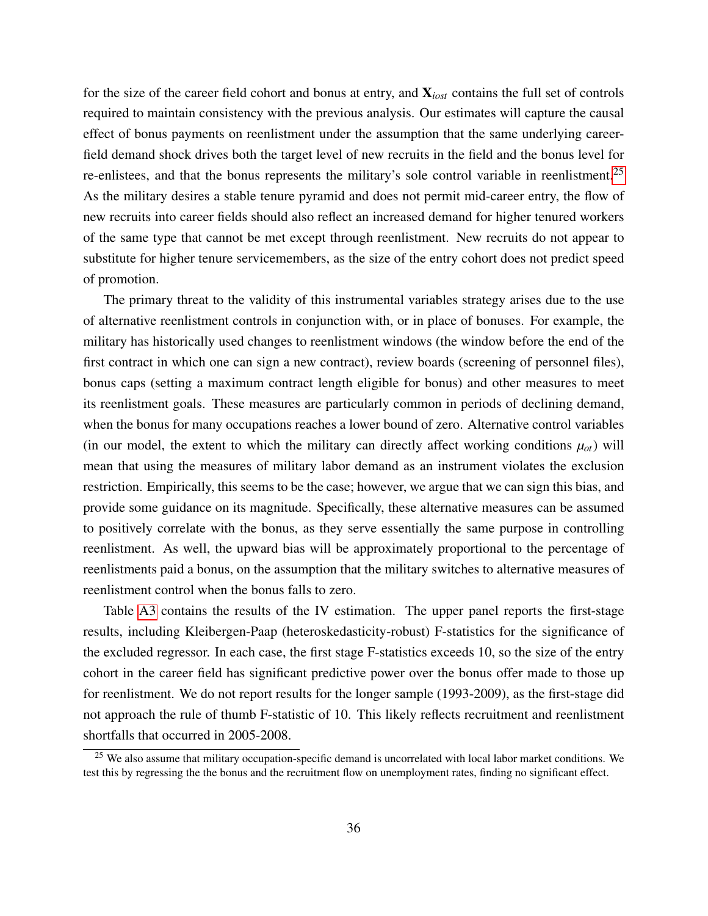for the size of the career field cohort and bonus at entry, and $\mathbf{X}_{iost}$ contains the full set of controls required to maintain consistency with the previous analysis. Our estimates will capture the causal effect of bonus payments on reenlistment under the assumption that the same underlying career-field demand shock drives both the target level of new recruits in the field and the bonus level for re-enlistees, and that the bonus represents the military's sole control variable in reenlistment.[25] As the military desires a stable tenure pyramid and does not permit mid-career entry, the flow of new recruits into career fields should also reflect an increased demand for higher tenured workers of the same type that cannot be met except through reenlistment. New recruits do not appear to substitute for higher tenure servicemembers, as the size of the entry cohort does not predict speed of promotion.

The primary threat to the validity of this instrumental variables strategy arises due to the use of alternative reenlistment controls in conjunction with, or in place of bonuses. For example, the military has historically used changes to reenlistment windows (the window before the end of the first contract in which one can sign a new contract), review boards (screening of personnel files), bonus caps (setting a maximum contract length eligible for bonus) and other measures to meet its reenlistment goals. These measures are particularly common in periods of declining demand, when the bonus for many occupations reaches a lower bound of zero. Alternative control variables (in our model, the extent to which the military can directly affect working conditions $\mu_{ot}$) will mean that using the measures of military labor demand as an instrument violates the exclusion restriction. Empirically, this seems to be the case; however, we argue that we can sign this bias, and provide some guidance on its magnitude. Specifically, these alternative measures can be assumed to positively correlate with the bonus, as they serve essentially the same purpose in controlling reenlistment. As well, the upward bias will be approximately proportional to the percentage of reenlistments paid a bonus, on the assumption that the military switches to alternative measures of reenlistment control when the bonus falls to zero.

Table A3 contains the results of the IV estimation. The upper panel reports the first-stage results, including Kleibergen-Paap (heteroskedasticity-robust) F-statistics for the significance of the excluded regressor. In each case, the first stage F-statistics exceeds 10, so the size of the entry cohort in the career field has significant predictive power over the bonus offer made to those up for reenlistment. We do not report results for the longer sample (1993-2009), as the first-stage did not approach the rule of thumb F-statistic of 10. This likely reflects recruitment and reenlistment shortfalls that occurred in 2005-2008.

[25] We also assume that military occupation-specific demand is uncorrelated with local labor market conditions. We test this by regressing the the bonus and the recruitment flow on unemployment rates, finding no significant effect.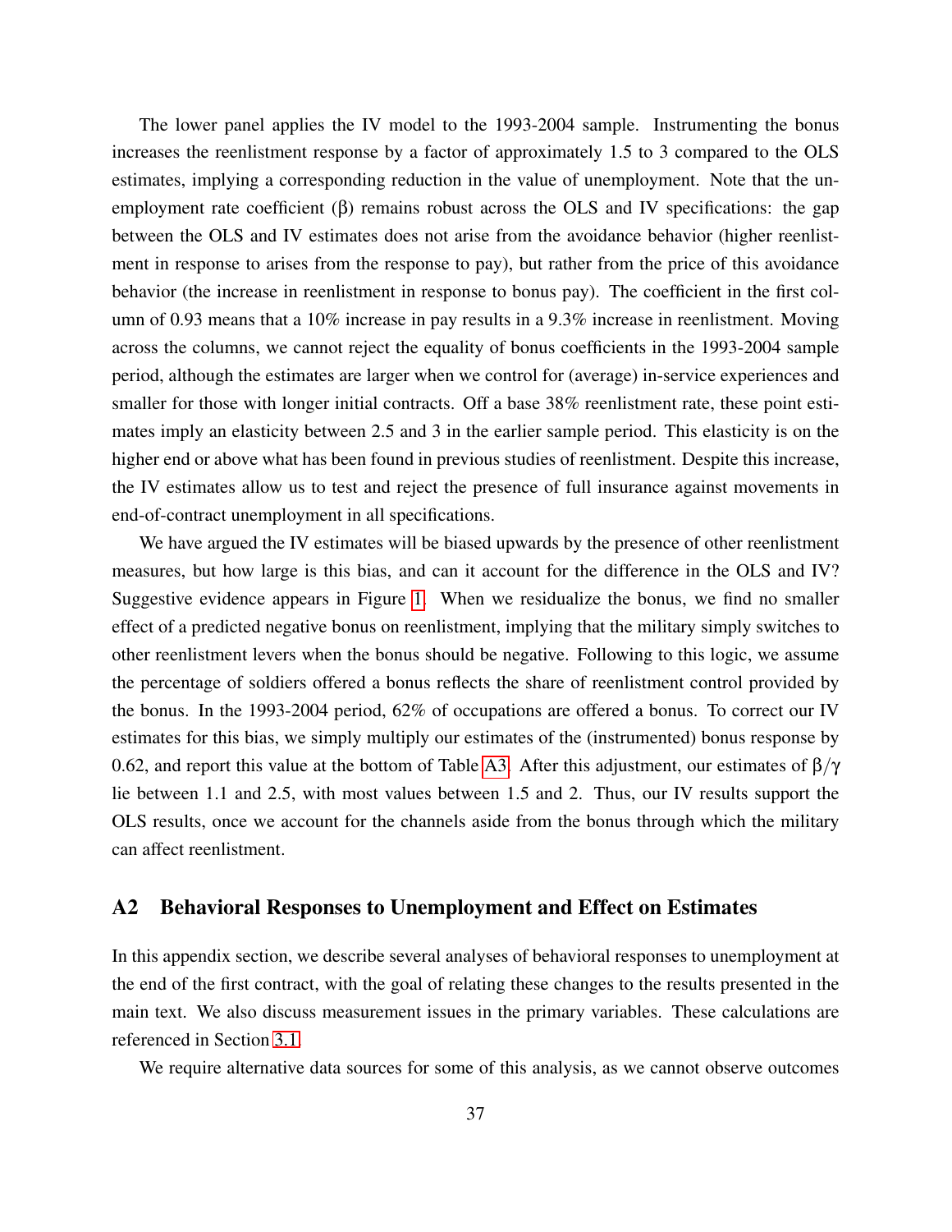The lower panel applies the IV model to the 1993-2004 sample. Instrumenting the bonus increases the reenlistment response by a factor of approximately 1.5 to 3 compared to the OLS estimates, implying a corresponding reduction in the value of unemployment. Note that the unemployment rate coefficient ($\beta$) remains robust across the OLS and IV specifications: the gap between the OLS and IV estimates does not arise from the avoidance behavior (higher reenlistment in response to arises from the response to pay), but rather from the price of this avoidance behavior (the increase in reenlistment in response to bonus pay). The coefficient in the first column of 0.93 means that a 10% increase in pay results in a 9.3% increase in reenlistment. Moving across the columns, we cannot reject the equality of bonus coefficients in the 1993-2004 sample period, although the estimates are larger when we control for (average) in-service experiences and smaller for those with longer initial contracts. Off a base 38% reenlistment rate, these point estimates imply an elasticity between 2.5 and 3 in the earlier sample period. This elasticity is on the higher end or above what has been found in previous studies of reenlistment. Despite this increase, the IV estimates allow us to test and reject the presence of full insurance against movements in end-of-contract unemployment in all specifications.

We have argued the IV estimates will be biased upwards by the presence of other reenlistment measures, but how large is this bias, and can it account for the difference in the OLS and IV? Suggestive evidence appears in Figure 1. When we residualize the bonus, we find no smaller effect of a predicted negative bonus on reenlistment, implying that the military simply switches to other reenlistment levers when the bonus should be negative. Following to this logic, we assume the percentage of soldiers offered a bonus reflects the share of reenlistment control provided by the bonus. In the 1993-2004 period, 62% of occupations are offered a bonus. To correct our IV estimates for this bias, we simply multiply our estimates of the (instrumented) bonus response by 0.62, and report this value at the bottom of Table A3. After this adjustment, our estimates of $\beta/\gamma$ lie between 1.1 and 2.5, with most values between 1.5 and 2. Thus, our IV results support the OLS results, once we account for the channels aside from the bonus through which the military can affect reenlistment.

## A2 Behavioral Responses to Unemployment and Effect on Estimates

In this appendix section, we describe several analyses of behavioral responses to unemployment at the end of the first contract, with the goal of relating these changes to the results presented in the main text. We also discuss measurement issues in the primary variables. These calculations are referenced in Section 3.1.

We require alternative data sources for some of this analysis, as we cannot observe outcomes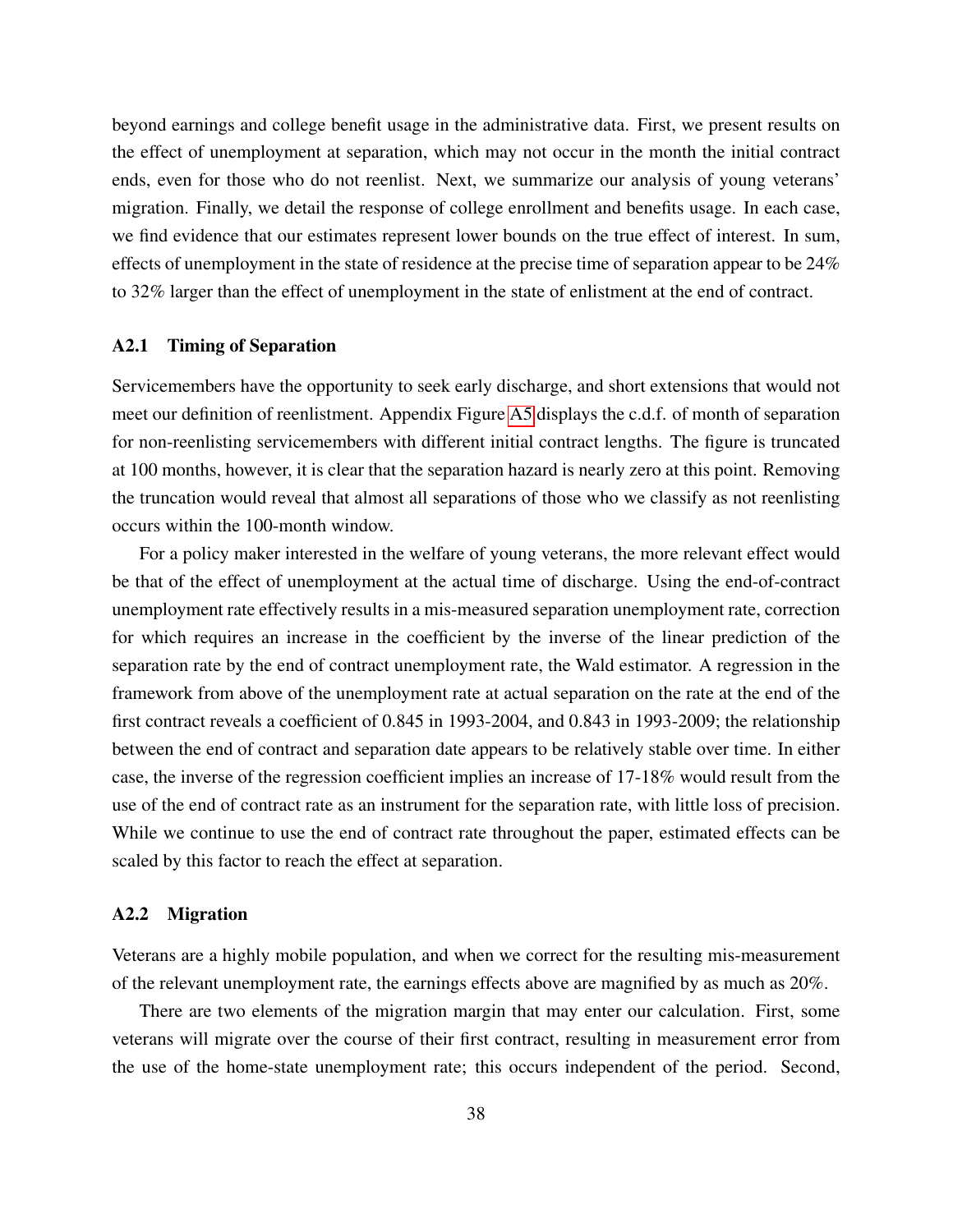beyond earnings and college benefit usage in the administrative data. First, we present results on the effect of unemployment at separation, which may not occur in the month the initial contract ends, even for those who do not reenlist. Next, we summarize our analysis of young veterans' migration. Finally, we detail the response of college enrollment and benefits usage. In each case, we find evidence that our estimates represent lower bounds on the true effect of interest. In sum, effects of unemployment in the state of residence at the precise time of separation appear to be 24% to 32% larger than the effect of unemployment in the state of enlistment at the end of contract.

### A2.1 Timing of Separation

Servicemembers have the opportunity to seek early discharge, and short extensions that would not meet our definition of reenlistment. Appendix Figure A5 displays the c.d.f. of month of separation for non-reenlisting servicemembers with different initial contract lengths. The figure is truncated at 100 months, however, it is clear that the separation hazard is nearly zero at this point. Removing the truncation would reveal that almost all separations of those who we classify as not reenlisting occurs within the 100-month window.

For a policy maker interested in the welfare of young veterans, the more relevant effect would be that of the effect of unemployment at the actual time of discharge. Using the end-of-contract unemployment rate effectively results in a mis-measured separation unemployment rate, correction for which requires an increase in the coefficient by the inverse of the linear prediction of the separation rate by the end of contract unemployment rate, the Wald estimator. A regression in the framework from above of the unemployment rate at actual separation on the rate at the end of the first contract reveals a coefficient of 0.845 in 1993-2004, and 0.843 in 1993-2009; the relationship between the end of contract and separation date appears to be relatively stable over time. In either case, the inverse of the regression coefficient implies an increase of 17-18% would result from the use of the end of contract rate as an instrument for the separation rate, with little loss of precision. While we continue to use the end of contract rate throughout the paper, estimated effects can be scaled by this factor to reach the effect at separation.

### A2.2 Migration

Veterans are a highly mobile population, and when we correct for the resulting mis-measurement of the relevant unemployment rate, the earnings effects above are magnified by as much as 20%.

There are two elements of the migration margin that may enter our calculation. First, some veterans will migrate over the course of their first contract, resulting in measurement error from the use of the home-state unemployment rate; this occurs independent of the period. Second,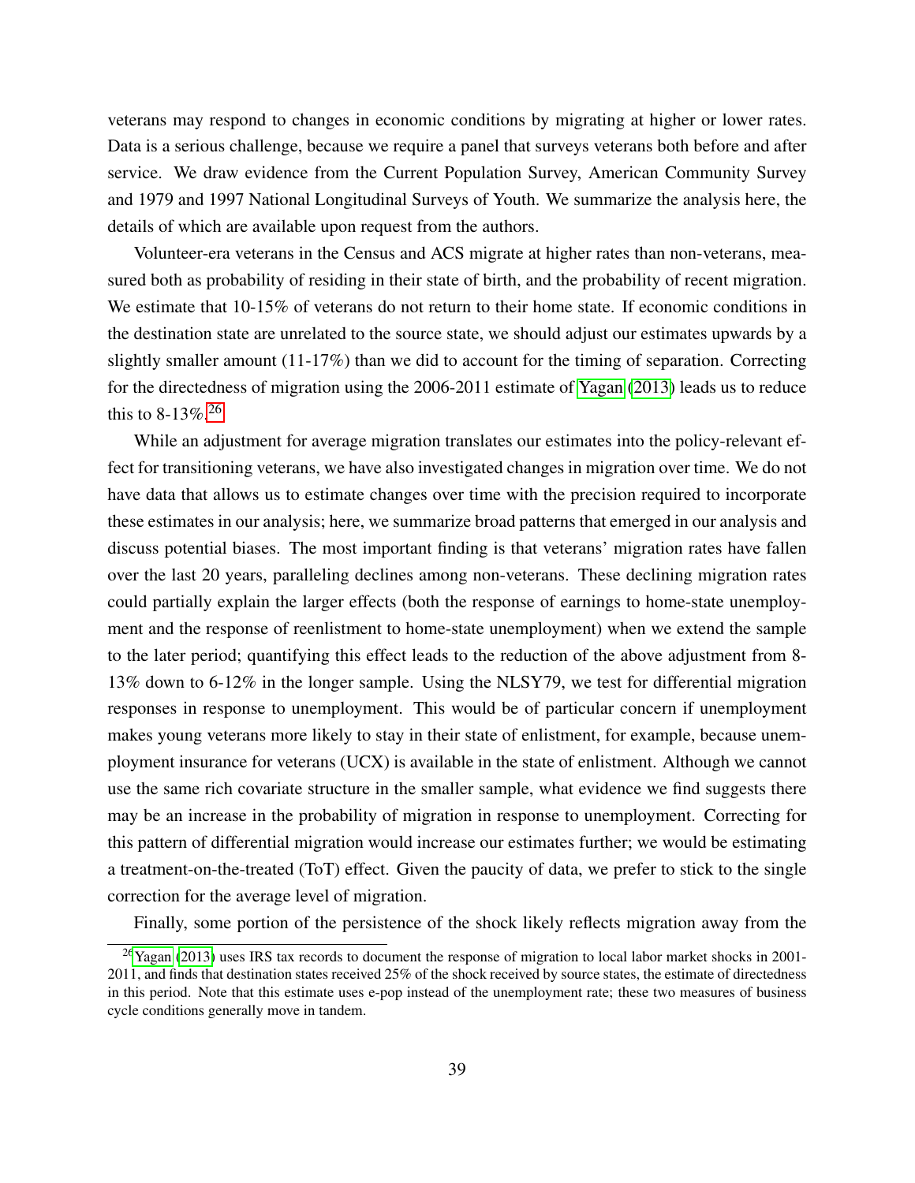veterans may respond to changes in economic conditions by migrating at higher or lower rates. Data is a serious challenge, because we require a panel that surveys veterans both before and after service. We draw evidence from the Current Population Survey, American Community Survey and 1979 and 1997 National Longitudinal Surveys of Youth. We summarize the analysis here, the details of which are available upon request from the authors.

Volunteer-era veterans in the Census and ACS migrate at higher rates than non-veterans, measured both as probability of residing in their state of birth, and the probability of recent migration. We estimate that 10-15% of veterans do not return to their home state. If economic conditions in the destination state are unrelated to the source state, we should adjust our estimates upwards by a slightly smaller amount (11-17%) than we did to account for the timing of separation. Correcting for the directedness of migration using the 2006-2011 estimate of Yagan (2013) leads us to reduce this to 8-13%.[26]

While an adjustment for average migration translates our estimates into the policy-relevant effect for transitioning veterans, we have also investigated changes in migration over time. We do not have data that allows us to estimate changes over time with the precision required to incorporate these estimates in our analysis; here, we summarize broad patterns that emerged in our analysis and discuss potential biases. The most important finding is that veterans' migration rates have fallen over the last 20 years, paralleling declines among non-veterans. These declining migration rates could partially explain the larger effects (both the response of earnings to home-state unemployment and the response of reenlistment to home-state unemployment) when we extend the sample to the later period; quantifying this effect leads to the reduction of the above adjustment from 8-13% down to 6-12% in the longer sample. Using the NLSY79, we test for differential migration responses in response to unemployment. This would be of particular concern if unemployment makes young veterans more likely to stay in their state of enlistment, for example, because unemployment insurance for veterans (UCX) is available in the state of enlistment. Although we cannot use the same rich covariate structure in the smaller sample, what evidence we find suggests there may be an increase in the probability of migration in response to unemployment. Correcting for this pattern of differential migration would increase our estimates further; we would be estimating a treatment-on-the-treated (ToT) effect. Given the paucity of data, we prefer to stick to the single correction for the average level of migration.

Finally, some portion of the persistence of the shock likely reflects migration away from the

[26] Yagan (2013) uses IRS tax records to document the response of migration to local labor market shocks in 2001-2011, and finds that destination states received 25% of the shock received by source states, the estimate of directedness in this period. Note that this estimate uses e-pop instead of the unemployment rate; these two measures of business cycle conditions generally move in tandem.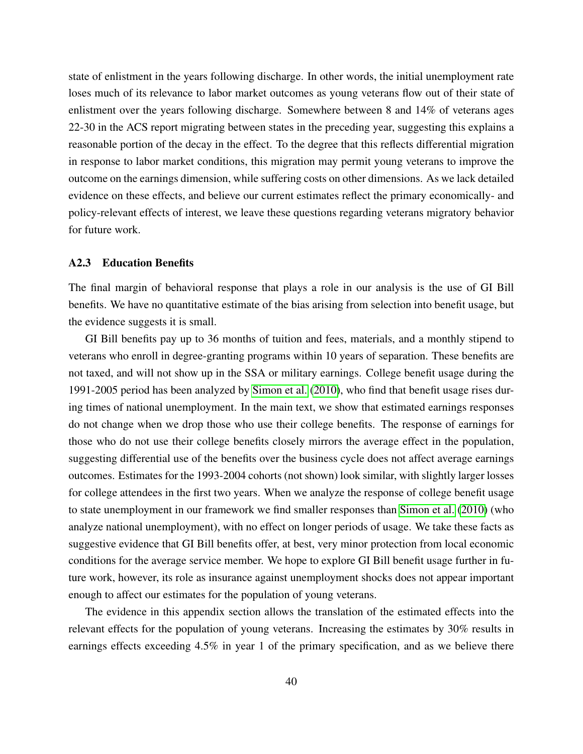state of enlistment in the years following discharge. In other words, the initial unemployment rate loses much of its relevance to labor market outcomes as young veterans flow out of their state of enlistment over the years following discharge. Somewhere between 8 and 14% of veterans ages 22-30 in the ACS report migrating between states in the preceding year, suggesting this explains a reasonable portion of the decay in the effect. To the degree that this reflects differential migration in response to labor market conditions, this migration may permit young veterans to improve the outcome on the earnings dimension, while suffering costs on other dimensions. As we lack detailed evidence on these effects, and believe our current estimates reflect the primary economically- and policy-relevant effects of interest, we leave these questions regarding veterans migratory behavior for future work.

### A2.3 Education Benefits

The final margin of behavioral response that plays a role in our analysis is the use of GI Bill benefits. We have no quantitative estimate of the bias arising from selection into benefit usage, but the evidence suggests it is small.

GI Bill benefits pay up to 36 months of tuition and fees, materials, and a monthly stipend to veterans who enroll in degree-granting programs within 10 years of separation. These benefits are not taxed, and will not show up in the SSA or military earnings. College benefit usage during the 1991-2005 period has been analyzed by Simon et al. (2010), who find that benefit usage rises during times of national unemployment. In the main text, we show that estimated earnings responses do not change when we drop those who use their college benefits. The response of earnings for those who do not use their college benefits closely mirrors the average effect in the population, suggesting differential use of the benefits over the business cycle does not affect average earnings outcomes. Estimates for the 1993-2004 cohorts (not shown) look similar, with slightly larger losses for college attendees in the first two years. When we analyze the response of college benefit usage to state unemployment in our framework we find smaller responses than Simon et al. (2010) (who analyze national unemployment), with no effect on longer periods of usage. We take these facts as suggestive evidence that GI Bill benefits offer, at best, very minor protection from local economic conditions for the average service member. We hope to explore GI Bill benefit usage further in future work, however, its role as insurance against unemployment shocks does not appear important enough to affect our estimates for the population of young veterans.

The evidence in this appendix section allows the translation of the estimated effects into the relevant effects for the population of young veterans. Increasing the estimates by 30% results in earnings effects exceeding 4.5% in year 1 of the primary specification, and as we believe there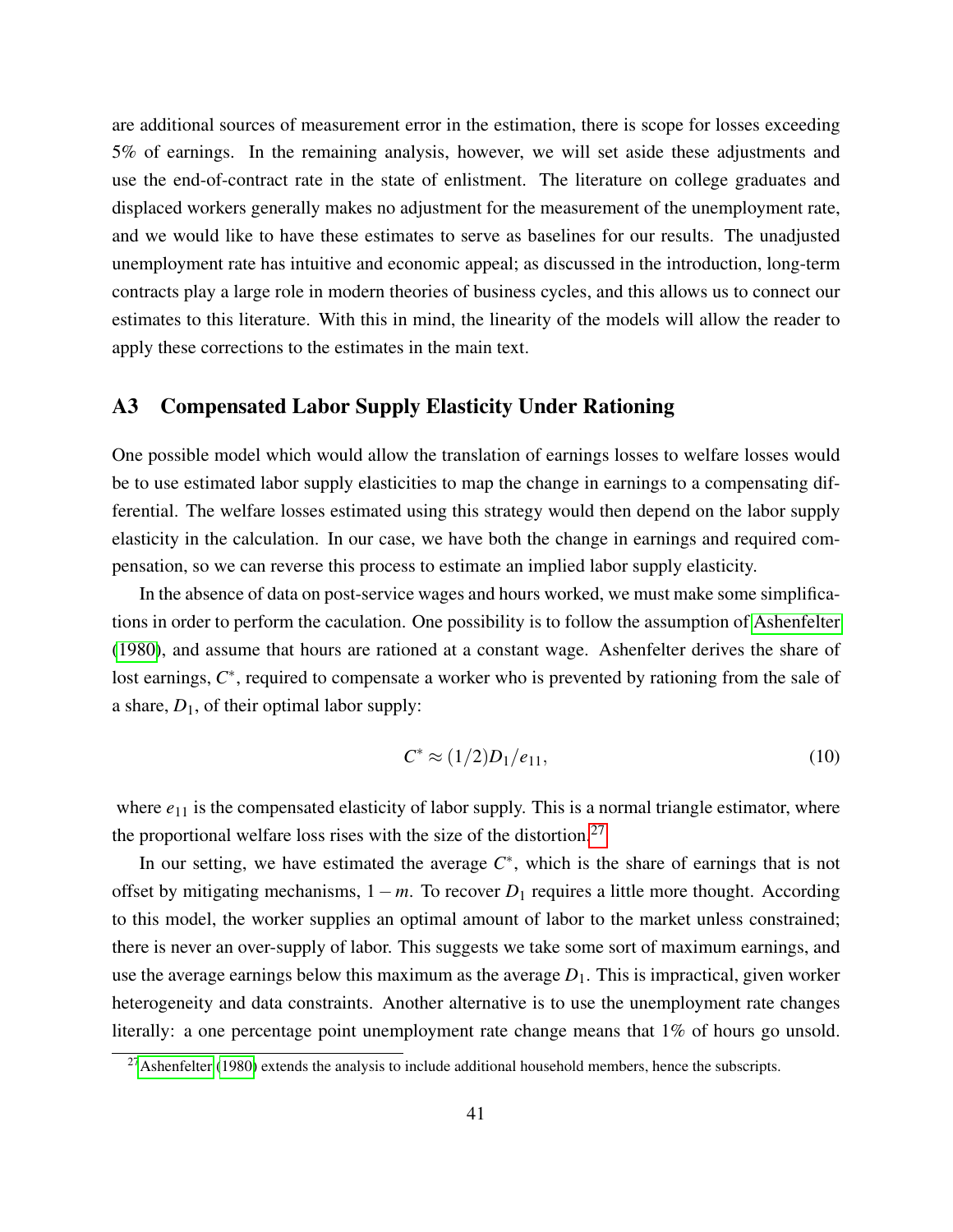are additional sources of measurement error in the estimation, there is scope for losses exceeding 5% of earnings. In the remaining analysis, however, we will set aside these adjustments and use the end-of-contract rate in the state of enlistment. The literature on college graduates and displaced workers generally makes no adjustment for the measurement of the unemployment rate, and we would like to have these estimates to serve as baselines for our results. The unadjusted unemployment rate has intuitive and economic appeal; as discussed in the introduction, long-term contracts play a large role in modern theories of business cycles, and this allows us to connect our estimates to this literature. With this in mind, the linearity of the models will allow the reader to apply these corrections to the estimates in the main text.

## A3 Compensated Labor Supply Elasticity Under Rationing

One possible model which would allow the translation of earnings losses to welfare losses would be to use estimated labor supply elasticities to map the change in earnings to a compensating differential. The welfare losses estimated using this strategy would then depend on the labor supply elasticity in the calculation. In our case, we have both the change in earnings and required compensation, so we can reverse this process to estimate an implied labor supply elasticity.

In the absence of data on post-service wages and hours worked, we must make some simplifications in order to perform the caculation. One possibility is to follow the assumption of Ashenfelter (1980), and assume that hours are rationed at a constant wage. Ashenfelter derives the share of lost earnings, $C^*$, required to compensate a worker who is prevented by rationing from the sale of a share, $D_1$, of their optimal labor supply:

$$C^* \approx (1/2)D_1/e_{11}, \tag{10}$$

where $e_{11}$ is the compensated elasticity of labor supply. This is a normal triangle estimator, where the proportional welfare loss rises with the size of the distortion.[27]

In our setting, we have estimated the average $C^*$, which is the share of earnings that is not offset by mitigating mechanisms, $1-m$. To recover $D_1$ requires a little more thought. According to this model, the worker supplies an optimal amount of labor to the market unless constrained; there is never an over-supply of labor. This suggests we take some sort of maximum earnings, and use the average earnings below this maximum as the average $D_1$. This is impractical, given worker heterogeneity and data constraints. Another alternative is to use the unemployment rate changes literally: a one percentage point unemployment rate change means that 1% of hours go unsold.

[27] Ashenfelter (1980) extends the analysis to include additional household members, hence the subscripts.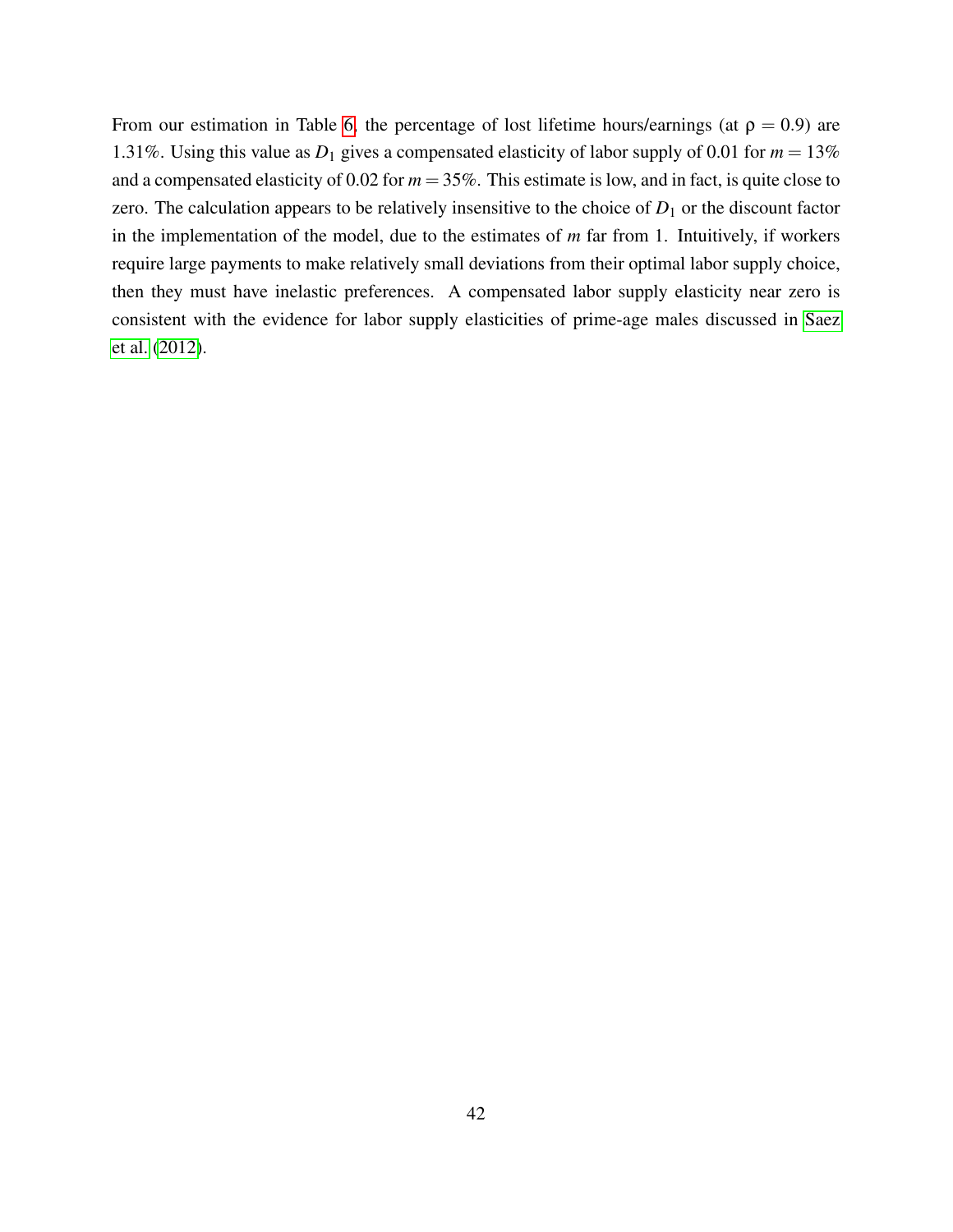From our estimation in Table 6, the percentage of lost lifetime hours/earnings (at $\rho = 0.9$) are 1.31%. Using this value as $D_1$ gives a compensated elasticity of labor supply of 0.01 for $m = 13\%$ and a compensated elasticity of 0.02 for $m = 35\%$. This estimate is low, and in fact, is quite close to zero. The calculation appears to be relatively insensitive to the choice of $D_1$ or the discount factor in the implementation of the model, due to the estimates of $m$ far from 1. Intuitively, if workers require large payments to make relatively small deviations from their optimal labor supply choice, then they must have inelastic preferences. A compensated labor supply elasticity near zero is consistent with the evidence for labor supply elasticities of prime-age males discussed in Saez et al. (2012).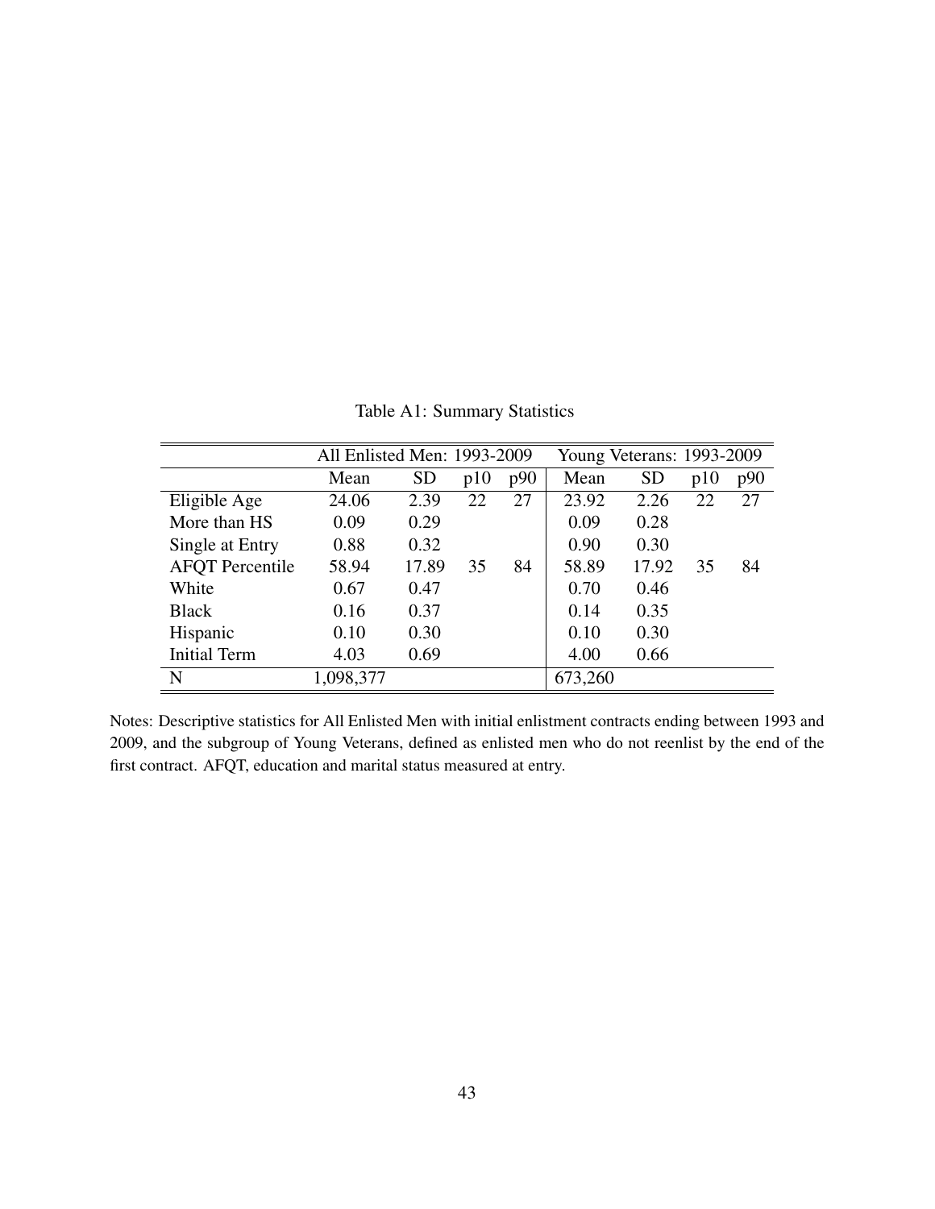Table A1: Summary Statistics

| | All Enlisted Men: 1993-2009 | | | | Young Veterans: 1993-2009 | | | |
|---|---|---|---|---|---|---|---|---|
| | Mean | SD | p10 | p90 | Mean | SD | p10 | p90 |
| Eligible Age | 24.06 | 2.39 | 22 | 27 | 23.92 | 2.26 | 22 | 27 |
| More than HS | 0.09 | 0.29 | | | 0.09 | 0.28 | | |
| Single at Entry | 0.88 | 0.32 | | | 0.90 | 0.30 | | |
| AFQT Percentile | 58.94 | 17.89 | 35 | 84 | 58.89 | 17.92 | 35 | 84 |
| White | 0.67 | 0.47 | | | 0.70 | 0.46 | | |
| Black | 0.16 | 0.37 | | | 0.14 | 0.35 | | |
| Hispanic | 0.10 | 0.30 | | | 0.10 | 0.30 | | |
| Initial Term | 4.03 | 0.69 | | | 4.00 | 0.66 | | |
| N | 1,098,377 | | | | 673,260 | | | |

Notes: Descriptive statistics for All Enlisted Men with initial enlistment contracts ending between 1993 and 2009, and the subgroup of Young Veterans, defined as enlisted men who do not reenlist by the end of the first contract. AFQT, education and marital status measured at entry.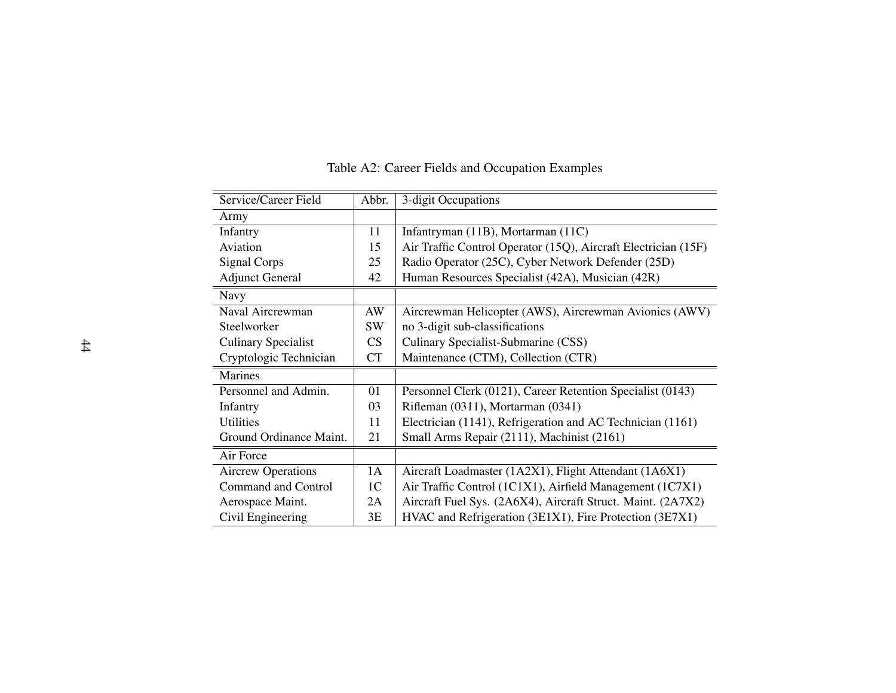Table A2: Career Fields and Occupation Examples

| Service/Career Field | Abbr. | 3-digit Occupations |
|---|---|---|
| Army | | |
| Infantry | 11 | Infantryman (11B), Mortarman (11C) |
| Aviation | 15 | Air Traffic Control Operator (15Q), Aircraft Electrician (15F) |
| Signal Corps | 25 | Radio Operator (25C), Cyber Network Defender (25D) |
| Adjunct General | 42 | Human Resources Specialist (42A), Musician (42R) |
| Navy | | |
| Naval Aircrewman | AW | Aircrewman Helicopter (AWS), Aircrewman Avionics (AWV) |
| Steelworker | SW | no 3-digit sub-classifications |
| Culinary Specialist | CS | Culinary Specialist-Submarine (CSS) |
| Cryptologic Technician | CT | Maintenance (CTM), Collection (CTR) |
| Marines | | |
| Personnel and Admin. | 01 | Personnel Clerk (0121), Career Retention Specialist (0143) |
| Infantry | 03 | Rifleman (0311), Mortarman (0341) |
| Utilities | 11 | Electrician (1141), Refrigeration and AC Technician (1161) |
| Ground Ordinance Maint. | 21 | Small Arms Repair (2111), Machinist (2161) |
| Air Force | | |
| Aircrew Operations | 1A | Aircraft Loadmaster (1A2X1), Flight Attendant (1A6X1) |
| Command and Control | 1C | Air Traffic Control (1C1X1), Airfield Management (1C7X1) |
| Aerospace Maint. | 2A | Aircraft Fuel Sys. (2A6X4), Aircraft Struct. Maint. (2A7X2) |
| Civil Engineering | 3E | HVAC and Refrigeration (3E1X1), Fire Protection (3E7X1) |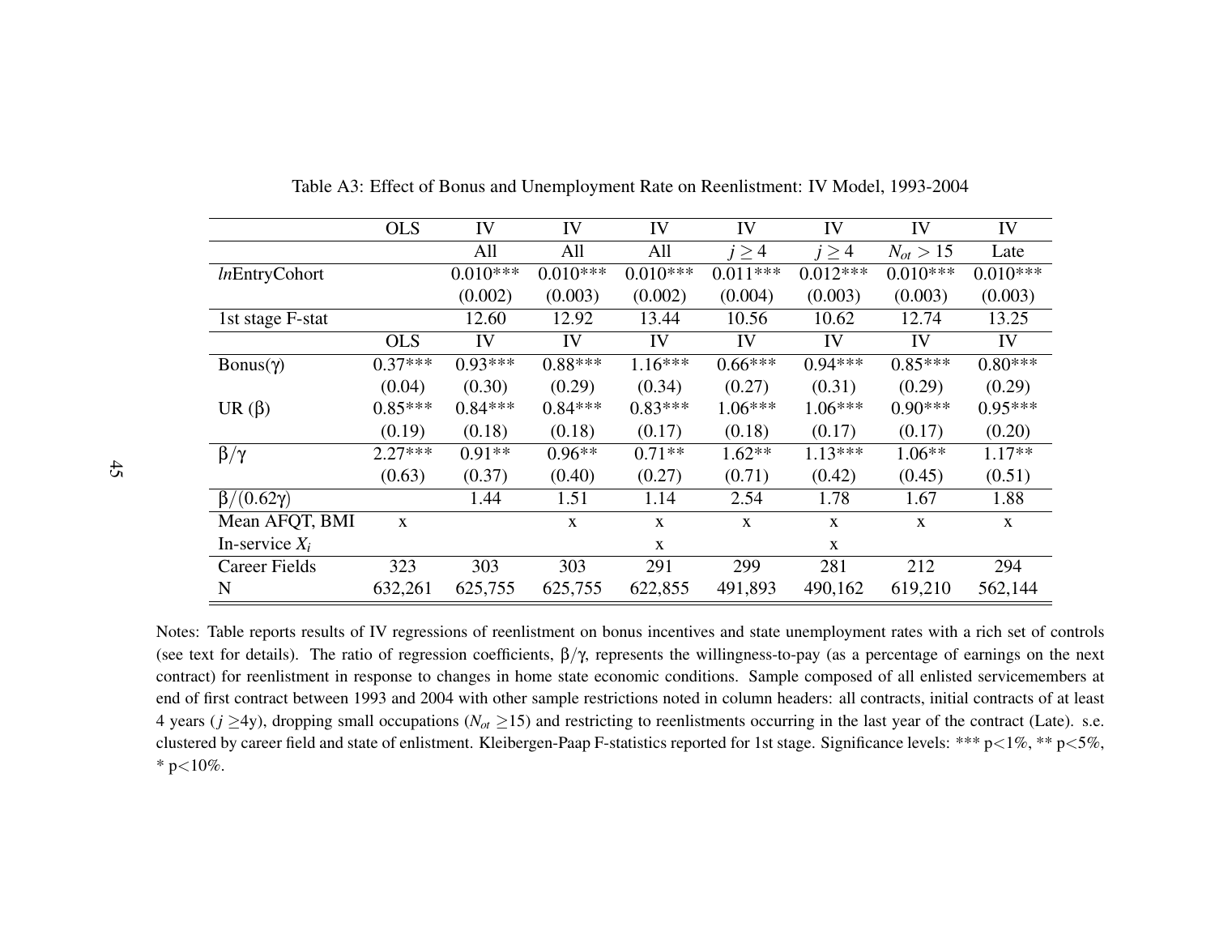Table A3: Effect of Bonus and Unemployment Rate on Reenlistment: IV Model, 1993-2004

| | OLS | IV | IV | IV | IV | IV | IV | IV |
|---|---|---|---|---|---|---|---|---|
| | | All | All | All | $j \geq 4$ | $j \geq 4$ | $N_{ot} > 15$ | Late |
| *ln*EntryCohort | | 0.010*** | 0.010*** | 0.010*** | 0.011*** | 0.012*** | 0.010*** | 0.010*** |
| | | (0.002) | (0.003) | (0.002) | (0.004) | (0.003) | (0.003) | (0.003) |
| 1st stage F-stat | | 12.60 | 12.92 | 13.44 | 10.56 | 10.62 | 12.74 | 13.25 |
| | OLS | IV | IV | IV | IV | IV | IV | IV |
| Bonus($\gamma$) | 0.37*** | 0.93*** | 0.88*** | 1.16*** | 0.66*** | 0.94*** | 0.85*** | 0.80*** |
| | (0.04) | (0.30) | (0.29) | (0.34) | (0.27) | (0.31) | (0.29) | (0.29) |
| UR ($\beta$) | 0.85*** | 0.84*** | 0.84*** | 0.83*** | 1.06*** | 1.06*** | 0.90*** | 0.95*** |
| | (0.19) | (0.18) | (0.18) | (0.17) | (0.18) | (0.17) | (0.17) | (0.20) |
| $\beta/\gamma$ | 2.27*** | 0.91** | 0.96** | 0.71** | 1.62** | 1.13*** | 1.06** | 1.17** |
| | (0.63) | (0.37) | (0.40) | (0.27) | (0.71) | (0.42) | (0.45) | (0.51) |
| $\beta/(0.62\gamma)$ | | 1.44 | 1.51 | 1.14 | 2.54 | 1.78 | 1.67 | 1.88 |
| Mean AFQT, BMI | x | | x | x | x | x | x | x |
| In-service $X_i$ | | | | x | | x | | |
| Career Fields | 323 | 303 | 303 | 291 | 299 | 281 | 212 | 294 |
| N | 632,261 | 625,755 | 625,755 | 622,855 | 491,893 | 490,162 | 619,210 | 562,144 |

Notes: Table reports results of IV regressions of reenlistment on bonus incentives and state unemployment rates with a rich set of controls (see text for details). The ratio of regression coefficients, $\beta/\gamma$, represents the willingness-to-pay (as a percentage of earnings on the next contract) for reenlistment in response to changes in home state economic conditions. Sample composed of all enlisted servicemembers at end of first contract between 1993 and 2004 with other sample restrictions noted in column headers: all contracts, initial contracts of at least 4 years ($j \geq$4y), dropping small occupations ($N_{ot} \geq$15) and restricting to reenlistments occurring in the last year of the contract (Late). s.e. clustered by career field and state of enlistment. Kleibergen-Paap F-statistics reported for 1st stage. Significance levels: *** p<1%, ** p<5%, * p<10%.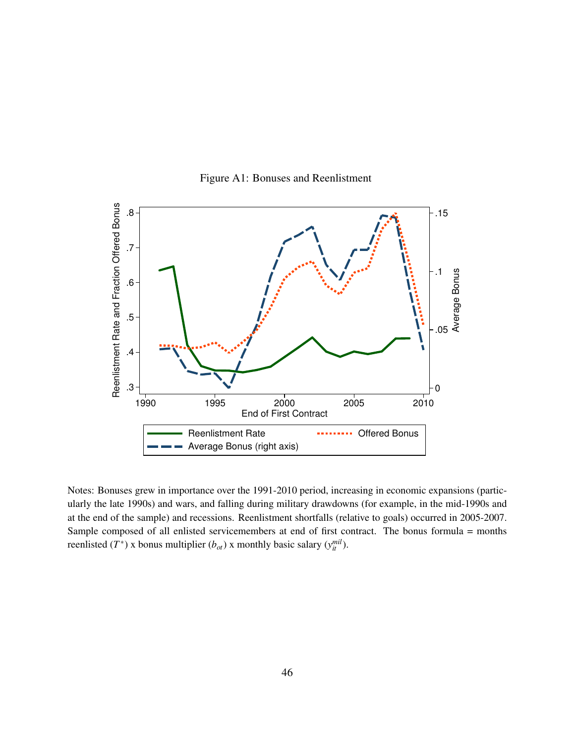Figure A1: Bonuses and Reenlistment

Notes: Bonuses grew in importance over the 1991-2010 period, increasing in economic expansions (particularly the late 1990s) and wars, and falling during military drawdowns (for example, in the mid-1990s and at the end of the sample) and recessions. Reenlistment shortfalls (relative to goals) occurred in 2005-2007. Sample composed of all enlisted servicemembers at end of first contract. The bonus formula = months reenlisted ($T^*$) x bonus multiplier ($b_{ot}$) x monthly basic salary ($y_{it}^{mil}$).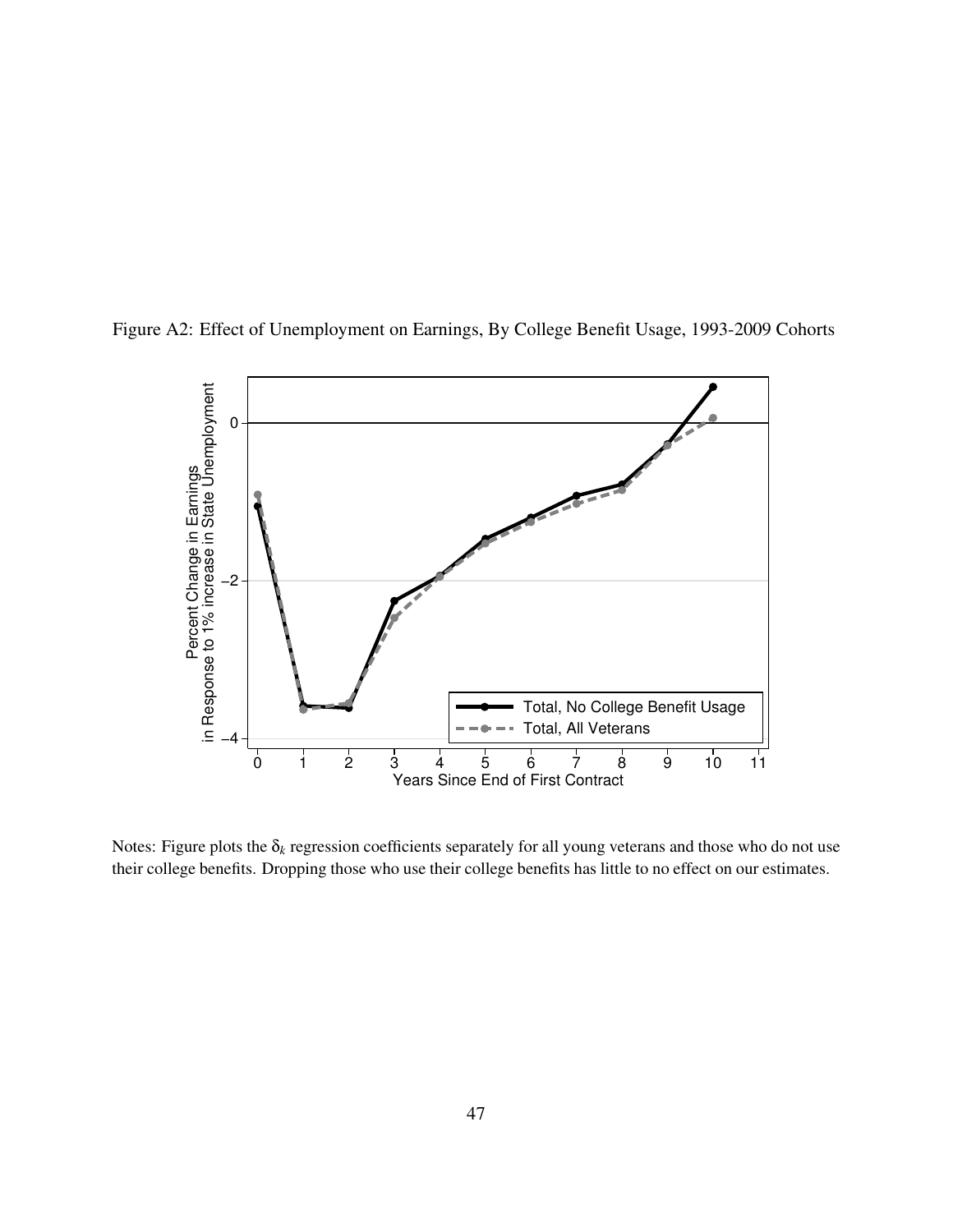Figure A2: Effect of Unemployment on Earnings, By College Benefit Usage, 1993-2009 Cohorts

Notes: Figure plots the $\delta_k$ regression coefficients separately for all young veterans and those who do not use their college benefits. Dropping those who use their college benefits has little to no effect on our estimates.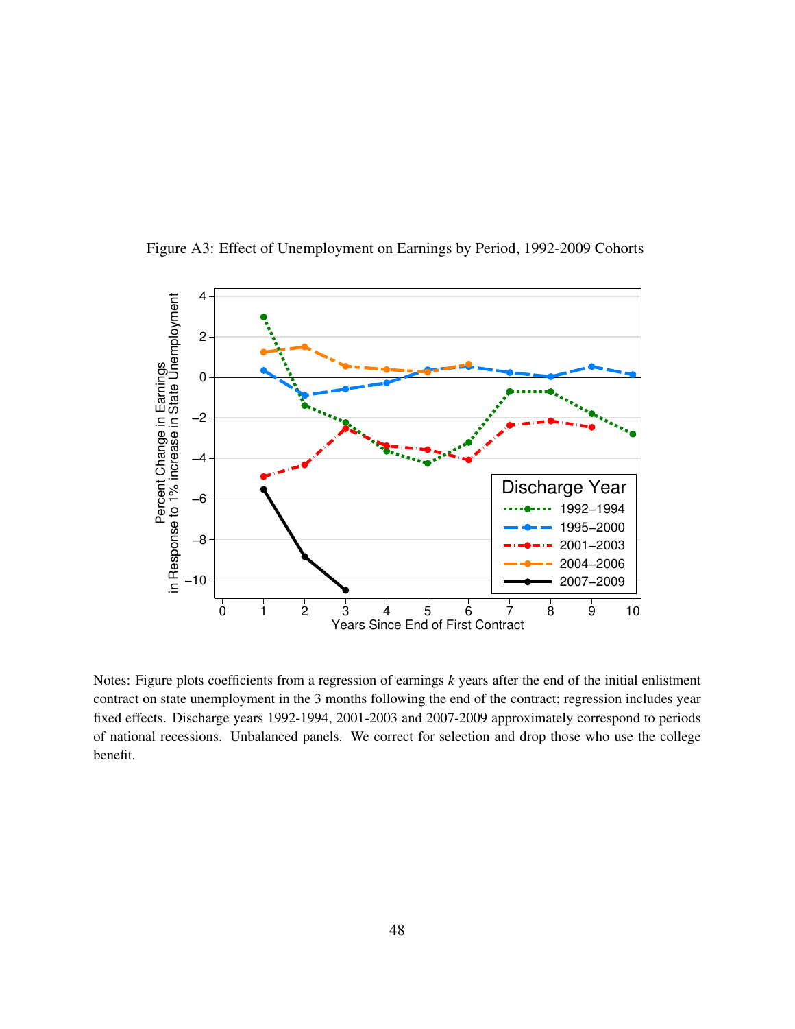Figure A3: Effect of Unemployment on Earnings by Period, 1992-2009 Cohorts

Notes: Figure plots coefficients from a regression of earnings $k$ years after the end of the initial enlistment contract on state unemployment in the 3 months following the end of the contract; regression includes year fixed effects. Discharge years 1992-1994, 2001-2003 and 2007-2009 approximately correspond to periods of national recessions. Unbalanced panels. We correct for selection and drop those who use the college benefit.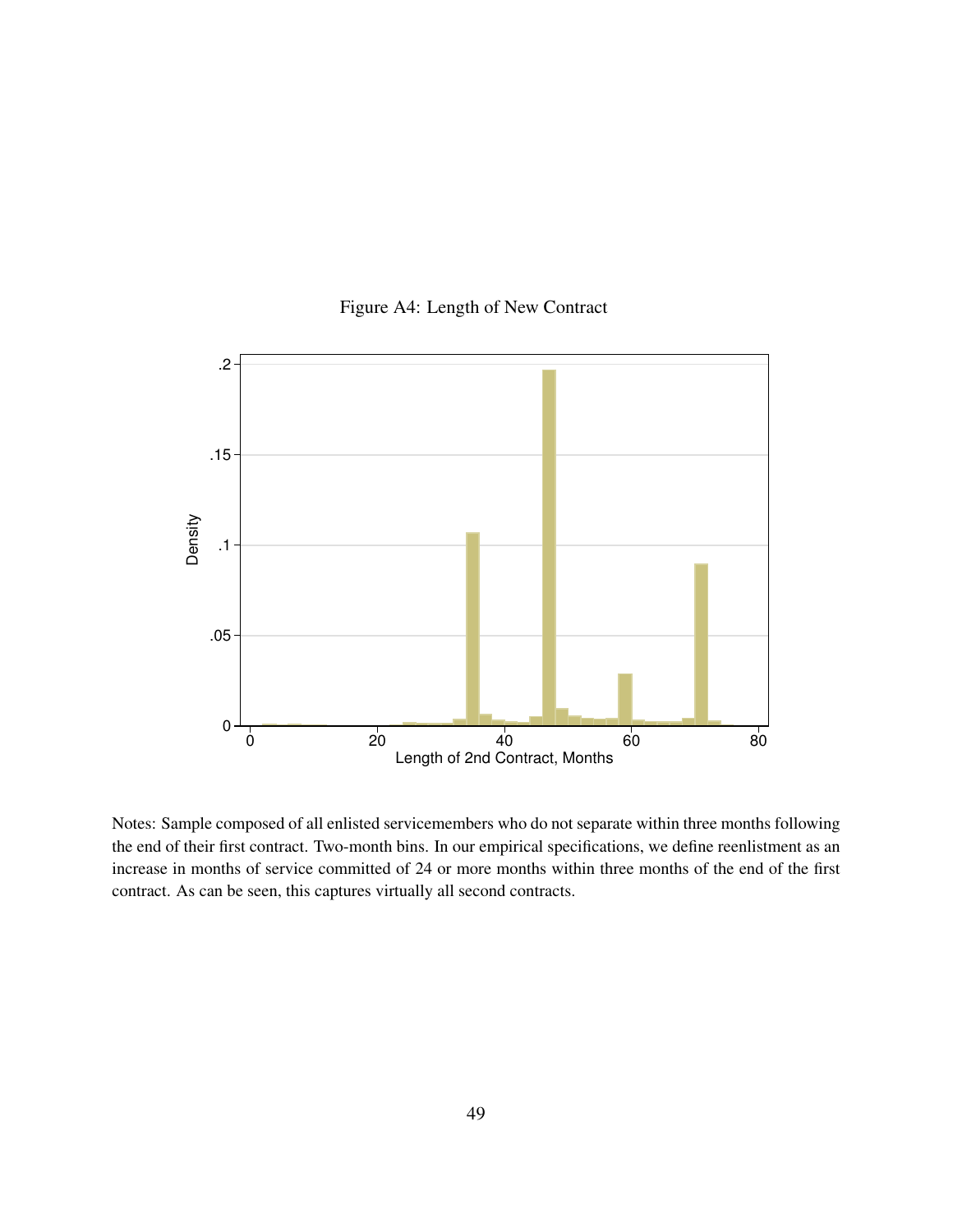Figure A4: Length of New Contract

Notes: Sample composed of all enlisted servicemembers who do not separate within three months following the end of their first contract. Two-month bins. In our empirical specifications, we define reenlistment as an increase in months of service committed of 24 or more months within three months of the end of the first contract. As can be seen, this captures virtually all second contracts.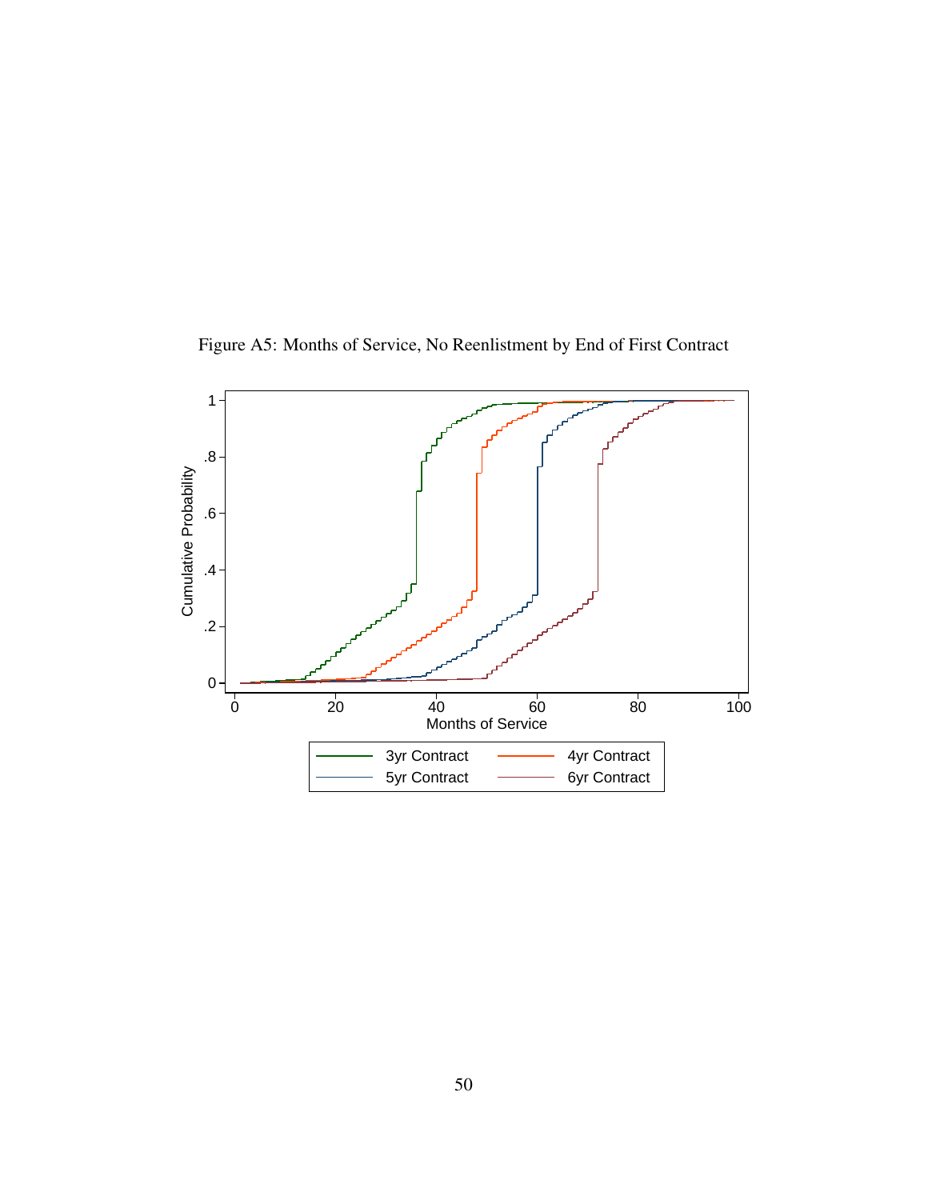Figure A5: Months of Service, No Reenlistment by End of First Contract

Cumulative Probability

1

.8

.6

.4

.2

0

0

20

40

60

80

100

Months of Service

3yr Contract

4yr Contract

5yr Contract

6yr Contract